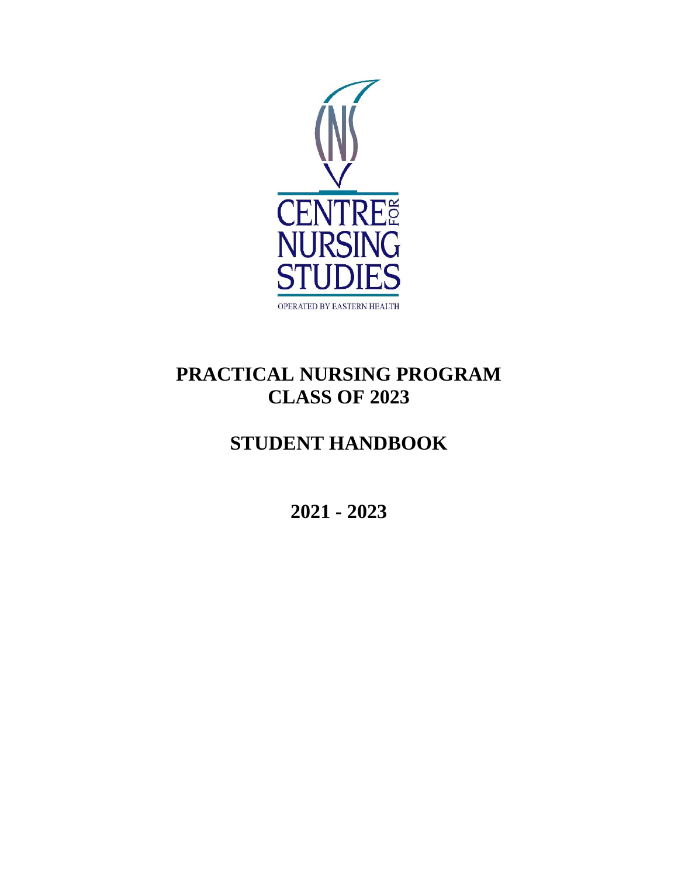CENTRE FOR NURSING STUDIES

OPERATED BY EASTERN HEALTH

# PRACTICAL NURSING PROGRAM
# CLASS OF 2023

# STUDENT HANDBOOK

# 2021 - 2023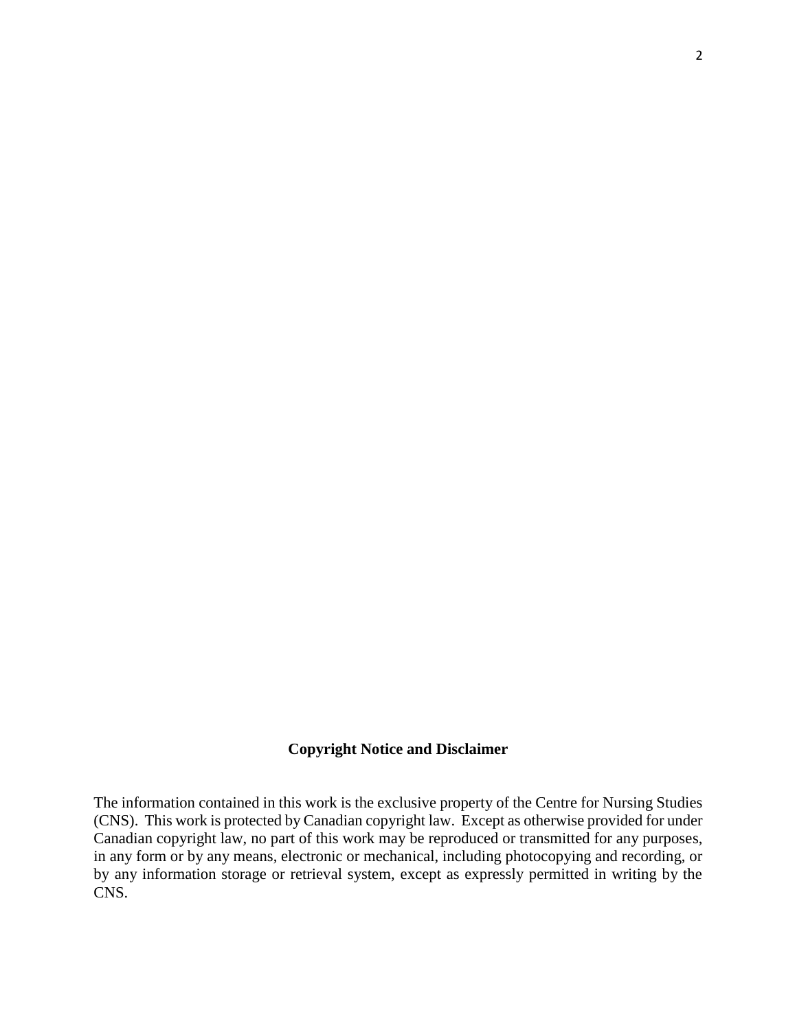**Copyright Notice and Disclaimer**

The information contained in this work is the exclusive property of the Centre for Nursing Studies (CNS). This work is protected by Canadian copyright law. Except as otherwise provided for under Canadian copyright law, no part of this work may be reproduced or transmitted for any purposes, in any form or by any means, electronic or mechanical, including photocopying and recording, or by any information storage or retrieval system, except as expressly permitted in writing by the CNS.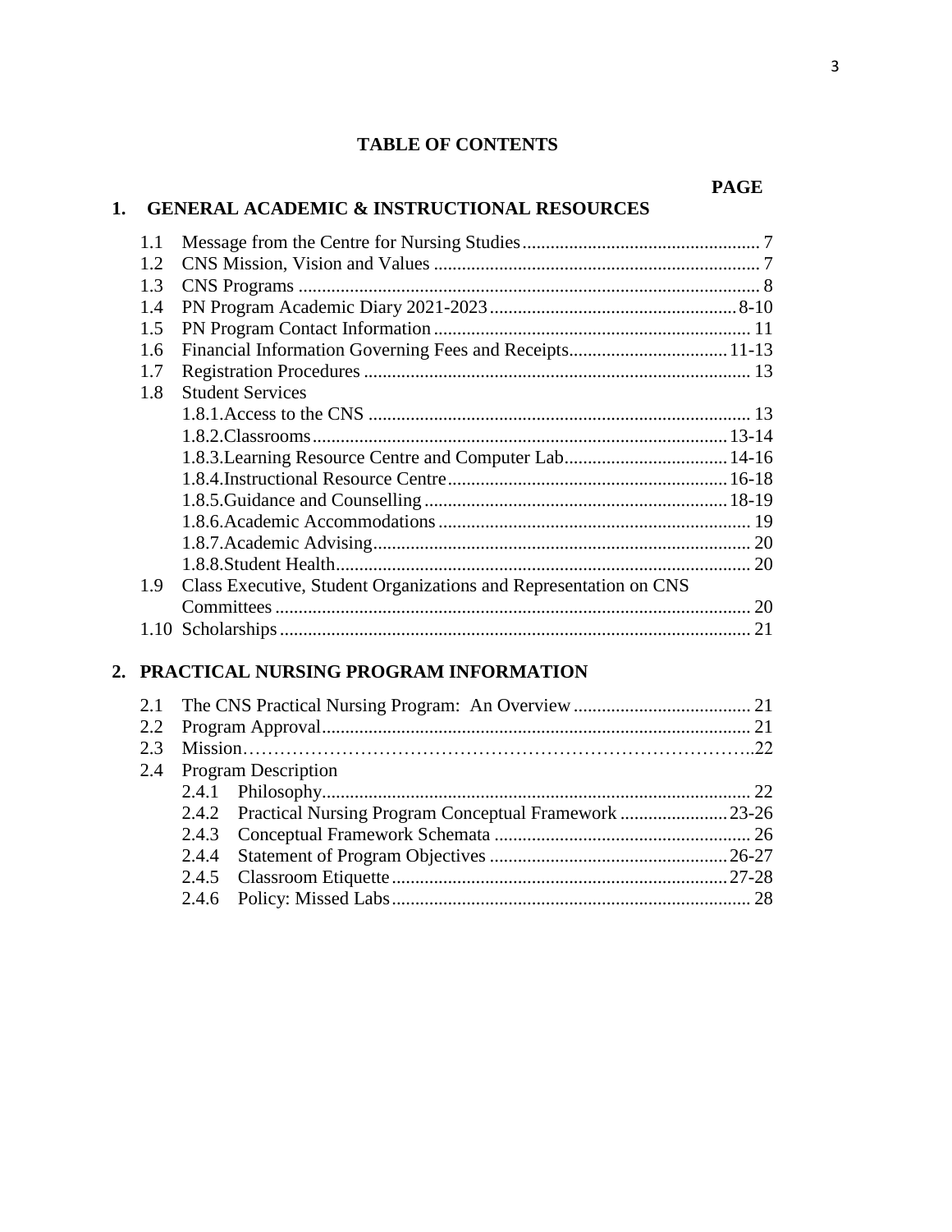# TABLE OF CONTENTS

**PAGE**

## 1. GENERAL ACADEMIC & INSTRUCTIONAL RESOURCES

- 1.1 Message from the Centre for Nursing Studies .......... 7
- 1.2 CNS Mission, Vision and Values .......... 7
- 1.3 CNS Programs .......... 8
- 1.4 PN Program Academic Diary 2021-2023 .......... 8-10
- 1.5 PN Program Contact Information .......... 11
- 1.6 Financial Information Governing Fees and Receipts .......... 11-13
- 1.7 Registration Procedures .......... 13
- 1.8 Student Services
  - 1.8.1. Access to the CNS .......... 13
  - 1.8.2. Classrooms .......... 13-14
  - 1.8.3. Learning Resource Centre and Computer Lab .......... 14-16
  - 1.8.4. Instructional Resource Centre .......... 16-18
  - 1.8.5. Guidance and Counselling .......... 18-19
  - 1.8.6. Academic Accommodations .......... 19
  - 1.8.7. Academic Advising .......... 20
  - 1.8.8. Student Health .......... 20
- 1.9 Class Executive, Student Organizations and Representation on CNS Committees .......... 20
- 1.10 Scholarships .......... 21

## 2. PRACTICAL NURSING PROGRAM INFORMATION

- 2.1 The CNS Practical Nursing Program: An Overview .......... 21
- 2.2 Program Approval .......... 21
- 2.3 Mission .......... 22
- 2.4 Program Description
  - 2.4.1 Philosophy .......... 22
  - 2.4.2 Practical Nursing Program Conceptual Framework .......... 23-26
  - 2.4.3 Conceptual Framework Schemata .......... 26
  - 2.4.4 Statement of Program Objectives .......... 26-27
  - 2.4.5 Classroom Etiquette .......... 27-28
  - 2.4.6 Policy: Missed Labs .......... 28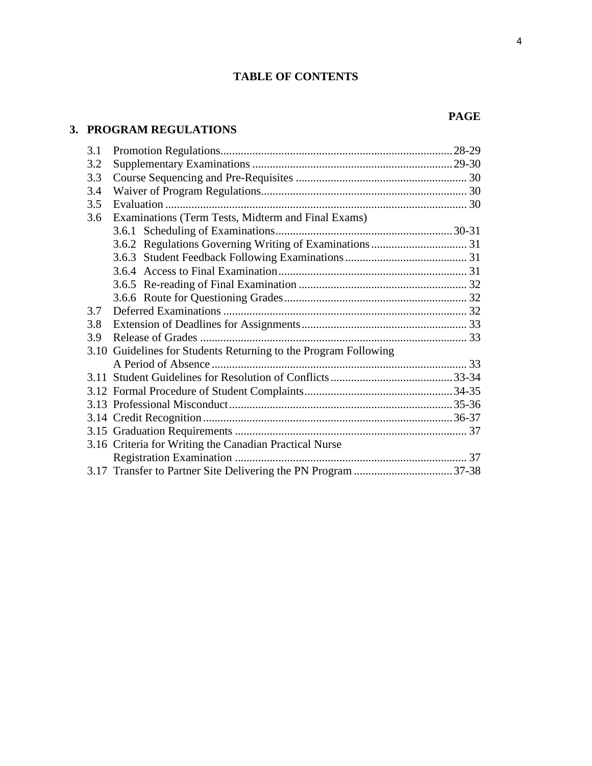# TABLE OF CONTENTS

| | | PAGE |
|---|---|---|
| **3.** | **PROGRAM REGULATIONS** | |
| 3.1 | Promotion Regulations | 28-29 |
| 3.2 | Supplementary Examinations | 29-30 |
| 3.3 | Course Sequencing and Pre-Requisites | 30 |
| 3.4 | Waiver of Program Regulations | 30 |
| 3.5 | Evaluation | 30 |
| 3.6 | Examinations (Term Tests, Midterm and Final Exams) | |
| | 3.6.1 Scheduling of Examinations | 30-31 |
| | 3.6.2 Regulations Governing Writing of Examinations | 31 |
| | 3.6.3 Student Feedback Following Examinations | 31 |
| | 3.6.4 Access to Final Examination | 31 |
| | 3.6.5 Re-reading of Final Examination | 32 |
| | 3.6.6 Route for Questioning Grades | 32 |
| 3.7 | Deferred Examinations | 32 |
| 3.8 | Extension of Deadlines for Assignments | 33 |
| 3.9 | Release of Grades | 33 |
| 3.10 | Guidelines for Students Returning to the Program Following A Period of Absence | 33 |
| 3.11 | Student Guidelines for Resolution of Conflicts | 33-34 |
| 3.12 | Formal Procedure of Student Complaints | 34-35 |
| 3.13 | Professional Misconduct | 35-36 |
| 3.14 | Credit Recognition | 36-37 |
| 3.15 | Graduation Requirements | 37 |
| 3.16 | Criteria for Writing the Canadian Practical Nurse Registration Examination | 37 |
| 3.17 | Transfer to Partner Site Delivering the PN Program | 37-38 |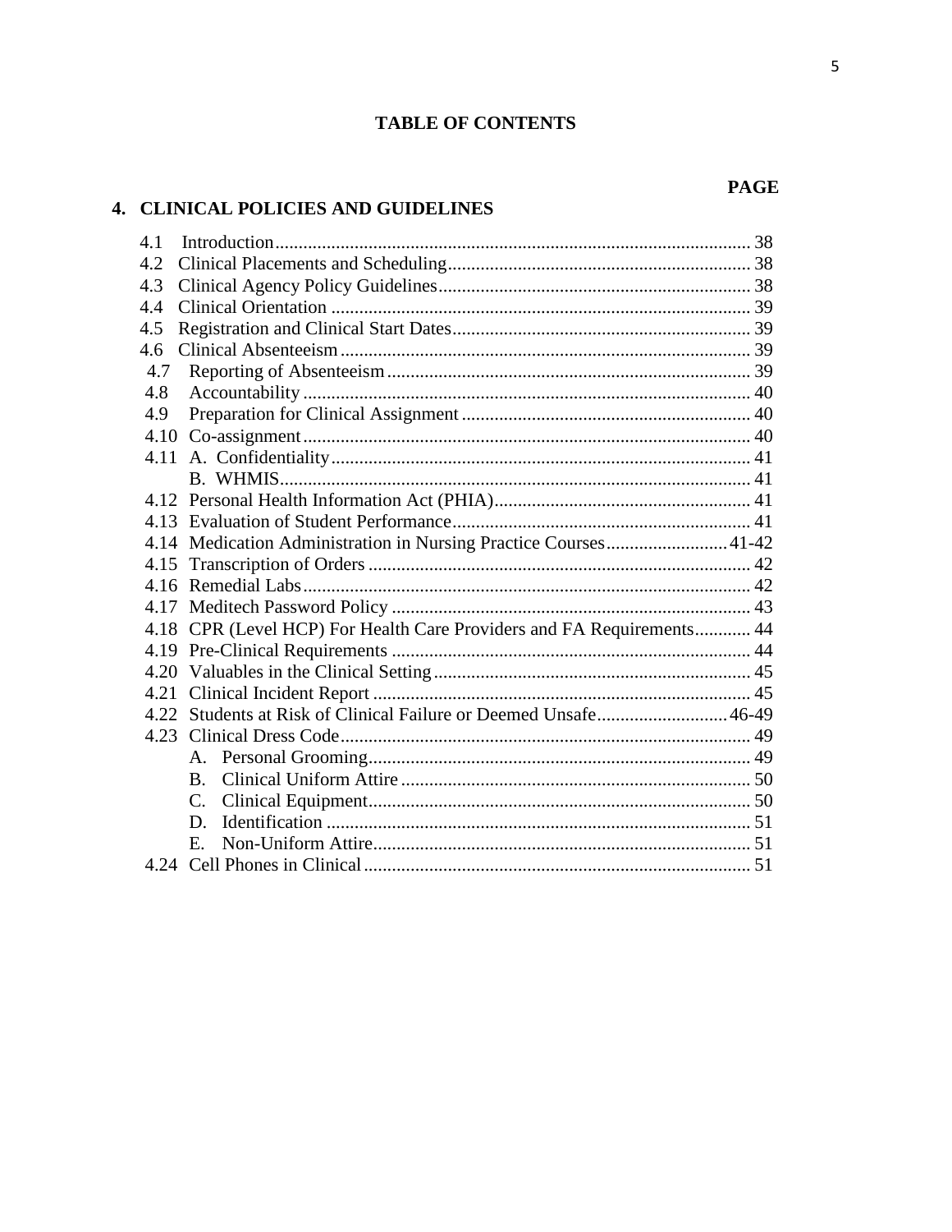# TABLE OF CONTENTS

| | | PAGE |
|---|---|---|
| **4.** | **CLINICAL POLICIES AND GUIDELINES** | |
| 4.1 | Introduction | 38 |
| 4.2 | Clinical Placements and Scheduling | 38 |
| 4.3 | Clinical Agency Policy Guidelines | 38 |
| 4.4 | Clinical Orientation | 39 |
| 4.5 | Registration and Clinical Start Dates | 39 |
| 4.6 | Clinical Absenteeism | 39 |
| 4.7 | Reporting of Absenteeism | 39 |
| 4.8 | Accountability | 40 |
| 4.9 | Preparation for Clinical Assignment | 40 |
| 4.10 | Co-assignment | 40 |
| 4.11 | A. Confidentiality | 41 |
| | B. WHMIS | 41 |
| 4.12 | Personal Health Information Act (PHIA) | 41 |
| 4.13 | Evaluation of Student Performance | 41 |
| 4.14 | Medication Administration in Nursing Practice Courses | 41-42 |
| 4.15 | Transcription of Orders | 42 |
| 4.16 | Remedial Labs | 42 |
| 4.17 | Meditech Password Policy | 43 |
| 4.18 | CPR (Level HCP) For Health Care Providers and FA Requirements | 44 |
| 4.19 | Pre-Clinical Requirements | 44 |
| 4.20 | Valuables in the Clinical Setting | 45 |
| 4.21 | Clinical Incident Report | 45 |
| 4.22 | Students at Risk of Clinical Failure or Deemed Unsafe | 46-49 |
| 4.23 | Clinical Dress Code | 49 |
| | A. Personal Grooming | 49 |
| | B. Clinical Uniform Attire | 50 |
| | C. Clinical Equipment | 50 |
| | D. Identification | 51 |
| | E. Non-Uniform Attire | 51 |
| 4.24 | Cell Phones in Clinical | 51 |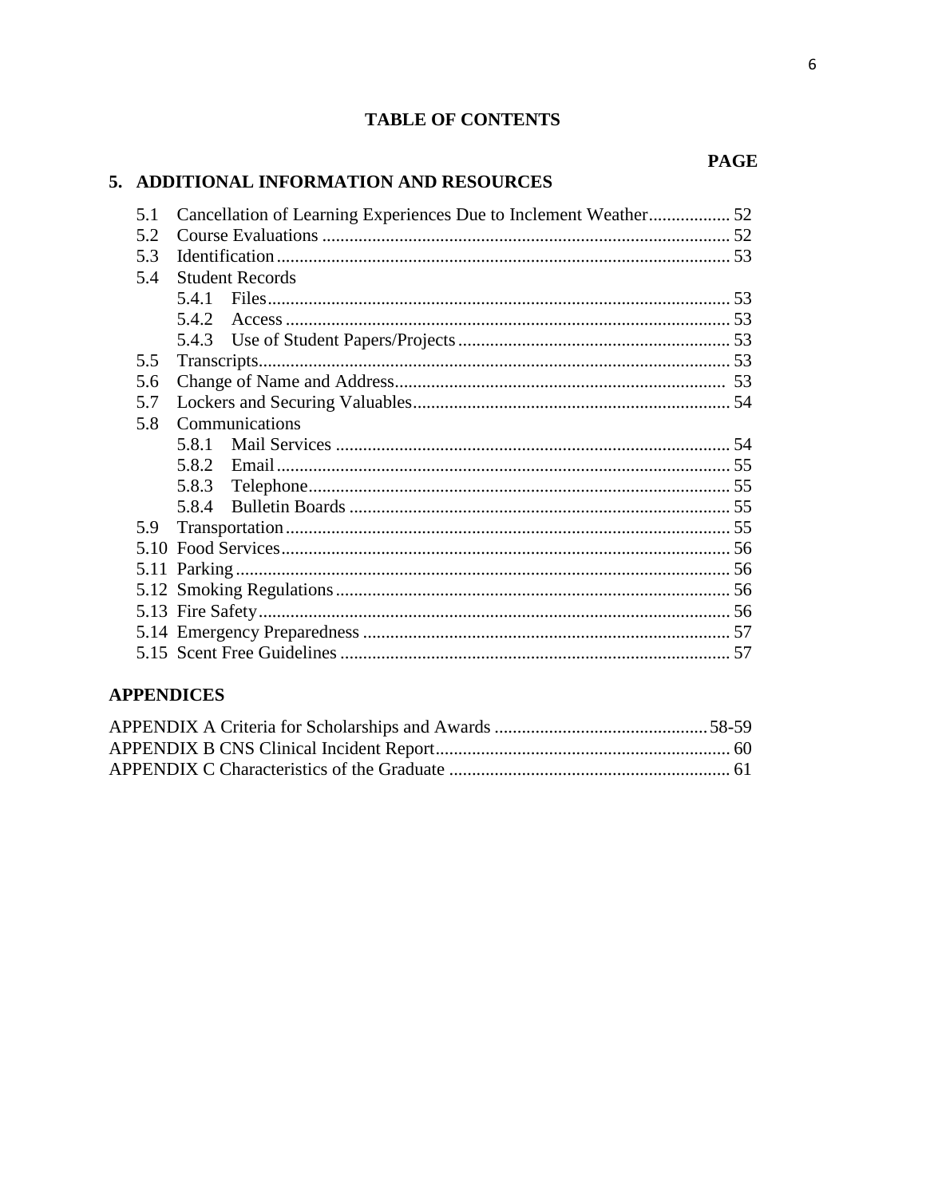# TABLE OF CONTENTS

| | PAGE |
|---|---|
| **5. ADDITIONAL INFORMATION AND RESOURCES** | |
| 5.1 Cancellation of Learning Experiences Due to Inclement Weather | 52 |
| 5.2 Course Evaluations | 52 |
| 5.3 Identification | 53 |
| 5.4 Student Records | |
| 5.4.1 Files | 53 |
| 5.4.2 Access | 53 |
| 5.4.3 Use of Student Papers/Projects | 53 |
| 5.5 Transcripts | 53 |
| 5.6 Change of Name and Address | 53 |
| 5.7 Lockers and Securing Valuables | 54 |
| 5.8 Communications | |
| 5.8.1 Mail Services | 54 |
| 5.8.2 Email | 55 |
| 5.8.3 Telephone | 55 |
| 5.8.4 Bulletin Boards | 55 |
| 5.9 Transportation | 55 |
| 5.10 Food Services | 56 |
| 5.11 Parking | 56 |
| 5.12 Smoking Regulations | 56 |
| 5.13 Fire Safety | 56 |
| 5.14 Emergency Preparedness | 57 |
| 5.15 Scent Free Guidelines | 57 |

## APPENDICES

| | |
|---|---|
| APPENDIX A Criteria for Scholarships and Awards | 58-59 |
| APPENDIX B CNS Clinical Incident Report | 60 |
| APPENDIX C Characteristics of the Graduate | 61 |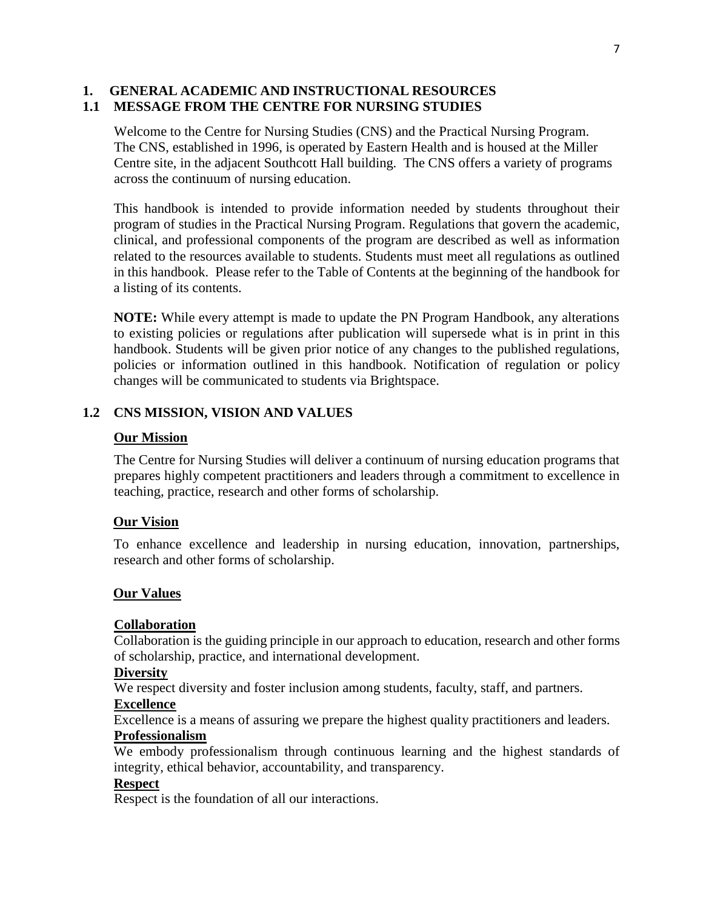# 1. GENERAL ACADEMIC AND INSTRUCTIONAL RESOURCES

## 1.1 MESSAGE FROM THE CENTRE FOR NURSING STUDIES

Welcome to the Centre for Nursing Studies (CNS) and the Practical Nursing Program. The CNS, established in 1996, is operated by Eastern Health and is housed at the Miller Centre site, in the adjacent Southcott Hall building. The CNS offers a variety of programs across the continuum of nursing education.

This handbook is intended to provide information needed by students throughout their program of studies in the Practical Nursing Program. Regulations that govern the academic, clinical, and professional components of the program are described as well as information related to the resources available to students. Students must meet all regulations as outlined in this handbook. Please refer to the Table of Contents at the beginning of the handbook for a listing of its contents.

**NOTE:** While every attempt is made to update the PN Program Handbook, any alterations to existing policies or regulations after publication will supersede what is in print in this handbook. Students will be given prior notice of any changes to the published regulations, policies or information outlined in this handbook. Notification of regulation or policy changes will be communicated to students via Brightspace.

## 1.2 CNS MISSION, VISION AND VALUES

### Our Mission

The Centre for Nursing Studies will deliver a continuum of nursing education programs that prepares highly competent practitioners and leaders through a commitment to excellence in teaching, practice, research and other forms of scholarship.

### Our Vision

To enhance excellence and leadership in nursing education, innovation, partnerships, research and other forms of scholarship.

### Our Values

**Collaboration**
Collaboration is the guiding principle in our approach to education, research and other forms of scholarship, practice, and international development.

**Diversity**
We respect diversity and foster inclusion among students, faculty, staff, and partners.

**Excellence**
Excellence is a means of assuring we prepare the highest quality practitioners and leaders.

**Professionalism**
We embody professionalism through continuous learning and the highest standards of integrity, ethical behavior, accountability, and transparency.

**Respect**
Respect is the foundation of all our interactions.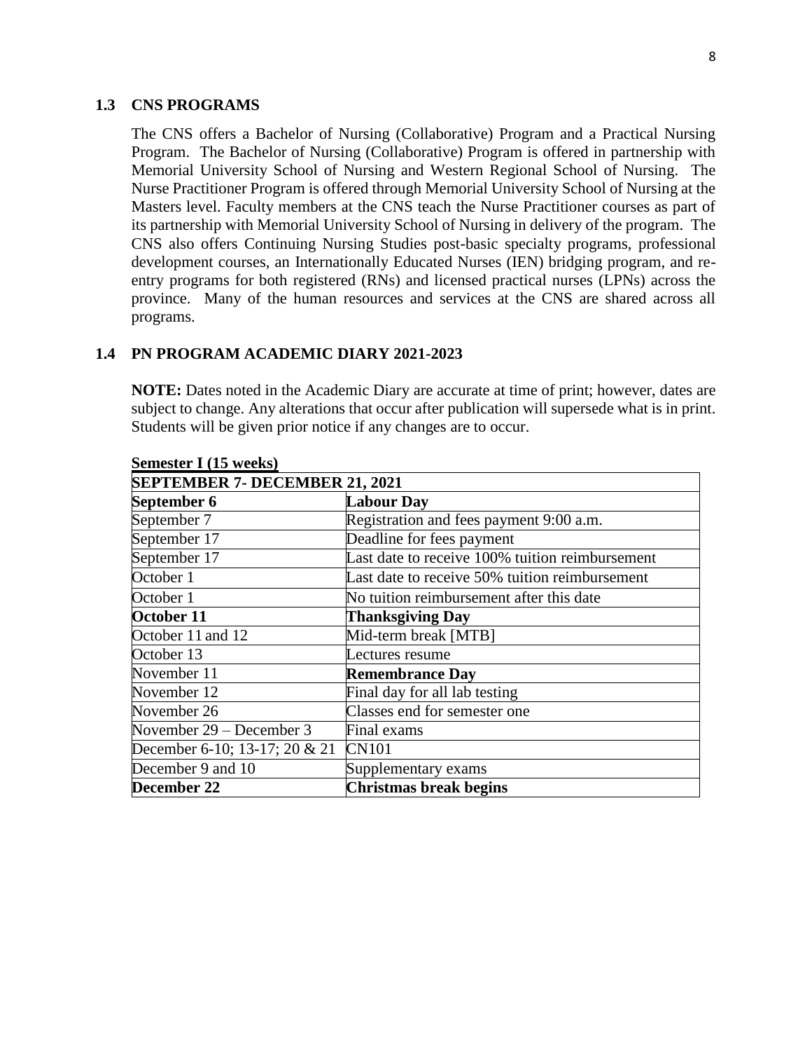### 1.3 CNS PROGRAMS

The CNS offers a Bachelor of Nursing (Collaborative) Program and a Practical Nursing Program. The Bachelor of Nursing (Collaborative) Program is offered in partnership with Memorial University School of Nursing and Western Regional School of Nursing. The Nurse Practitioner Program is offered through Memorial University School of Nursing at the Masters level. Faculty members at the CNS teach the Nurse Practitioner courses as part of its partnership with Memorial University School of Nursing in delivery of the program. The CNS also offers Continuing Nursing Studies post-basic specialty programs, professional development courses, an Internationally Educated Nurses (IEN) bridging program, and re-entry programs for both registered (RNs) and licensed practical nurses (LPNs) across the province. Many of the human resources and services at the CNS are shared across all programs.

### 1.4 PN PROGRAM ACADEMIC DIARY 2021-2023

**NOTE:** Dates noted in the Academic Diary are accurate at time of print; however, dates are subject to change. Any alterations that occur after publication will supersede what is in print. Students will be given prior notice if any changes are to occur.

**Semester I (15 weeks)**

| **SEPTEMBER 7- DECEMBER 21, 2021** | |
|---|---|
| **September 6** | **Labour Day** |
| September 7 | Registration and fees payment 9:00 a.m. |
| September 17 | Deadline for fees payment |
| September 17 | Last date to receive 100% tuition reimbursement |
| October 1 | Last date to receive 50% tuition reimbursement |
| October 1 | No tuition reimbursement after this date |
| **October 11** | **Thanksgiving Day** |
| October 11 and 12 | Mid-term break [MTB] |
| October 13 | Lectures resume |
| November 11 | **Remembrance Day** |
| November 12 | Final day for all lab testing |
| November 26 | Classes end for semester one |
| November 29 – December 3 | Final exams |
| December 6-10; 13-17; 20 & 21 | CN101 |
| December 9 and 10 | Supplementary exams |
| **December 22** | **Christmas break begins** |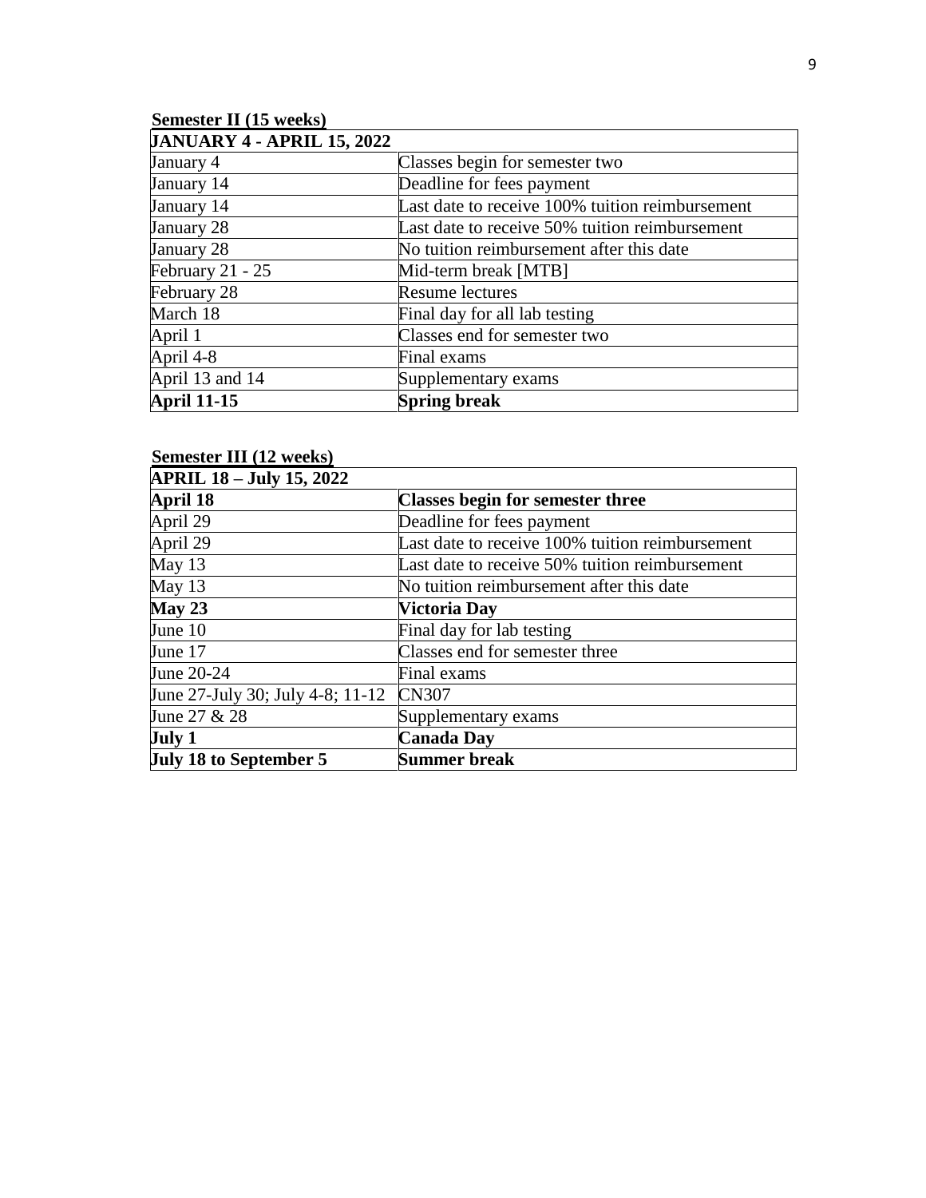**Semester II (15 weeks)**

| JANUARY 4 - APRIL 15, 2022 | |
|---|---|
| January 4 | Classes begin for semester two |
| January 14 | Deadline for fees payment |
| January 14 | Last date to receive 100% tuition reimbursement |
| January 28 | Last date to receive 50% tuition reimbursement |
| January 28 | No tuition reimbursement after this date |
| February 21 - 25 | Mid-term break [MTB] |
| February 28 | Resume lectures |
| March 18 | Final day for all lab testing |
| April 1 | Classes end for semester two |
| April 4-8 | Final exams |
| April 13 and 14 | Supplementary exams |
| **April 11-15** | **Spring break** |

**Semester III (12 weeks)**

| APRIL 18 – July 15, 2022 | |
|---|---|
| **April 18** | **Classes begin for semester three** |
| April 29 | Deadline for fees payment |
| April 29 | Last date to receive 100% tuition reimbursement |
| May 13 | Last date to receive 50% tuition reimbursement |
| May 13 | No tuition reimbursement after this date |
| **May 23** | **Victoria Day** |
| June 10 | Final day for lab testing |
| June 17 | Classes end for semester three |
| June 20-24 | Final exams |
| June 27-July 30; July 4-8; 11-12 | CN307 |
| June 27 & 28 | Supplementary exams |
| **July 1** | **Canada Day** |
| **July 18 to September 5** | **Summer break** |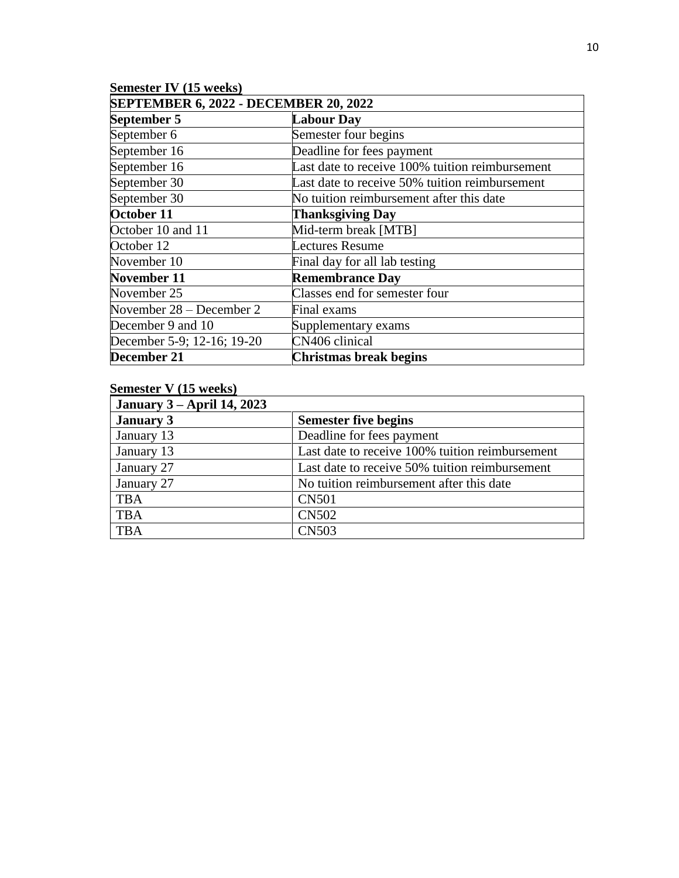**Semester IV (15 weeks)**

| SEPTEMBER 6, 2022 - DECEMBER 20, 2022 | |
|---|---|
| **September 5** | **Labour Day** |
| September 6 | Semester four begins |
| September 16 | Deadline for fees payment |
| September 16 | Last date to receive 100% tuition reimbursement |
| September 30 | Last date to receive 50% tuition reimbursement |
| September 30 | No tuition reimbursement after this date |
| **October 11** | **Thanksgiving Day** |
| October 10 and 11 | Mid-term break [MTB] |
| October 12 | Lectures Resume |
| November 10 | Final day for all lab testing |
| **November 11** | **Remembrance Day** |
| November 25 | Classes end for semester four |
| November 28 – December 2 | Final exams |
| December 9 and 10 | Supplementary exams |
| December 5-9; 12-16; 19-20 | CN406 clinical |
| **December 21** | **Christmas break begins** |

**Semester V (15 weeks)**

| January 3 – April 14, 2023 | |
|---|---|
| **January 3** | **Semester five begins** |
| January 13 | Deadline for fees payment |
| January 13 | Last date to receive 100% tuition reimbursement |
| January 27 | Last date to receive 50% tuition reimbursement |
| January 27 | No tuition reimbursement after this date |
| TBA | CN501 |
| TBA | CN502 |
| TBA | CN503 |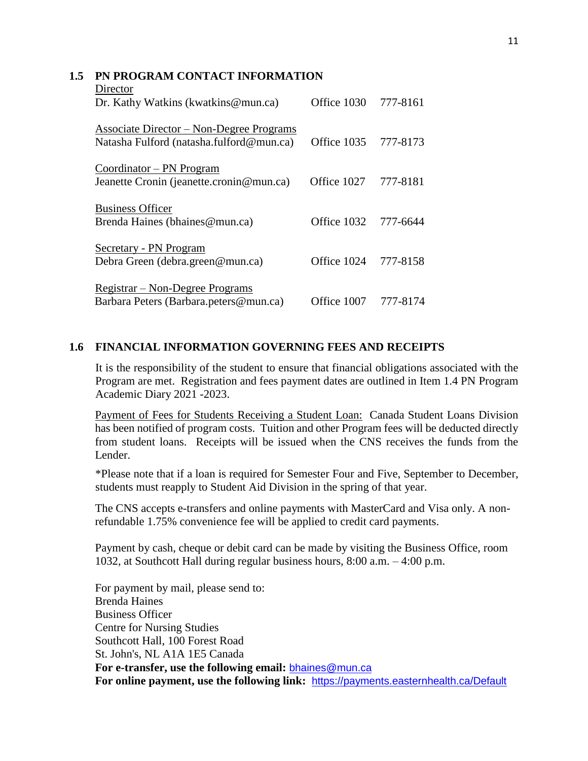## 1.5 PN PROGRAM CONTACT INFORMATION

| Role / Name | Office | Phone |
|---|---|---|
| <u>Director</u><br>Dr. Kathy Watkins (kwatkins@mun.ca) | Office 1030 | 777-8161 |
| <u>Associate Director – Non-Degree Programs</u><br>Natasha Fulford (natasha.fulford@mun.ca) | Office 1035 | 777-8173 |
| <u>Coordinator – PN Program</u><br>Jeanette Cronin (jeanette.cronin@mun.ca) | Office 1027 | 777-8181 |
| <u>Business Officer</u><br>Brenda Haines (bhaines@mun.ca) | Office 1032 | 777-6644 |
| <u>Secretary - PN Program</u><br>Debra Green (debra.green@mun.ca) | Office 1024 | 777-8158 |
| <u>Registrar – Non-Degree Programs</u><br>Barbara Peters (Barbara.peters@mun.ca) | Office 1007 | 777-8174 |

## 1.6 FINANCIAL INFORMATION GOVERNING FEES AND RECEIPTS

It is the responsibility of the student to ensure that financial obligations associated with the Program are met. Registration and fees payment dates are outlined in Item 1.4 PN Program Academic Diary 2021 -2023.

<u>Payment of Fees for Students Receiving a Student Loan:</u> Canada Student Loans Division has been notified of program costs. Tuition and other Program fees will be deducted directly from student loans. Receipts will be issued when the CNS receives the funds from the Lender.

*Please note that if a loan is required for Semester Four and Five, September to December, students must reapply to Student Aid Division in the spring of that year.

The CNS accepts e-transfers and online payments with MasterCard and Visa only. A non-refundable 1.75% convenience fee will be applied to credit card payments.

Payment by cash, cheque or debit card can be made by visiting the Business Office, room 1032, at Southcott Hall during regular business hours, 8:00 a.m. – 4:00 p.m.

For payment by mail, please send to:
Brenda Haines
Business Officer
Centre for Nursing Studies
Southcott Hall, 100 Forest Road
St. John's, NL A1A 1E5 Canada

**For e-transfer, use the following email:** bhaines@mun.ca

**For online payment, use the following link:** https://payments.easternhealth.ca/Default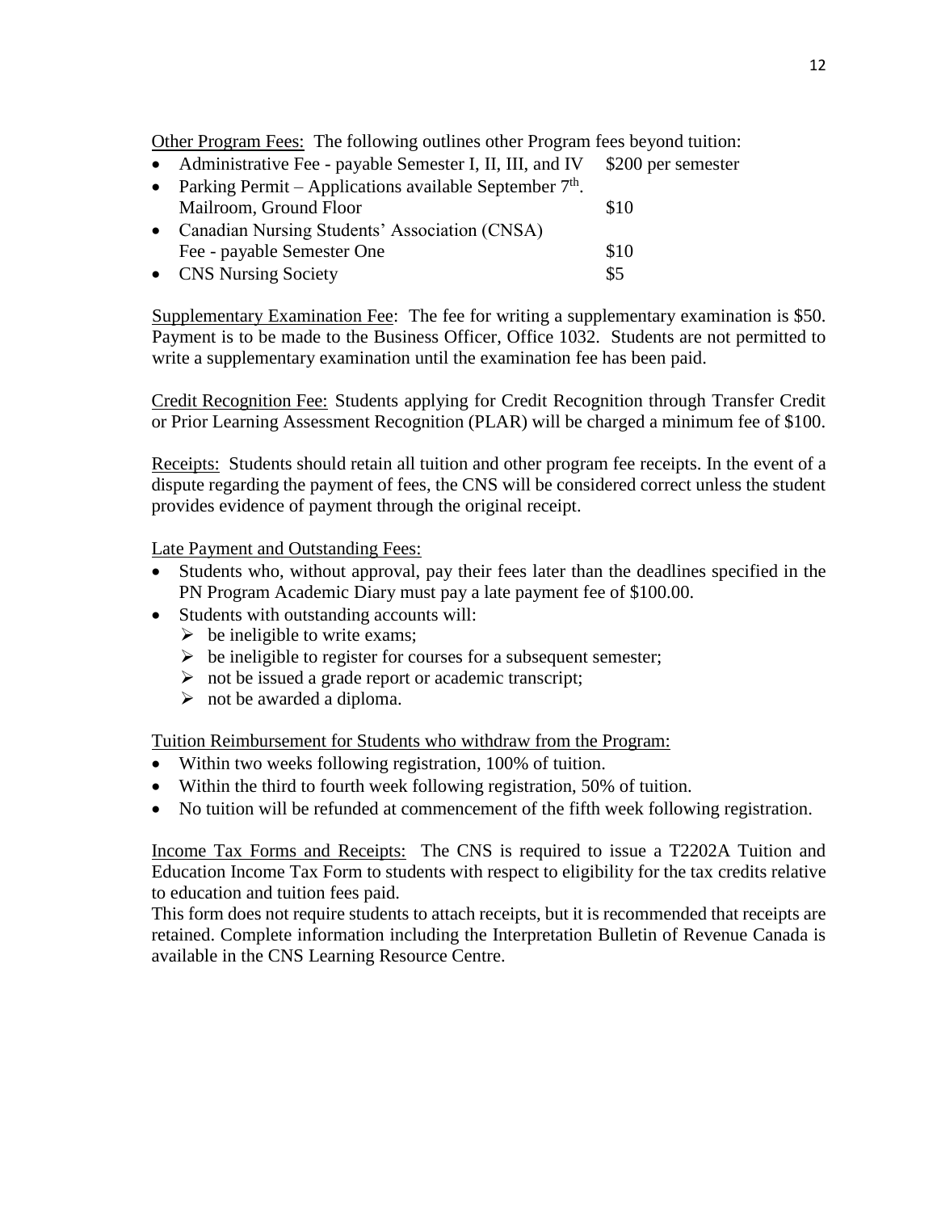<u>Other Program Fees:</u> The following outlines other Program fees beyond tuition:

- Administrative Fee - payable Semester I, II, III, and IV — $200 per semester
- Parking Permit – Applications available September 7th. Mailroom, Ground Floor — $10
- Canadian Nursing Students' Association (CNSA) Fee - payable Semester One — $10
- CNS Nursing Society — $5

<u>Supplementary Examination Fee</u>: The fee for writing a supplementary examination is $50. Payment is to be made to the Business Officer, Office 1032. Students are not permitted to write a supplementary examination until the examination fee has been paid.

<u>Credit Recognition Fee:</u> Students applying for Credit Recognition through Transfer Credit or Prior Learning Assessment Recognition (PLAR) will be charged a minimum fee of $100.

<u>Receipts:</u> Students should retain all tuition and other program fee receipts. In the event of a dispute regarding the payment of fees, the CNS will be considered correct unless the student provides evidence of payment through the original receipt.

<u>Late Payment and Outstanding Fees:</u>

- Students who, without approval, pay their fees later than the deadlines specified in the PN Program Academic Diary must pay a late payment fee of $100.00.
- Students with outstanding accounts will:
  - be ineligible to write exams;
  - be ineligible to register for courses for a subsequent semester;
  - not be issued a grade report or academic transcript;
  - not be awarded a diploma.

<u>Tuition Reimbursement for Students who withdraw from the Program:</u>

- Within two weeks following registration, 100% of tuition.
- Within the third to fourth week following registration, 50% of tuition.
- No tuition will be refunded at commencement of the fifth week following registration.

<u>Income Tax Forms and Receipts:</u> The CNS is required to issue a T2202A Tuition and Education Income Tax Form to students with respect to eligibility for the tax credits relative to education and tuition fees paid.

This form does not require students to attach receipts, but it is recommended that receipts are retained. Complete information including the Interpretation Bulletin of Revenue Canada is available in the CNS Learning Resource Centre.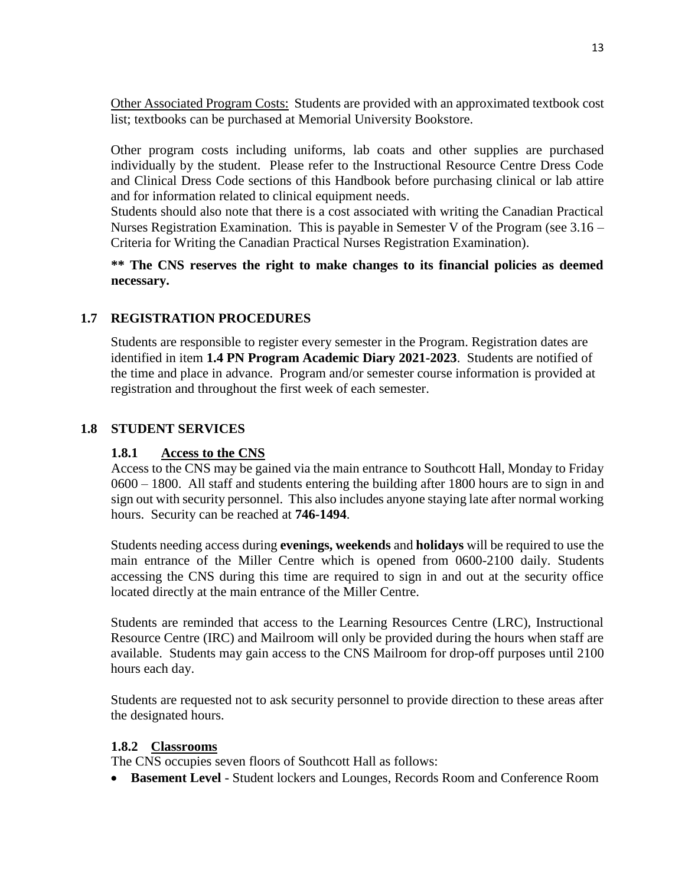Other Associated Program Costs: Students are provided with an approximated textbook cost list; textbooks can be purchased at Memorial University Bookstore.

Other program costs including uniforms, lab coats and other supplies are purchased individually by the student. Please refer to the Instructional Resource Centre Dress Code and Clinical Dress Code sections of this Handbook before purchasing clinical or lab attire and for information related to clinical equipment needs.
Students should also note that there is a cost associated with writing the Canadian Practical Nurses Registration Examination. This is payable in Semester V of the Program (see 3.16 – Criteria for Writing the Canadian Practical Nurses Registration Examination).

**** The CNS reserves the right to make changes to its financial policies as deemed necessary.**

## 1.7 REGISTRATION PROCEDURES

Students are responsible to register every semester in the Program. Registration dates are identified in item **1.4 PN Program Academic Diary 2021-2023**. Students are notified of the time and place in advance. Program and/or semester course information is provided at registration and throughout the first week of each semester.

## 1.8 STUDENT SERVICES

### 1.8.1 Access to the CNS

Access to the CNS may be gained via the main entrance to Southcott Hall, Monday to Friday 0600 – 1800. All staff and students entering the building after 1800 hours are to sign in and sign out with security personnel. This also includes anyone staying late after normal working hours. Security can be reached at **746-1494**.

Students needing access during **evenings, weekends** and **holidays** will be required to use the main entrance of the Miller Centre which is opened from 0600-2100 daily. Students accessing the CNS during this time are required to sign in and out at the security office located directly at the main entrance of the Miller Centre.

Students are reminded that access to the Learning Resources Centre (LRC), Instructional Resource Centre (IRC) and Mailroom will only be provided during the hours when staff are available. Students may gain access to the CNS Mailroom for drop-off purposes until 2100 hours each day.

Students are requested not to ask security personnel to provide direction to these areas after the designated hours.

### 1.8.2 Classrooms

The CNS occupies seven floors of Southcott Hall as follows:

- **Basement Level** - Student lockers and Lounges, Records Room and Conference Room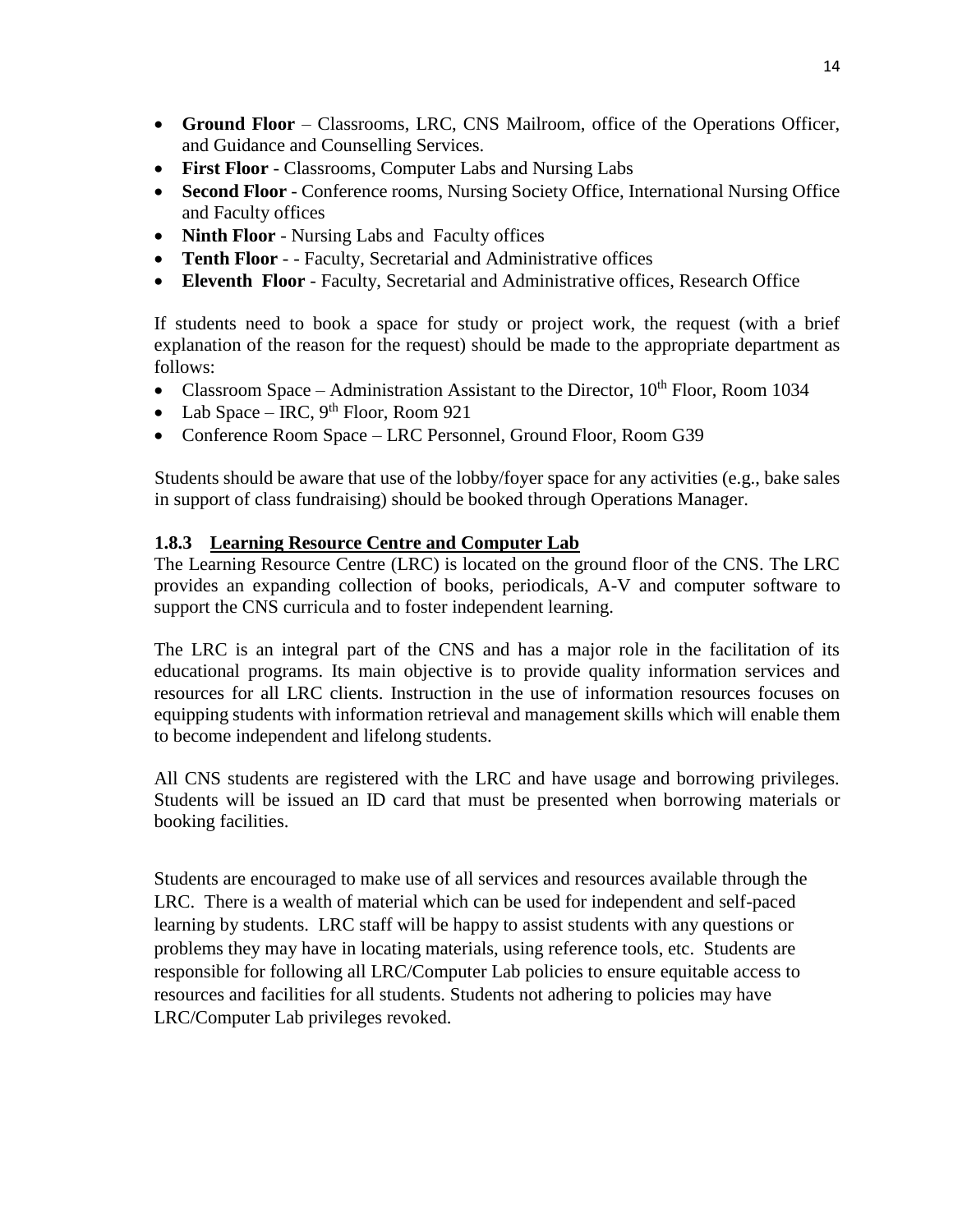- **Ground Floor** – Classrooms, LRC, CNS Mailroom, office of the Operations Officer, and Guidance and Counselling Services.
- **First Floor** - Classrooms, Computer Labs and Nursing Labs
- **Second Floor** - Conference rooms, Nursing Society Office, International Nursing Office and Faculty offices
- **Ninth Floor** - Nursing Labs and Faculty offices
- **Tenth Floor** - - Faculty, Secretarial and Administrative offices
- **Eleventh Floor** - Faculty, Secretarial and Administrative offices, Research Office

If students need to book a space for study or project work, the request (with a brief explanation of the reason for the request) should be made to the appropriate department as follows:

- Classroom Space – Administration Assistant to the Director, 10th Floor, Room 1034
- Lab Space – IRC, 9th Floor, Room 921
- Conference Room Space – LRC Personnel, Ground Floor, Room G39

Students should be aware that use of the lobby/foyer space for any activities (e.g., bake sales in support of class fundraising) should be booked through Operations Manager.

### 1.8.3 Learning Resource Centre and Computer Lab

The Learning Resource Centre (LRC) is located on the ground floor of the CNS. The LRC provides an expanding collection of books, periodicals, A-V and computer software to support the CNS curricula and to foster independent learning.

The LRC is an integral part of the CNS and has a major role in the facilitation of its educational programs. Its main objective is to provide quality information services and resources for all LRC clients. Instruction in the use of information resources focuses on equipping students with information retrieval and management skills which will enable them to become independent and lifelong students.

All CNS students are registered with the LRC and have usage and borrowing privileges. Students will be issued an ID card that must be presented when borrowing materials or booking facilities.

Students are encouraged to make use of all services and resources available through the LRC. There is a wealth of material which can be used for independent and self-paced learning by students. LRC staff will be happy to assist students with any questions or problems they may have in locating materials, using reference tools, etc. Students are responsible for following all LRC/Computer Lab policies to ensure equitable access to resources and facilities for all students. Students not adhering to policies may have LRC/Computer Lab privileges revoked.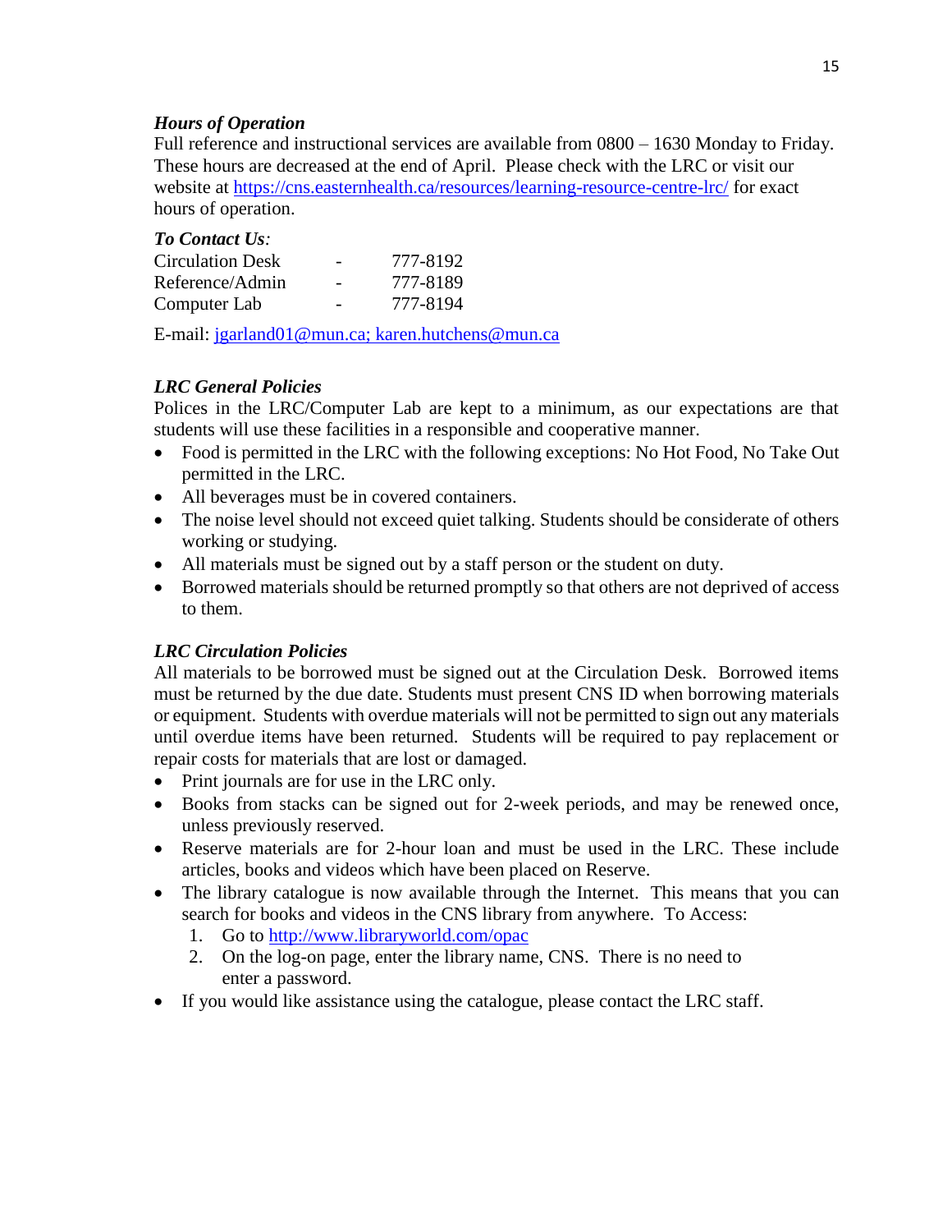### *Hours of Operation*

Full reference and instructional services are available from 0800 – 1630 Monday to Friday. These hours are decreased at the end of April. Please check with the LRC or visit our website at [https://cns.easternhealth.ca/resources/learning-resource-centre-lrc/](https://cns.easternhealth.ca/resources/learning-resource-centre-lrc/) for exact hours of operation.

### *To Contact Us:*

| | | |
|---|---|---|
| Circulation Desk | - | 777-8192 |
| Reference/Admin | - | 777-8189 |
| Computer Lab | - | 777-8194 |

E-mail: [jgarland01@mun.ca; karen.hutchens@mun.ca](mailto:jgarland01@mun.ca)

### *LRC General Policies*

Polices in the LRC/Computer Lab are kept to a minimum, as our expectations are that students will use these facilities in a responsible and cooperative manner.

- Food is permitted in the LRC with the following exceptions: No Hot Food, No Take Out permitted in the LRC.
- All beverages must be in covered containers.
- The noise level should not exceed quiet talking. Students should be considerate of others working or studying.
- All materials must be signed out by a staff person or the student on duty.
- Borrowed materials should be returned promptly so that others are not deprived of access to them.

### *LRC Circulation Policies*

All materials to be borrowed must be signed out at the Circulation Desk. Borrowed items must be returned by the due date. Students must present CNS ID when borrowing materials or equipment. Students with overdue materials will not be permitted to sign out any materials until overdue items have been returned. Students will be required to pay replacement or repair costs for materials that are lost or damaged.

- Print journals are for use in the LRC only.
- Books from stacks can be signed out for 2-week periods, and may be renewed once, unless previously reserved.
- Reserve materials are for 2-hour loan and must be used in the LRC. These include articles, books and videos which have been placed on Reserve.
- The library catalogue is now available through the Internet. This means that you can search for books and videos in the CNS library from anywhere. To Access:
  1. Go to [http://www.libraryworld.com/opac](http://www.libraryworld.com/opac)
  2. On the log-on page, enter the library name, CNS. There is no need to enter a password.
- If you would like assistance using the catalogue, please contact the LRC staff.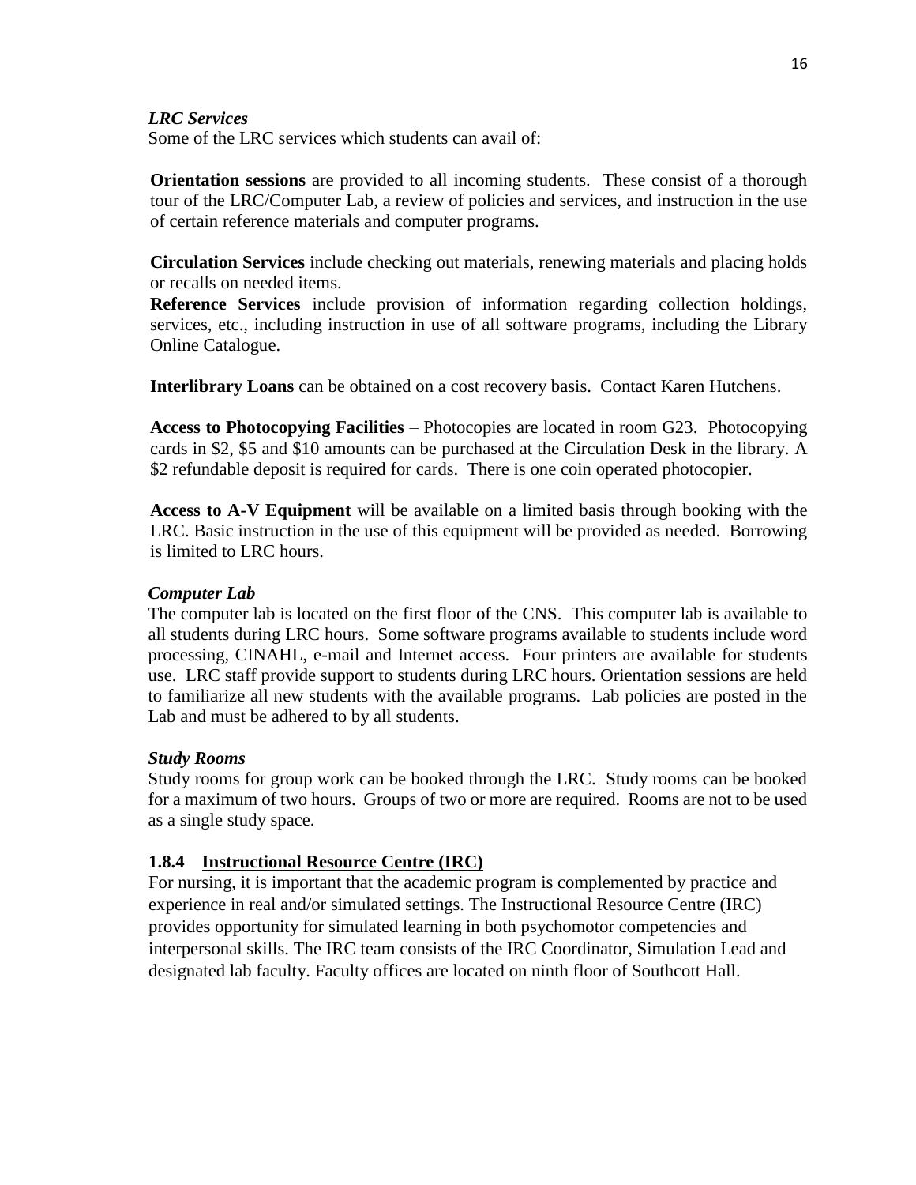*LRC Services*

Some of the LRC services which students can avail of:

**Orientation sessions** are provided to all incoming students. These consist of a thorough tour of the LRC/Computer Lab, a review of policies and services, and instruction in the use of certain reference materials and computer programs.

**Circulation Services** include checking out materials, renewing materials and placing holds or recalls on needed items.

**Reference Services** include provision of information regarding collection holdings, services, etc., including instruction in use of all software programs, including the Library Online Catalogue.

**Interlibrary Loans** can be obtained on a cost recovery basis. Contact Karen Hutchens.

**Access to Photocopying Facilities** – Photocopies are located in room G23. Photocopying cards in $2, $5 and $10 amounts can be purchased at the Circulation Desk in the library. A $2 refundable deposit is required for cards. There is one coin operated photocopier.

**Access to A-V Equipment** will be available on a limited basis through booking with the LRC. Basic instruction in the use of this equipment will be provided as needed. Borrowing is limited to LRC hours.

*Computer Lab*

The computer lab is located on the first floor of the CNS. This computer lab is available to all students during LRC hours. Some software programs available to students include word processing, CINAHL, e-mail and Internet access. Four printers are available for students use. LRC staff provide support to students during LRC hours. Orientation sessions are held to familiarize all new students with the available programs. Lab policies are posted in the Lab and must be adhered to by all students.

*Study Rooms*

Study rooms for group work can be booked through the LRC. Study rooms can be booked for a maximum of two hours. Groups of two or more are required. Rooms are not to be used as a single study space.

### 1.8.4 Instructional Resource Centre (IRC)

For nursing, it is important that the academic program is complemented by practice and experience in real and/or simulated settings. The Instructional Resource Centre (IRC) provides opportunity for simulated learning in both psychomotor competencies and interpersonal skills. The IRC team consists of the IRC Coordinator, Simulation Lead and designated lab faculty. Faculty offices are located on ninth floor of Southcott Hall.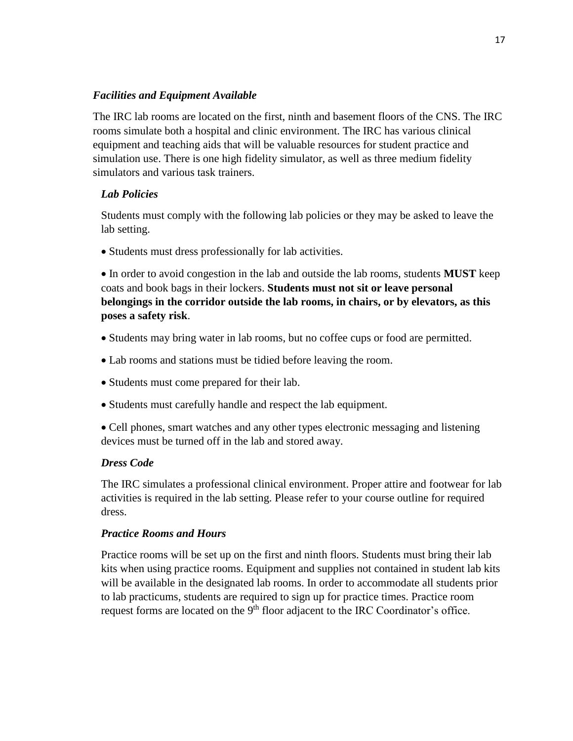### *Facilities and Equipment Available*

The IRC lab rooms are located on the first, ninth and basement floors of the CNS. The IRC rooms simulate both a hospital and clinic environment. The IRC has various clinical equipment and teaching aids that will be valuable resources for student practice and simulation use. There is one high fidelity simulator, as well as three medium fidelity simulators and various task trainers.

#### *Lab Policies*

Students must comply with the following lab policies or they may be asked to leave the lab setting.

- Students must dress professionally for lab activities.
- In order to avoid congestion in the lab and outside the lab rooms, students **MUST** keep coats and book bags in their lockers. **Students must not sit or leave personal belongings in the corridor outside the lab rooms, in chairs, or by elevators, as this poses a safety risk**.
- Students may bring water in lab rooms, but no coffee cups or food are permitted.
- Lab rooms and stations must be tidied before leaving the room.
- Students must come prepared for their lab.
- Students must carefully handle and respect the lab equipment.
- Cell phones, smart watches and any other types electronic messaging and listening devices must be turned off in the lab and stored away.

#### *Dress Code*

The IRC simulates a professional clinical environment. Proper attire and footwear for lab activities is required in the lab setting. Please refer to your course outline for required dress.

#### *Practice Rooms and Hours*

Practice rooms will be set up on the first and ninth floors. Students must bring their lab kits when using practice rooms. Equipment and supplies not contained in student lab kits will be available in the designated lab rooms. In order to accommodate all students prior to lab practicums, students are required to sign up for practice times. Practice room request forms are located on the 9th floor adjacent to the IRC Coordinator's office.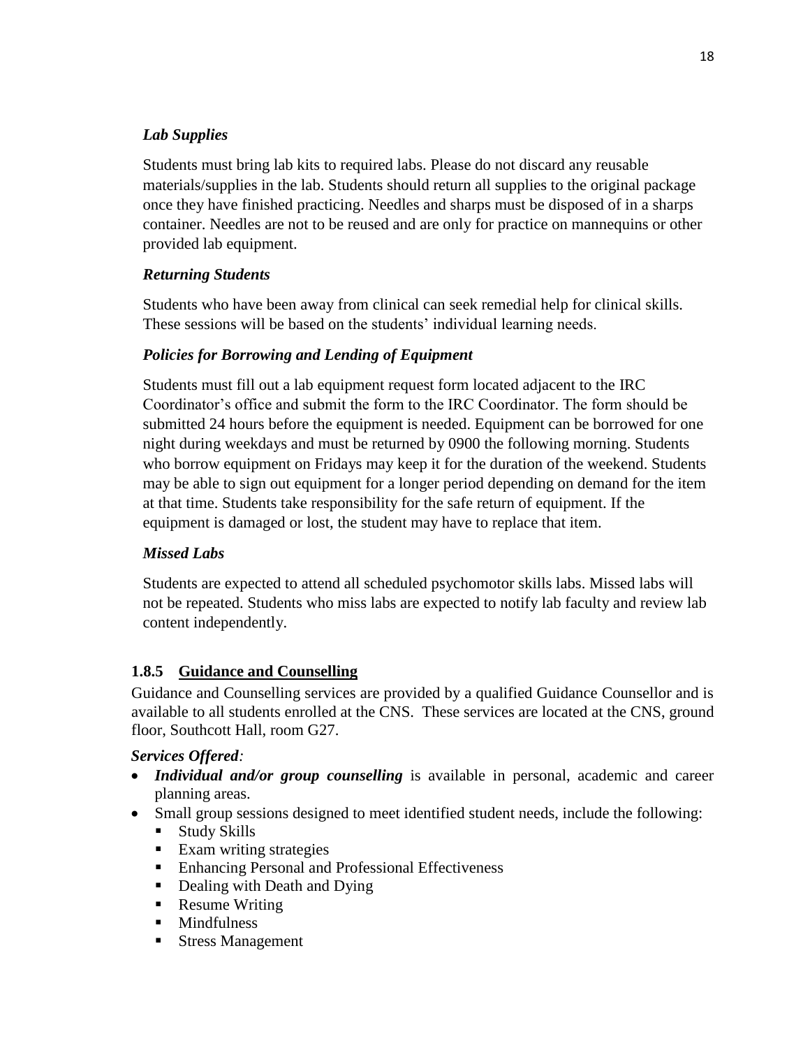*Lab Supplies*

Students must bring lab kits to required labs. Please do not discard any reusable materials/supplies in the lab. Students should return all supplies to the original package once they have finished practicing. Needles and sharps must be disposed of in a sharps container. Needles are not to be reused and are only for practice on mannequins or other provided lab equipment.

*Returning Students*

Students who have been away from clinical can seek remedial help for clinical skills. These sessions will be based on the students' individual learning needs.

*Policies for Borrowing and Lending of Equipment*

Students must fill out a lab equipment request form located adjacent to the IRC Coordinator's office and submit the form to the IRC Coordinator. The form should be submitted 24 hours before the equipment is needed. Equipment can be borrowed for one night during weekdays and must be returned by 0900 the following morning. Students who borrow equipment on Fridays may keep it for the duration of the weekend. Students may be able to sign out equipment for a longer period depending on demand for the item at that time. Students take responsibility for the safe return of equipment. If the equipment is damaged or lost, the student may have to replace that item.

*Missed Labs*

Students are expected to attend all scheduled psychomotor skills labs. Missed labs will not be repeated. Students who miss labs are expected to notify lab faculty and review lab content independently.

### 1.8.5 Guidance and Counselling

Guidance and Counselling services are provided by a qualified Guidance Counsellor and is available to all students enrolled at the CNS. These services are located at the CNS, ground floor, Southcott Hall, room G27.

***Services Offered:***

- ***Individual and/or group counselling*** is available in personal, academic and career planning areas.
- Small group sessions designed to meet identified student needs, include the following:
  - Study Skills
  - Exam writing strategies
  - Enhancing Personal and Professional Effectiveness
  - Dealing with Death and Dying
  - Resume Writing
  - Mindfulness
  - Stress Management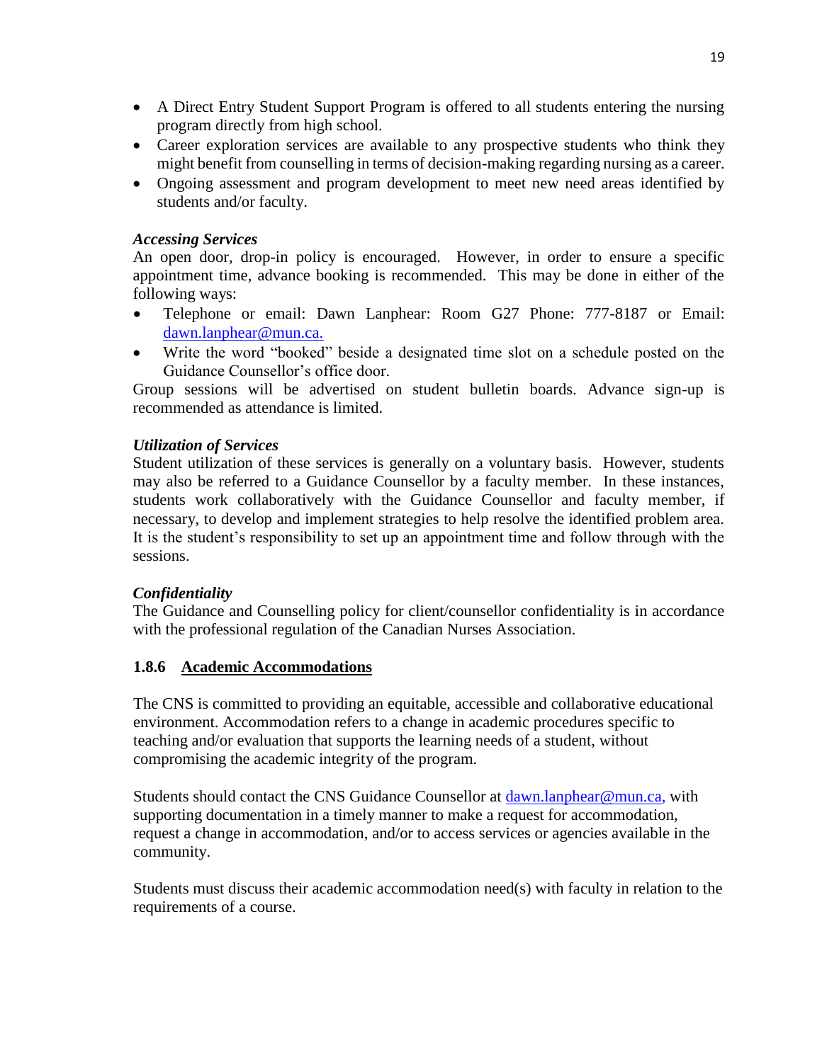- A Direct Entry Student Support Program is offered to all students entering the nursing program directly from high school.
- Career exploration services are available to any prospective students who think they might benefit from counselling in terms of decision-making regarding nursing as a career.
- Ongoing assessment and program development to meet new need areas identified by students and/or faculty.

***Accessing Services***

An open door, drop-in policy is encouraged. However, in order to ensure a specific appointment time, advance booking is recommended. This may be done in either of the following ways:

- Telephone or email: Dawn Lanphear: Room G27 Phone: 777-8187 or Email: dawn.lanphear@mun.ca.
- Write the word "booked" beside a designated time slot on a schedule posted on the Guidance Counsellor's office door.

Group sessions will be advertised on student bulletin boards. Advance sign-up is recommended as attendance is limited.

***Utilization of Services***

Student utilization of these services is generally on a voluntary basis. However, students may also be referred to a Guidance Counsellor by a faculty member. In these instances, students work collaboratively with the Guidance Counsellor and faculty member, if necessary, to develop and implement strategies to help resolve the identified problem area. It is the student's responsibility to set up an appointment time and follow through with the sessions.

***Confidentiality***

The Guidance and Counselling policy for client/counsellor confidentiality is in accordance with the professional regulation of the Canadian Nurses Association.

### 1.8.6 Academic Accommodations

The CNS is committed to providing an equitable, accessible and collaborative educational environment. Accommodation refers to a change in academic procedures specific to teaching and/or evaluation that supports the learning needs of a student, without compromising the academic integrity of the program.

Students should contact the CNS Guidance Counsellor at dawn.lanphear@mun.ca, with supporting documentation in a timely manner to make a request for accommodation, request a change in accommodation, and/or to access services or agencies available in the community.

Students must discuss their academic accommodation need(s) with faculty in relation to the requirements of a course.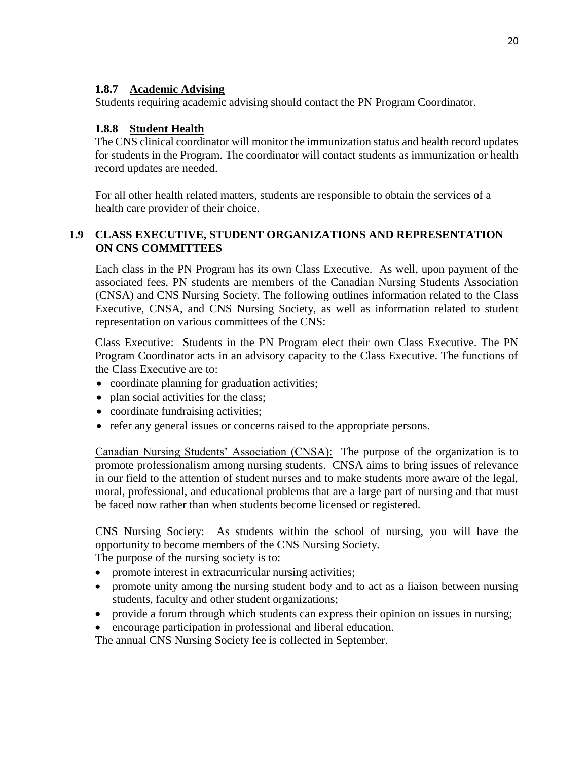### 1.8.7 Academic Advising

Students requiring academic advising should contact the PN Program Coordinator.

### 1.8.8 Student Health

The CNS clinical coordinator will monitor the immunization status and health record updates for students in the Program. The coordinator will contact students as immunization or health record updates are needed.

For all other health related matters, students are responsible to obtain the services of a health care provider of their choice.

## 1.9 CLASS EXECUTIVE, STUDENT ORGANIZATIONS AND REPRESENTATION ON CNS COMMITTEES

Each class in the PN Program has its own Class Executive. As well, upon payment of the associated fees, PN students are members of the Canadian Nursing Students Association (CNSA) and CNS Nursing Society. The following outlines information related to the Class Executive, CNSA, and CNS Nursing Society, as well as information related to student representation on various committees of the CNS:

Class Executive: Students in the PN Program elect their own Class Executive. The PN Program Coordinator acts in an advisory capacity to the Class Executive. The functions of the Class Executive are to:

- coordinate planning for graduation activities;
- plan social activities for the class;
- coordinate fundraising activities;
- refer any general issues or concerns raised to the appropriate persons.

Canadian Nursing Students' Association (CNSA): The purpose of the organization is to promote professionalism among nursing students. CNSA aims to bring issues of relevance in our field to the attention of student nurses and to make students more aware of the legal, moral, professional, and educational problems that are a large part of nursing and that must be faced now rather than when students become licensed or registered.

CNS Nursing Society: As students within the school of nursing, you will have the opportunity to become members of the CNS Nursing Society.
The purpose of the nursing society is to:

- promote interest in extracurricular nursing activities;
- promote unity among the nursing student body and to act as a liaison between nursing students, faculty and other student organizations;
- provide a forum through which students can express their opinion on issues in nursing;
- encourage participation in professional and liberal education.

The annual CNS Nursing Society fee is collected in September.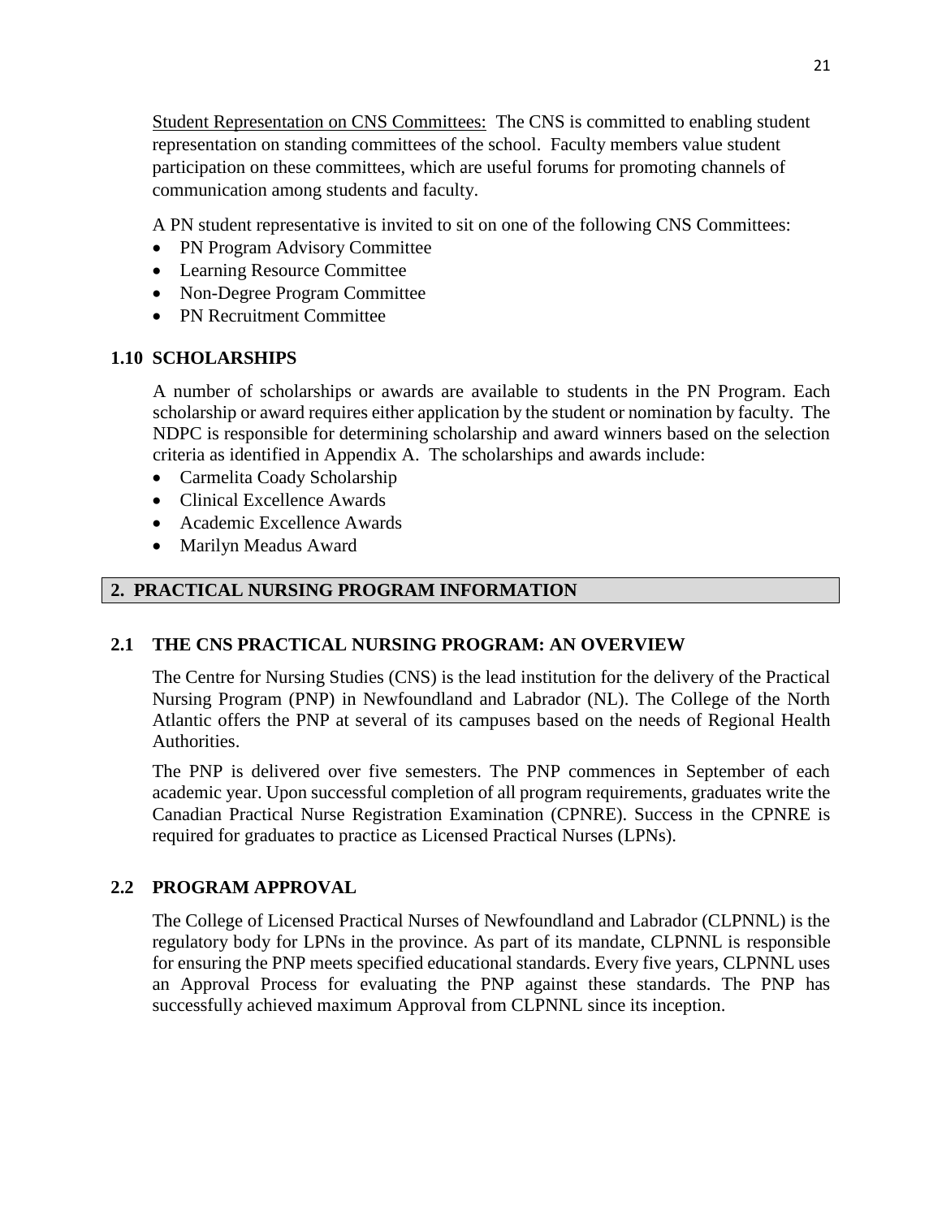Student Representation on CNS Committees: The CNS is committed to enabling student representation on standing committees of the school. Faculty members value student participation on these committees, which are useful forums for promoting channels of communication among students and faculty.

A PN student representative is invited to sit on one of the following CNS Committees:

- PN Program Advisory Committee
- Learning Resource Committee
- Non-Degree Program Committee
- PN Recruitment Committee

### 1.10 SCHOLARSHIPS

A number of scholarships or awards are available to students in the PN Program. Each scholarship or award requires either application by the student or nomination by faculty. The NDPC is responsible for determining scholarship and award winners based on the selection criteria as identified in Appendix A. The scholarships and awards include:

- Carmelita Coady Scholarship
- Clinical Excellence Awards
- Academic Excellence Awards
- Marilyn Meadus Award

## 2. PRACTICAL NURSING PROGRAM INFORMATION

### 2.1 THE CNS PRACTICAL NURSING PROGRAM: AN OVERVIEW

The Centre for Nursing Studies (CNS) is the lead institution for the delivery of the Practical Nursing Program (PNP) in Newfoundland and Labrador (NL). The College of the North Atlantic offers the PNP at several of its campuses based on the needs of Regional Health Authorities.

The PNP is delivered over five semesters. The PNP commences in September of each academic year. Upon successful completion of all program requirements, graduates write the Canadian Practical Nurse Registration Examination (CPNRE). Success in the CPNRE is required for graduates to practice as Licensed Practical Nurses (LPNs).

### 2.2 PROGRAM APPROVAL

The College of Licensed Practical Nurses of Newfoundland and Labrador (CLPNNL) is the regulatory body for LPNs in the province. As part of its mandate, CLPNNL is responsible for ensuring the PNP meets specified educational standards. Every five years, CLPNNL uses an Approval Process for evaluating the PNP against these standards. The PNP has successfully achieved maximum Approval from CLPNNL since its inception.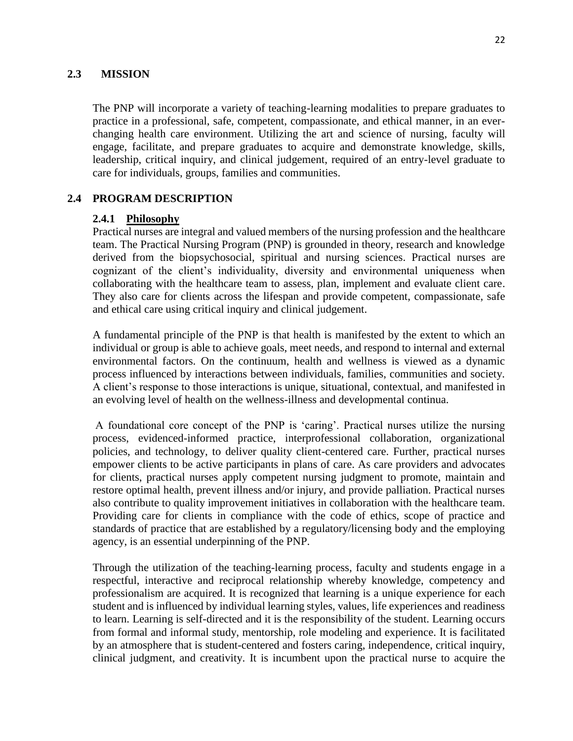## 2.3 MISSION

The PNP will incorporate a variety of teaching-learning modalities to prepare graduates to practice in a professional, safe, competent, compassionate, and ethical manner, in an ever-changing health care environment. Utilizing the art and science of nursing, faculty will engage, facilitate, and prepare graduates to acquire and demonstrate knowledge, skills, leadership, critical inquiry, and clinical judgement, required of an entry-level graduate to care for individuals, groups, families and communities.

## 2.4 PROGRAM DESCRIPTION

### 2.4.1 Philosophy

Practical nurses are integral and valued members of the nursing profession and the healthcare team. The Practical Nursing Program (PNP) is grounded in theory, research and knowledge derived from the biopsychosocial, spiritual and nursing sciences. Practical nurses are cognizant of the client's individuality, diversity and environmental uniqueness when collaborating with the healthcare team to assess, plan, implement and evaluate client care. They also care for clients across the lifespan and provide competent, compassionate, safe and ethical care using critical inquiry and clinical judgement.

A fundamental principle of the PNP is that health is manifested by the extent to which an individual or group is able to achieve goals, meet needs, and respond to internal and external environmental factors. On the continuum, health and wellness is viewed as a dynamic process influenced by interactions between individuals, families, communities and society. A client's response to those interactions is unique, situational, contextual, and manifested in an evolving level of health on the wellness-illness and developmental continua.

A foundational core concept of the PNP is 'caring'. Practical nurses utilize the nursing process, evidenced-informed practice, interprofessional collaboration, organizational policies, and technology, to deliver quality client-centered care. Further, practical nurses empower clients to be active participants in plans of care. As care providers and advocates for clients, practical nurses apply competent nursing judgment to promote, maintain and restore optimal health, prevent illness and/or injury, and provide palliation. Practical nurses also contribute to quality improvement initiatives in collaboration with the healthcare team. Providing care for clients in compliance with the code of ethics, scope of practice and standards of practice that are established by a regulatory/licensing body and the employing agency, is an essential underpinning of the PNP.

Through the utilization of the teaching-learning process, faculty and students engage in a respectful, interactive and reciprocal relationship whereby knowledge, competency and professionalism are acquired. It is recognized that learning is a unique experience for each student and is influenced by individual learning styles, values, life experiences and readiness to learn. Learning is self-directed and it is the responsibility of the student. Learning occurs from formal and informal study, mentorship, role modeling and experience. It is facilitated by an atmosphere that is student-centered and fosters caring, independence, critical inquiry, clinical judgment, and creativity. It is incumbent upon the practical nurse to acquire the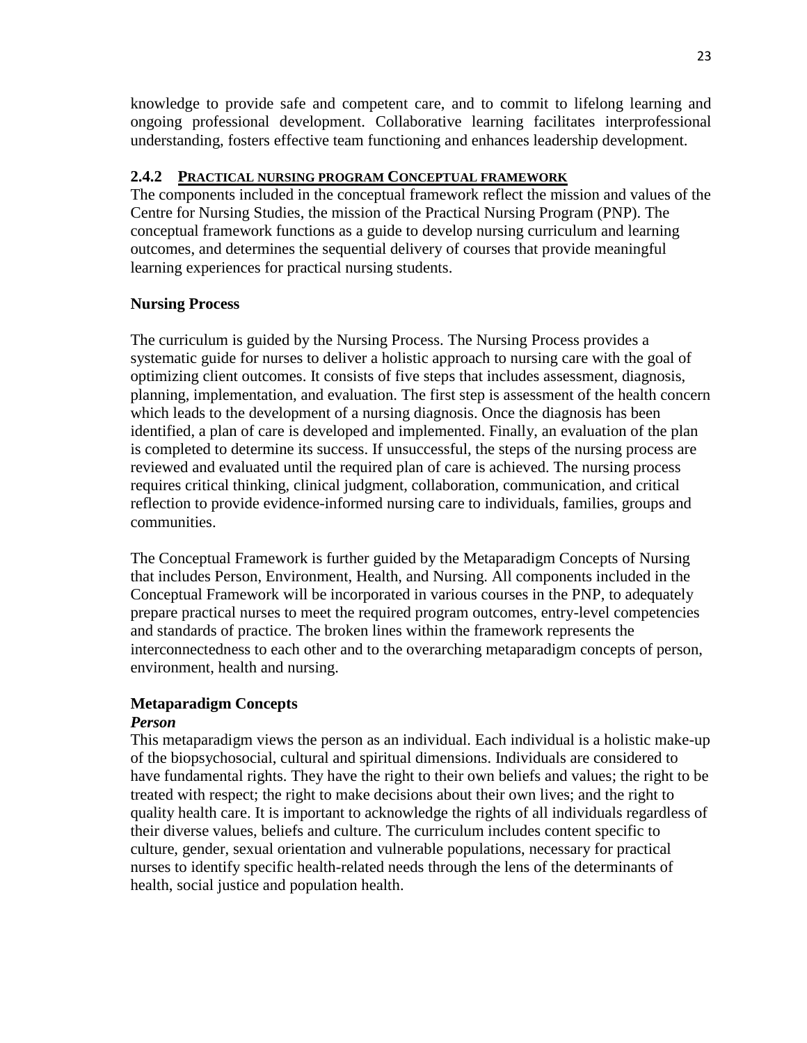knowledge to provide safe and competent care, and to commit to lifelong learning and ongoing professional development. Collaborative learning facilitates interprofessional understanding, fosters effective team functioning and enhances leadership development.

### 2.4.2 PRACTICAL NURSING PROGRAM CONCEPTUAL FRAMEWORK

The components included in the conceptual framework reflect the mission and values of the Centre for Nursing Studies, the mission of the Practical Nursing Program (PNP). The conceptual framework functions as a guide to develop nursing curriculum and learning outcomes, and determines the sequential delivery of courses that provide meaningful learning experiences for practical nursing students.

**Nursing Process**

The curriculum is guided by the Nursing Process. The Nursing Process provides a systematic guide for nurses to deliver a holistic approach to nursing care with the goal of optimizing client outcomes. It consists of five steps that includes assessment, diagnosis, planning, implementation, and evaluation. The first step is assessment of the health concern which leads to the development of a nursing diagnosis. Once the diagnosis has been identified, a plan of care is developed and implemented. Finally, an evaluation of the plan is completed to determine its success. If unsuccessful, the steps of the nursing process are reviewed and evaluated until the required plan of care is achieved. The nursing process requires critical thinking, clinical judgment, collaboration, communication, and critical reflection to provide evidence-informed nursing care to individuals, families, groups and communities.

The Conceptual Framework is further guided by the Metaparadigm Concepts of Nursing that includes Person, Environment, Health, and Nursing. All components included in the Conceptual Framework will be incorporated in various courses in the PNP, to adequately prepare practical nurses to meet the required program outcomes, entry-level competencies and standards of practice. The broken lines within the framework represents the interconnectedness to each other and to the overarching metaparadigm concepts of person, environment, health and nursing.

**Metaparadigm Concepts**

***Person***

This metaparadigm views the person as an individual. Each individual is a holistic make-up of the biopsychosocial, cultural and spiritual dimensions. Individuals are considered to have fundamental rights. They have the right to their own beliefs and values; the right to be treated with respect; the right to make decisions about their own lives; and the right to quality health care. It is important to acknowledge the rights of all individuals regardless of their diverse values, beliefs and culture. The curriculum includes content specific to culture, gender, sexual orientation and vulnerable populations, necessary for practical nurses to identify specific health-related needs through the lens of the determinants of health, social justice and population health.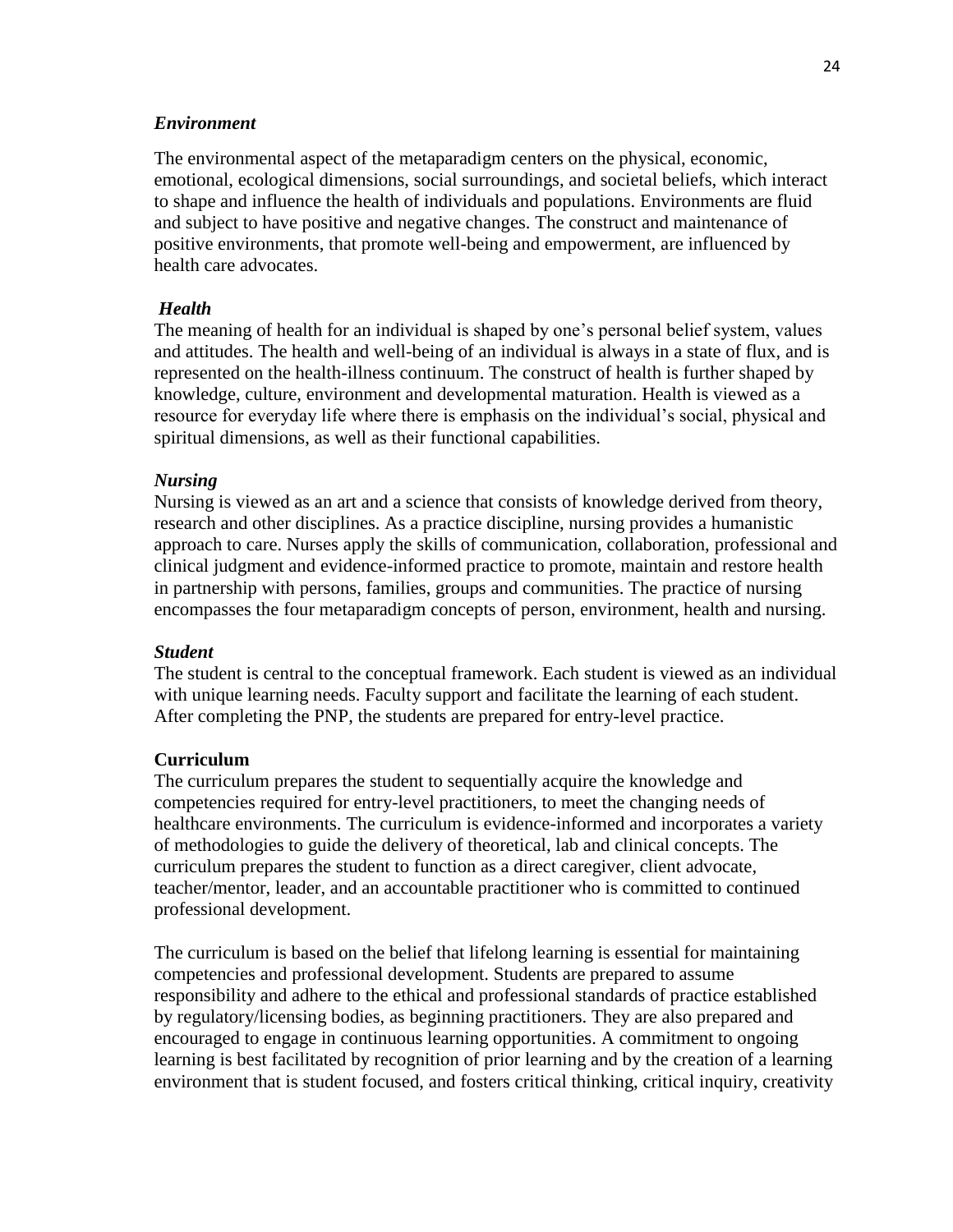### *Environment*

The environmental aspect of the metaparadigm centers on the physical, economic, emotional, ecological dimensions, social surroundings, and societal beliefs, which interact to shape and influence the health of individuals and populations. Environments are fluid and subject to have positive and negative changes. The construct and maintenance of positive environments, that promote well-being and empowerment, are influenced by health care advocates.

### *Health*

The meaning of health for an individual is shaped by one's personal belief system, values and attitudes. The health and well-being of an individual is always in a state of flux, and is represented on the health-illness continuum. The construct of health is further shaped by knowledge, culture, environment and developmental maturation. Health is viewed as a resource for everyday life where there is emphasis on the individual's social, physical and spiritual dimensions, as well as their functional capabilities.

### *Nursing*

Nursing is viewed as an art and a science that consists of knowledge derived from theory, research and other disciplines. As a practice discipline, nursing provides a humanistic approach to care. Nurses apply the skills of communication, collaboration, professional and clinical judgment and evidence-informed practice to promote, maintain and restore health in partnership with persons, families, groups and communities. The practice of nursing encompasses the four metaparadigm concepts of person, environment, health and nursing.

### *Student*

The student is central to the conceptual framework. Each student is viewed as an individual with unique learning needs. Faculty support and facilitate the learning of each student. After completing the PNP, the students are prepared for entry-level practice.

## Curriculum

The curriculum prepares the student to sequentially acquire the knowledge and competencies required for entry-level practitioners, to meet the changing needs of healthcare environments. The curriculum is evidence-informed and incorporates a variety of methodologies to guide the delivery of theoretical, lab and clinical concepts. The curriculum prepares the student to function as a direct caregiver, client advocate, teacher/mentor, leader, and an accountable practitioner who is committed to continued professional development.

The curriculum is based on the belief that lifelong learning is essential for maintaining competencies and professional development. Students are prepared to assume responsibility and adhere to the ethical and professional standards of practice established by regulatory/licensing bodies, as beginning practitioners. They are also prepared and encouraged to engage in continuous learning opportunities. A commitment to ongoing learning is best facilitated by recognition of prior learning and by the creation of a learning environment that is student focused, and fosters critical thinking, critical inquiry, creativity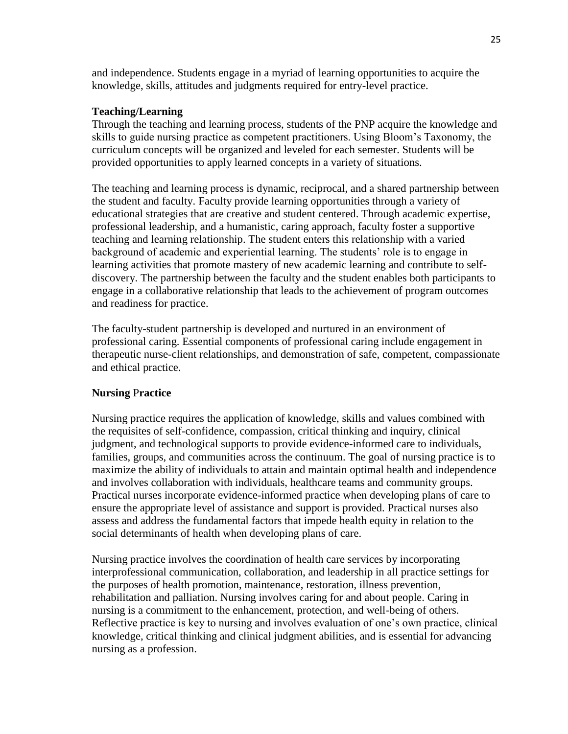and independence. Students engage in a myriad of learning opportunities to acquire the knowledge, skills, attitudes and judgments required for entry-level practice.

**Teaching/Learning**

Through the teaching and learning process, students of the PNP acquire the knowledge and skills to guide nursing practice as competent practitioners. Using Bloom's Taxonomy, the curriculum concepts will be organized and leveled for each semester. Students will be provided opportunities to apply learned concepts in a variety of situations.

The teaching and learning process is dynamic, reciprocal, and a shared partnership between the student and faculty. Faculty provide learning opportunities through a variety of educational strategies that are creative and student centered. Through academic expertise, professional leadership, and a humanistic, caring approach, faculty foster a supportive teaching and learning relationship. The student enters this relationship with a varied background of academic and experiential learning. The students' role is to engage in learning activities that promote mastery of new academic learning and contribute to self-discovery. The partnership between the faculty and the student enables both participants to engage in a collaborative relationship that leads to the achievement of program outcomes and readiness for practice.

The faculty-student partnership is developed and nurtured in an environment of professional caring. Essential components of professional caring include engagement in therapeutic nurse-client relationships, and demonstration of safe, competent, compassionate and ethical practice.

**Nursing Practice**

Nursing practice requires the application of knowledge, skills and values combined with the requisites of self-confidence, compassion, critical thinking and inquiry, clinical judgment, and technological supports to provide evidence-informed care to individuals, families, groups, and communities across the continuum. The goal of nursing practice is to maximize the ability of individuals to attain and maintain optimal health and independence and involves collaboration with individuals, healthcare teams and community groups. Practical nurses incorporate evidence-informed practice when developing plans of care to ensure the appropriate level of assistance and support is provided. Practical nurses also assess and address the fundamental factors that impede health equity in relation to the social determinants of health when developing plans of care.

Nursing practice involves the coordination of health care services by incorporating interprofessional communication, collaboration, and leadership in all practice settings for the purposes of health promotion, maintenance, restoration, illness prevention, rehabilitation and palliation. Nursing involves caring for and about people. Caring in nursing is a commitment to the enhancement, protection, and well-being of others. Reflective practice is key to nursing and involves evaluation of one's own practice, clinical knowledge, critical thinking and clinical judgment abilities, and is essential for advancing nursing as a profession.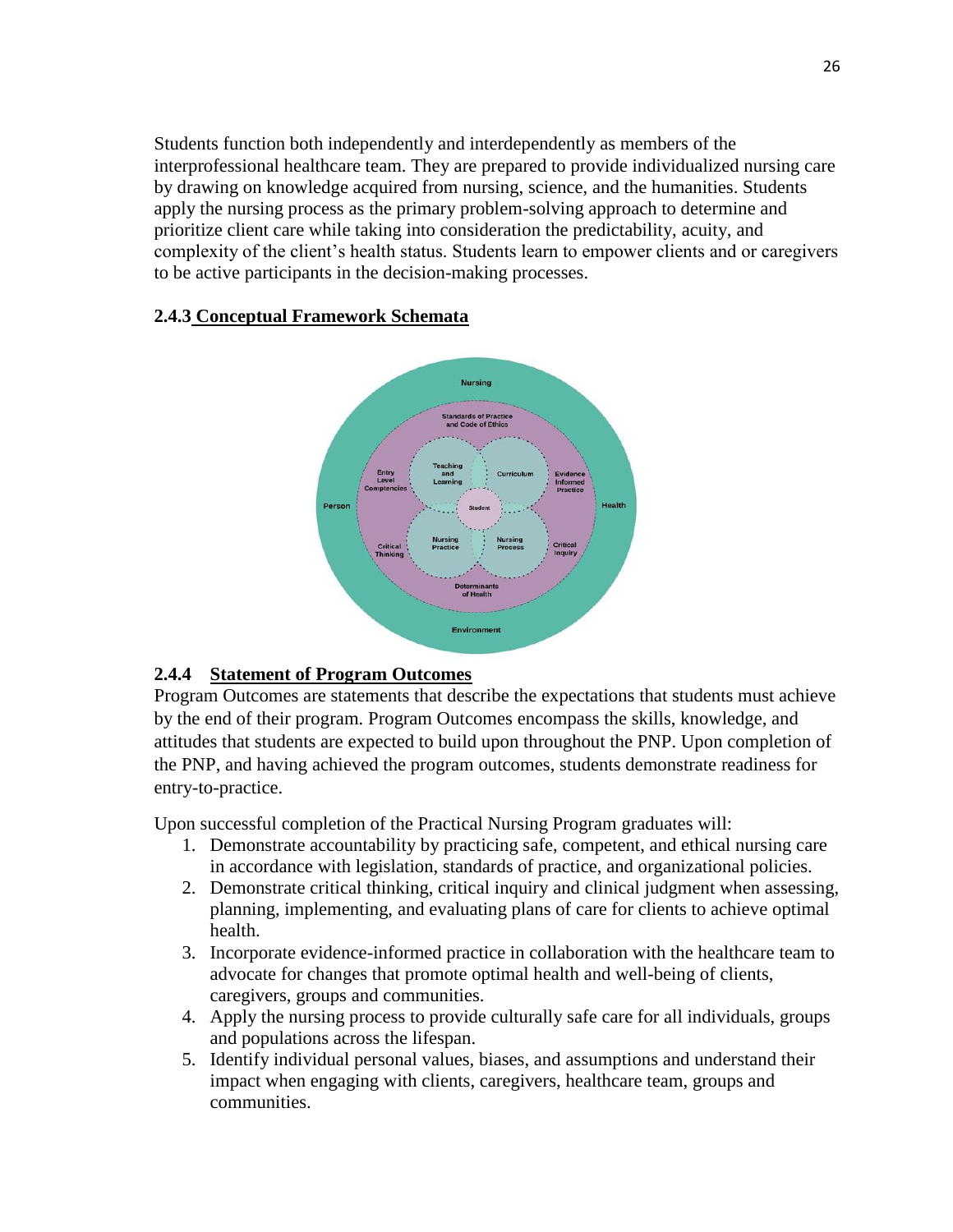Students function both independently and interdependently as members of the interprofessional healthcare team. They are prepared to provide individualized nursing care by drawing on knowledge acquired from nursing, science, and the humanities. Students apply the nursing process as the primary problem-solving approach to determine and prioritize client care while taking into consideration the predictability, acuity, and complexity of the client's health status. Students learn to empower clients and or caregivers to be active participants in the decision-making processes.

### 2.4.3 Conceptual Framework Schemata

### 2.4.4 Statement of Program Outcomes

Program Outcomes are statements that describe the expectations that students must achieve by the end of their program. Program Outcomes encompass the skills, knowledge, and attitudes that students are expected to build upon throughout the PNP. Upon completion of the PNP, and having achieved the program outcomes, students demonstrate readiness for entry-to-practice.

Upon successful completion of the Practical Nursing Program graduates will:

1. Demonstrate accountability by practicing safe, competent, and ethical nursing care in accordance with legislation, standards of practice, and organizational policies.
2. Demonstrate critical thinking, critical inquiry and clinical judgment when assessing, planning, implementing, and evaluating plans of care for clients to achieve optimal health.
3. Incorporate evidence-informed practice in collaboration with the healthcare team to advocate for changes that promote optimal health and well-being of clients, caregivers, groups and communities.
4. Apply the nursing process to provide culturally safe care for all individuals, groups and populations across the lifespan.
5. Identify individual personal values, biases, and assumptions and understand their impact when engaging with clients, caregivers, healthcare team, groups and communities.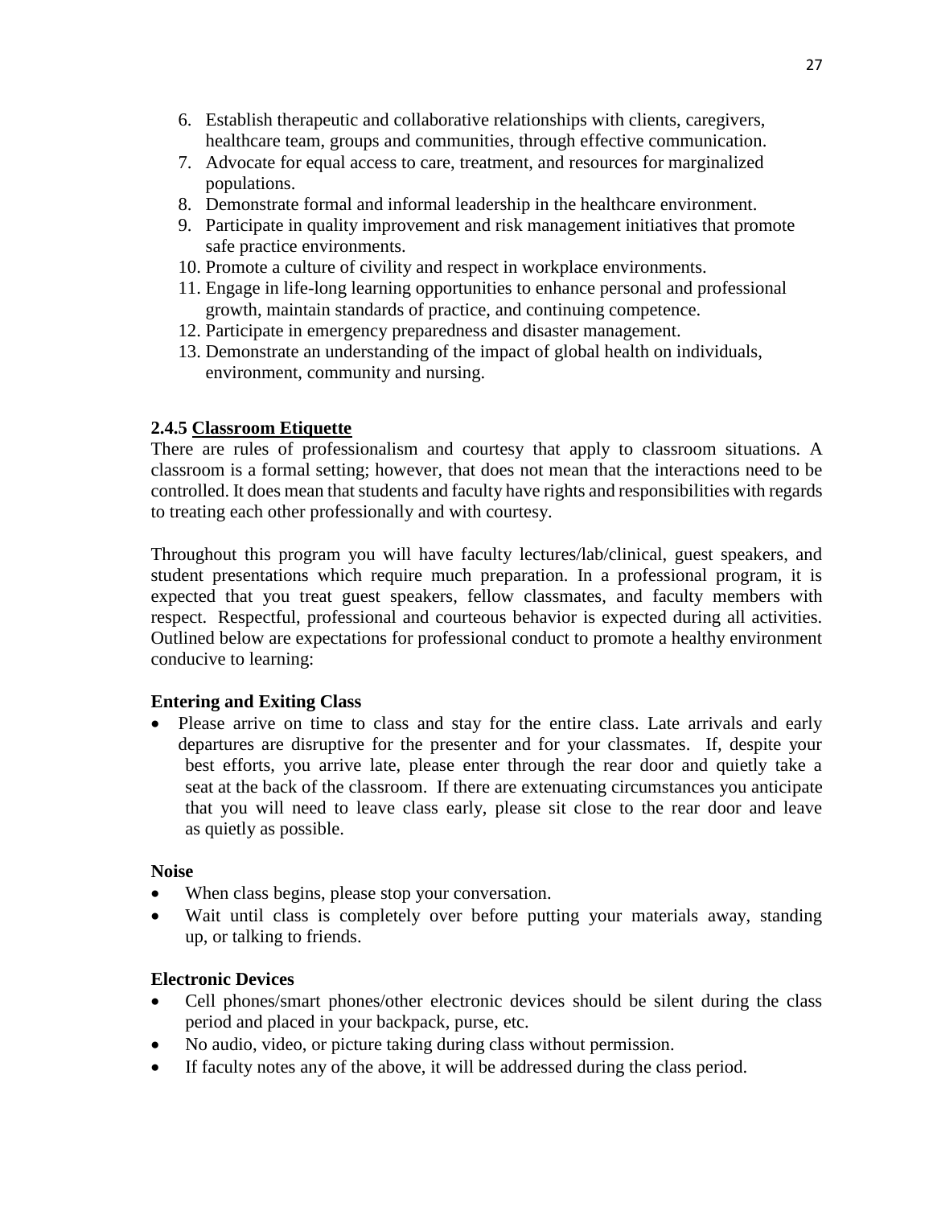6. Establish therapeutic and collaborative relationships with clients, caregivers, healthcare team, groups and communities, through effective communication.
7. Advocate for equal access to care, treatment, and resources for marginalized populations.
8. Demonstrate formal and informal leadership in the healthcare environment.
9. Participate in quality improvement and risk management initiatives that promote safe practice environments.
10. Promote a culture of civility and respect in workplace environments.
11. Engage in life-long learning opportunities to enhance personal and professional growth, maintain standards of practice, and continuing competence.
12. Participate in emergency preparedness and disaster management.
13. Demonstrate an understanding of the impact of global health on individuals, environment, community and nursing.

### 2.4.5 Classroom Etiquette

There are rules of professionalism and courtesy that apply to classroom situations. A classroom is a formal setting; however, that does not mean that the interactions need to be controlled. It does mean that students and faculty have rights and responsibilities with regards to treating each other professionally and with courtesy.

Throughout this program you will have faculty lectures/lab/clinical, guest speakers, and student presentations which require much preparation. In a professional program, it is expected that you treat guest speakers, fellow classmates, and faculty members with respect. Respectful, professional and courteous behavior is expected during all activities. Outlined below are expectations for professional conduct to promote a healthy environment conducive to learning:

**Entering and Exiting Class**

- Please arrive on time to class and stay for the entire class. Late arrivals and early departures are disruptive for the presenter and for your classmates. If, despite your best efforts, you arrive late, please enter through the rear door and quietly take a seat at the back of the classroom. If there are extenuating circumstances you anticipate that you will need to leave class early, please sit close to the rear door and leave as quietly as possible.

**Noise**

- When class begins, please stop your conversation.
- Wait until class is completely over before putting your materials away, standing up, or talking to friends.

**Electronic Devices**

- Cell phones/smart phones/other electronic devices should be silent during the class period and placed in your backpack, purse, etc.
- No audio, video, or picture taking during class without permission.
- If faculty notes any of the above, it will be addressed during the class period.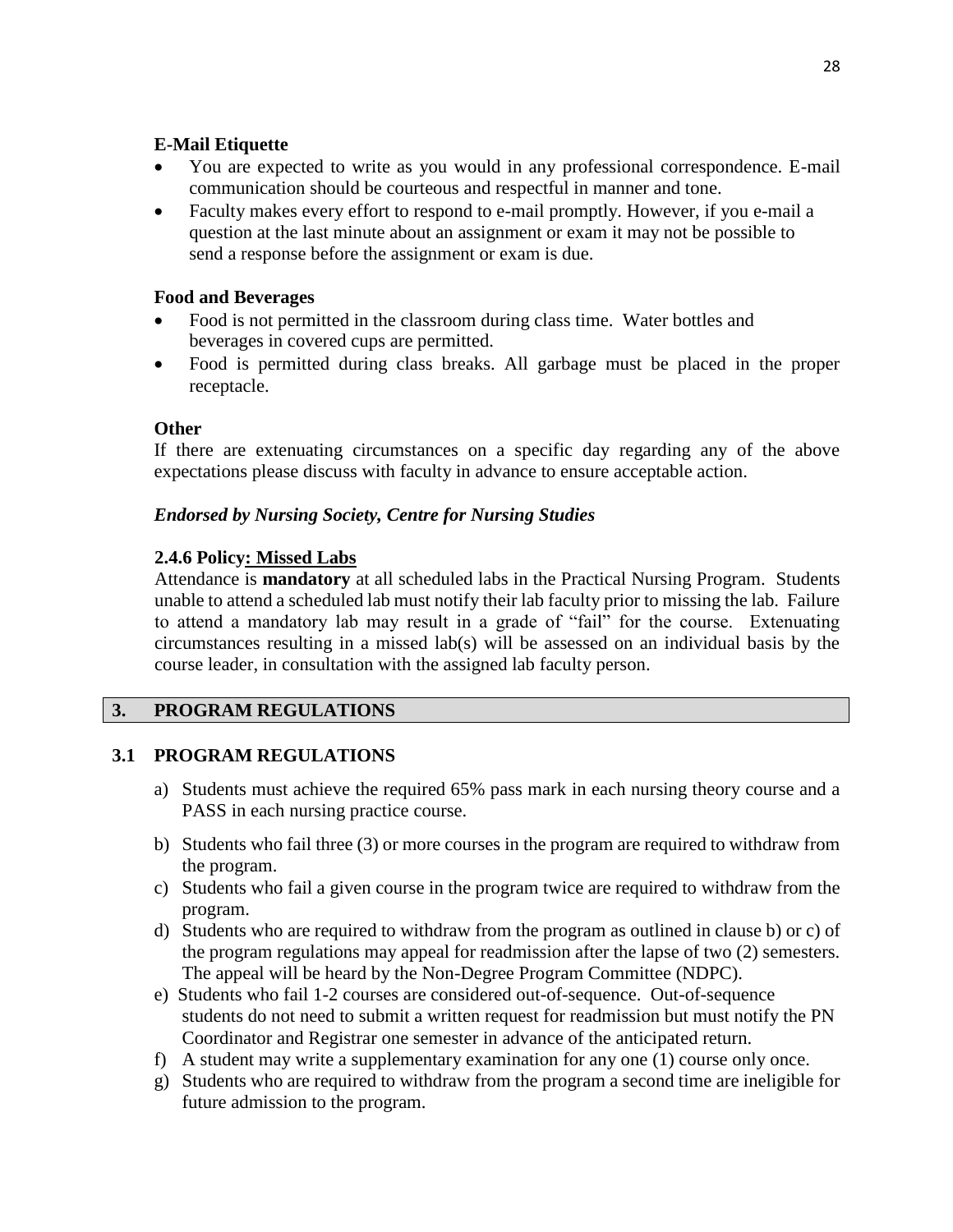**E-Mail Etiquette**

- You are expected to write as you would in any professional correspondence. E-mail communication should be courteous and respectful in manner and tone.
- Faculty makes every effort to respond to e-mail promptly. However, if you e-mail a question at the last minute about an assignment or exam it may not be possible to send a response before the assignment or exam is due.

**Food and Beverages**

- Food is not permitted in the classroom during class time. Water bottles and beverages in covered cups are permitted.
- Food is permitted during class breaks. All garbage must be placed in the proper receptacle.

**Other**

If there are extenuating circumstances on a specific day regarding any of the above expectations please discuss with faculty in advance to ensure acceptable action.

***Endorsed by Nursing Society, Centre for Nursing Studies***

**2.4.6 Policy: Missed Labs**

Attendance is **mandatory** at all scheduled labs in the Practical Nursing Program. Students unable to attend a scheduled lab must notify their lab faculty prior to missing the lab. Failure to attend a mandatory lab may result in a grade of "fail" for the course. Extenuating circumstances resulting in a missed lab(s) will be assessed on an individual basis by the course leader, in consultation with the assigned lab faculty person.

## 3. PROGRAM REGULATIONS

### 3.1 PROGRAM REGULATIONS

a) Students must achieve the required 65% pass mark in each nursing theory course and a PASS in each nursing practice course.

b) Students who fail three (3) or more courses in the program are required to withdraw from the program.

c) Students who fail a given course in the program twice are required to withdraw from the program.

d) Students who are required to withdraw from the program as outlined in clause b) or c) of the program regulations may appeal for readmission after the lapse of two (2) semesters. The appeal will be heard by the Non-Degree Program Committee (NDPC).

e) Students who fail 1-2 courses are considered out-of-sequence. Out-of-sequence students do not need to submit a written request for readmission but must notify the PN Coordinator and Registrar one semester in advance of the anticipated return.

f) A student may write a supplementary examination for any one (1) course only once.

g) Students who are required to withdraw from the program a second time are ineligible for future admission to the program.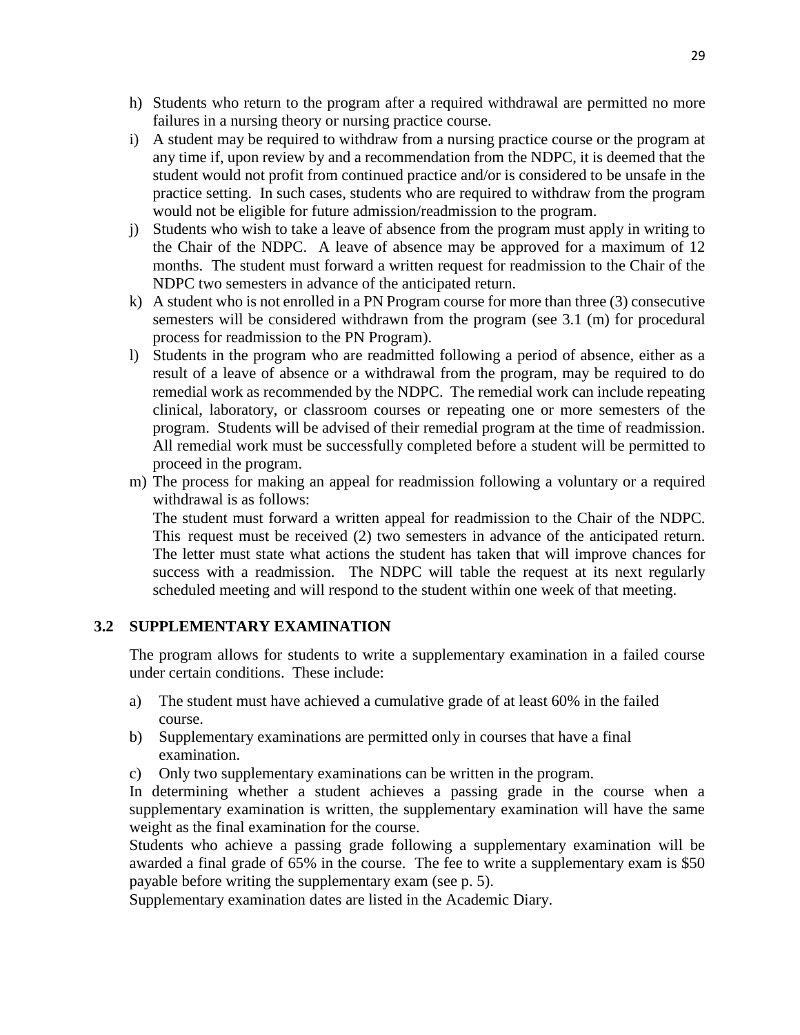h) Students who return to the program after a required withdrawal are permitted no more failures in a nursing theory or nursing practice course.

i) A student may be required to withdraw from a nursing practice course or the program at any time if, upon review by and a recommendation from the NDPC, it is deemed that the student would not profit from continued practice and/or is considered to be unsafe in the practice setting. In such cases, students who are required to withdraw from the program would not be eligible for future admission/readmission to the program.

j) Students who wish to take a leave of absence from the program must apply in writing to the Chair of the NDPC. A leave of absence may be approved for a maximum of 12 months. The student must forward a written request for readmission to the Chair of the NDPC two semesters in advance of the anticipated return.

k) A student who is not enrolled in a PN Program course for more than three (3) consecutive semesters will be considered withdrawn from the program (see 3.1 (m) for procedural process for readmission to the PN Program).

l) Students in the program who are readmitted following a period of absence, either as a result of a leave of absence or a withdrawal from the program, may be required to do remedial work as recommended by the NDPC. The remedial work can include repeating clinical, laboratory, or classroom courses or repeating one or more semesters of the program. Students will be advised of their remedial program at the time of readmission. All remedial work must be successfully completed before a student will be permitted to proceed in the program.

m) The process for making an appeal for readmission following a voluntary or a required withdrawal is as follows:
The student must forward a written appeal for readmission to the Chair of the NDPC. This request must be received (2) two semesters in advance of the anticipated return. The letter must state what actions the student has taken that will improve chances for success with a readmission. The NDPC will table the request at its next regularly scheduled meeting and will respond to the student within one week of that meeting.

## 3.2 SUPPLEMENTARY EXAMINATION

The program allows for students to write a supplementary examination in a failed course under certain conditions. These include:

a) The student must have achieved a cumulative grade of at least 60% in the failed course.

b) Supplementary examinations are permitted only in courses that have a final examination.

c) Only two supplementary examinations can be written in the program.

In determining whether a student achieves a passing grade in the course when a supplementary examination is written, the supplementary examination will have the same weight as the final examination for the course.

Students who achieve a passing grade following a supplementary examination will be awarded a final grade of 65% in the course. The fee to write a supplementary exam is $50 payable before writing the supplementary exam (see p. 5).

Supplementary examination dates are listed in the Academic Diary.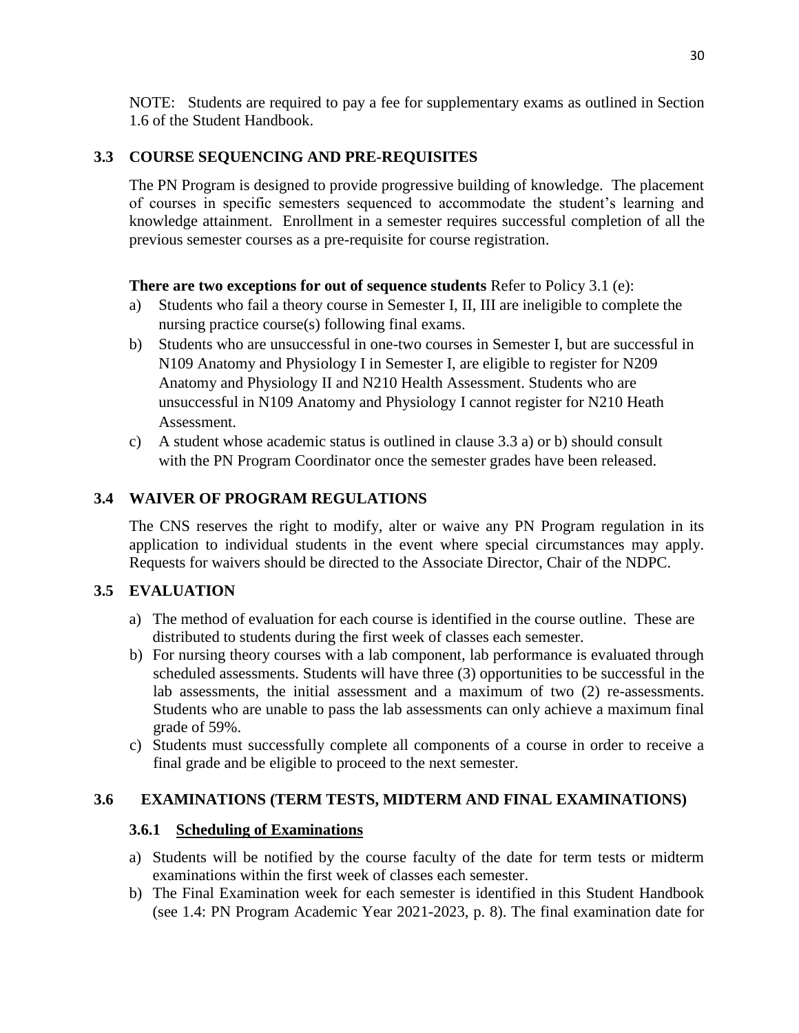NOTE: Students are required to pay a fee for supplementary exams as outlined in Section 1.6 of the Student Handbook.

## 3.3 COURSE SEQUENCING AND PRE-REQUISITES

The PN Program is designed to provide progressive building of knowledge. The placement of courses in specific semesters sequenced to accommodate the student's learning and knowledge attainment. Enrollment in a semester requires successful completion of all the previous semester courses as a pre-requisite for course registration.

**There are two exceptions for out of sequence students** Refer to Policy 3.1 (e):

a) Students who fail a theory course in Semester I, II, III are ineligible to complete the nursing practice course(s) following final exams.
b) Students who are unsuccessful in one-two courses in Semester I, but are successful in N109 Anatomy and Physiology I in Semester I, are eligible to register for N209 Anatomy and Physiology II and N210 Health Assessment. Students who are unsuccessful in N109 Anatomy and Physiology I cannot register for N210 Heath Assessment.
c) A student whose academic status is outlined in clause 3.3 a) or b) should consult with the PN Program Coordinator once the semester grades have been released.

## 3.4 WAIVER OF PROGRAM REGULATIONS

The CNS reserves the right to modify, alter or waive any PN Program regulation in its application to individual students in the event where special circumstances may apply. Requests for waivers should be directed to the Associate Director, Chair of the NDPC.

## 3.5 EVALUATION

a) The method of evaluation for each course is identified in the course outline. These are distributed to students during the first week of classes each semester.
b) For nursing theory courses with a lab component, lab performance is evaluated through scheduled assessments. Students will have three (3) opportunities to be successful in the lab assessments, the initial assessment and a maximum of two (2) re-assessments. Students who are unable to pass the lab assessments can only achieve a maximum final grade of 59%.
c) Students must successfully complete all components of a course in order to receive a final grade and be eligible to proceed to the next semester.

## 3.6 EXAMINATIONS (TERM TESTS, MIDTERM AND FINAL EXAMINATIONS)

### 3.6.1 Scheduling of Examinations

a) Students will be notified by the course faculty of the date for term tests or midterm examinations within the first week of classes each semester.
b) The Final Examination week for each semester is identified in this Student Handbook (see 1.4: PN Program Academic Year 2021-2023, p. 8). The final examination date for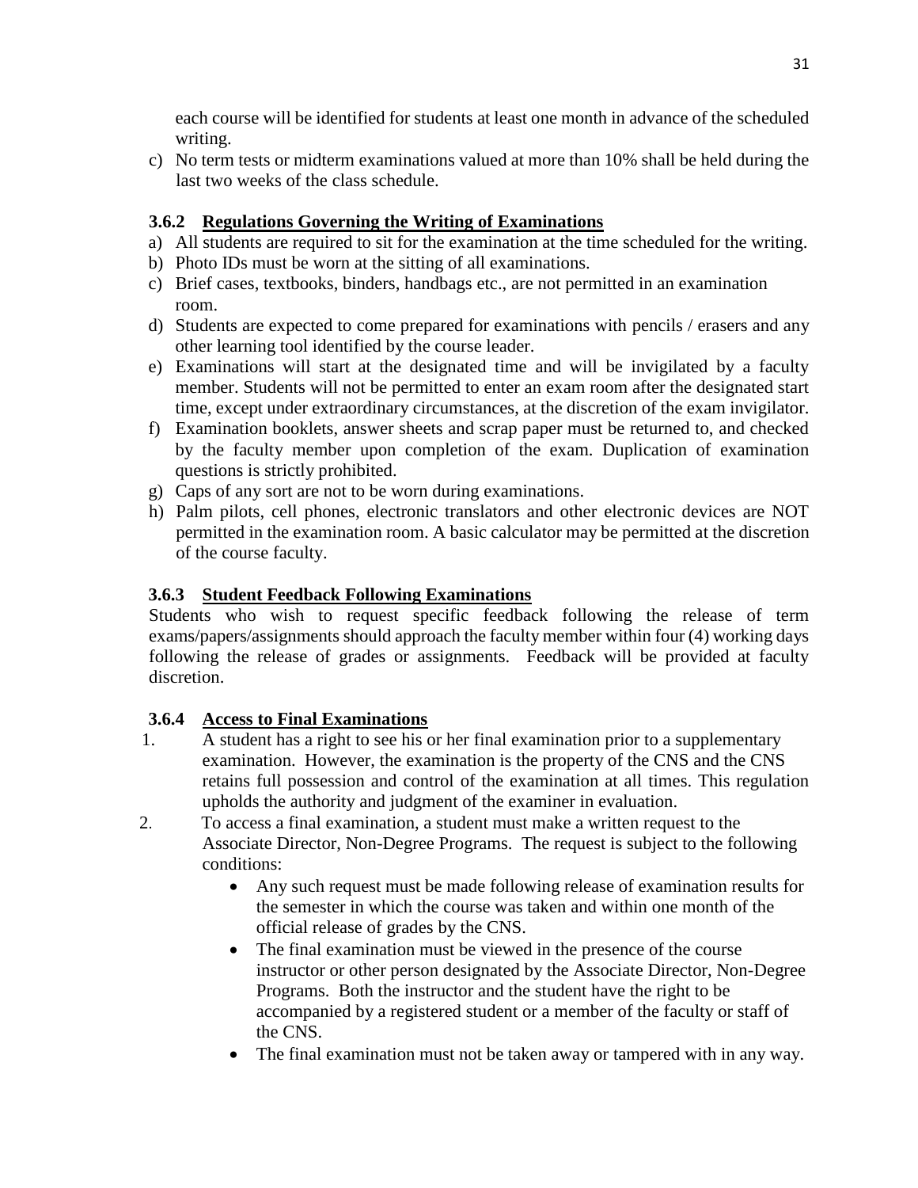each course will be identified for students at least one month in advance of the scheduled writing.

c) No term tests or midterm examinations valued at more than 10% shall be held during the last two weeks of the class schedule.

### 3.6.2 Regulations Governing the Writing of Examinations

a) All students are required to sit for the examination at the time scheduled for the writing.
b) Photo IDs must be worn at the sitting of all examinations.
c) Brief cases, textbooks, binders, handbags etc., are not permitted in an examination room.
d) Students are expected to come prepared for examinations with pencils / erasers and any other learning tool identified by the course leader.
e) Examinations will start at the designated time and will be invigilated by a faculty member. Students will not be permitted to enter an exam room after the designated start time, except under extraordinary circumstances, at the discretion of the exam invigilator.
f) Examination booklets, answer sheets and scrap paper must be returned to, and checked by the faculty member upon completion of the exam. Duplication of examination questions is strictly prohibited.
g) Caps of any sort are not to be worn during examinations.
h) Palm pilots, cell phones, electronic translators and other electronic devices are NOT permitted in the examination room. A basic calculator may be permitted at the discretion of the course faculty.

### 3.6.3 Student Feedback Following Examinations

Students who wish to request specific feedback following the release of term exams/papers/assignments should approach the faculty member within four (4) working days following the release of grades or assignments. Feedback will be provided at faculty discretion.

### 3.6.4 Access to Final Examinations

1. A student has a right to see his or her final examination prior to a supplementary examination. However, the examination is the property of the CNS and the CNS retains full possession and control of the examination at all times. This regulation upholds the authority and judgment of the examiner in evaluation.
2. To access a final examination, a student must make a written request to the Associate Director, Non-Degree Programs. The request is subject to the following conditions:
   - Any such request must be made following release of examination results for the semester in which the course was taken and within one month of the official release of grades by the CNS.
   - The final examination must be viewed in the presence of the course instructor or other person designated by the Associate Director, Non-Degree Programs. Both the instructor and the student have the right to be accompanied by a registered student or a member of the faculty or staff of the CNS.
   - The final examination must not be taken away or tampered with in any way.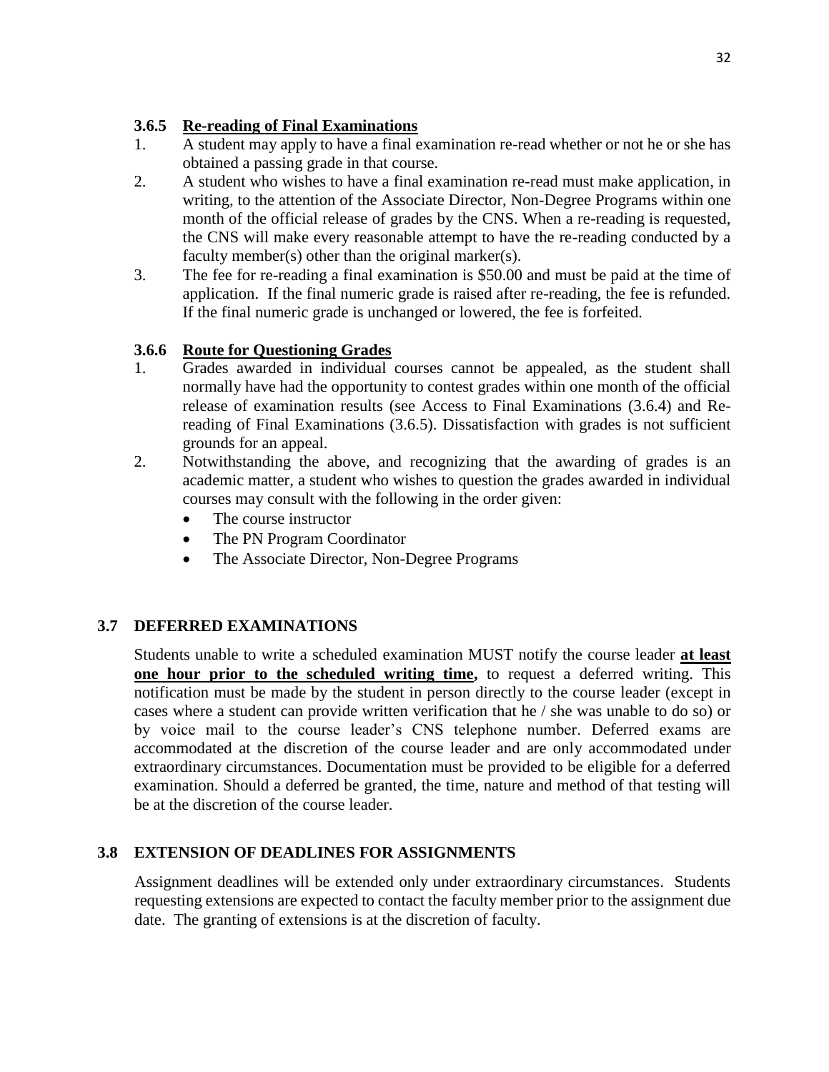### 3.6.5 Re-reading of Final Examinations

1. A student may apply to have a final examination re-read whether or not he or she has obtained a passing grade in that course.
2. A student who wishes to have a final examination re-read must make application, in writing, to the attention of the Associate Director, Non-Degree Programs within one month of the official release of grades by the CNS. When a re-reading is requested, the CNS will make every reasonable attempt to have the re-reading conducted by a faculty member(s) other than the original marker(s).
3. The fee for re-reading a final examination is $50.00 and must be paid at the time of application. If the final numeric grade is raised after re-reading, the fee is refunded. If the final numeric grade is unchanged or lowered, the fee is forfeited.

### 3.6.6 Route for Questioning Grades

1. Grades awarded in individual courses cannot be appealed, as the student shall normally have had the opportunity to contest grades within one month of the official release of examination results (see Access to Final Examinations (3.6.4) and Re-reading of Final Examinations (3.6.5). Dissatisfaction with grades is not sufficient grounds for an appeal.
2. Notwithstanding the above, and recognizing that the awarding of grades is an academic matter, a student who wishes to question the grades awarded in individual courses may consult with the following in the order given:
   - The course instructor
   - The PN Program Coordinator
   - The Associate Director, Non-Degree Programs

## 3.7 DEFERRED EXAMINATIONS

Students unable to write a scheduled examination MUST notify the course leader **at least one hour prior to the scheduled writing time,** to request a deferred writing. This notification must be made by the student in person directly to the course leader (except in cases where a student can provide written verification that he / she was unable to do so) or by voice mail to the course leader's CNS telephone number. Deferred exams are accommodated at the discretion of the course leader and are only accommodated under extraordinary circumstances. Documentation must be provided to be eligible for a deferred examination. Should a deferred be granted, the time, nature and method of that testing will be at the discretion of the course leader.

## 3.8 EXTENSION OF DEADLINES FOR ASSIGNMENTS

Assignment deadlines will be extended only under extraordinary circumstances. Students requesting extensions are expected to contact the faculty member prior to the assignment due date. The granting of extensions is at the discretion of faculty.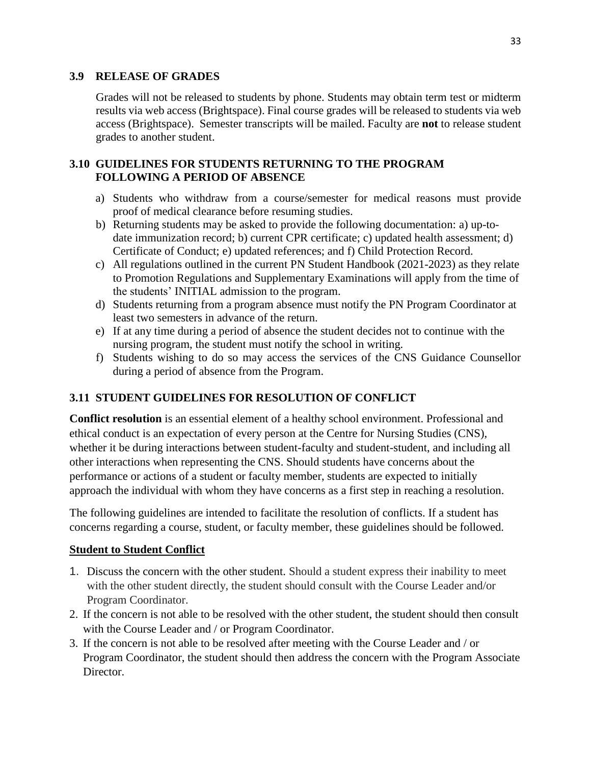### 3.9 RELEASE OF GRADES

Grades will not be released to students by phone. Students may obtain term test or midterm results via web access (Brightspace). Final course grades will be released to students via web access (Brightspace). Semester transcripts will be mailed. Faculty are **not** to release student grades to another student.

### 3.10 GUIDELINES FOR STUDENTS RETURNING TO THE PROGRAM FOLLOWING A PERIOD OF ABSENCE

a) Students who withdraw from a course/semester for medical reasons must provide proof of medical clearance before resuming studies.
b) Returning students may be asked to provide the following documentation: a) up-to-date immunization record; b) current CPR certificate; c) updated health assessment; d) Certificate of Conduct; e) updated references; and f) Child Protection Record.
c) All regulations outlined in the current PN Student Handbook (2021-2023) as they relate to Promotion Regulations and Supplementary Examinations will apply from the time of the students' INITIAL admission to the program.
d) Students returning from a program absence must notify the PN Program Coordinator at least two semesters in advance of the return.
e) If at any time during a period of absence the student decides not to continue with the nursing program, the student must notify the school in writing.
f) Students wishing to do so may access the services of the CNS Guidance Counsellor during a period of absence from the Program.

### 3.11 STUDENT GUIDELINES FOR RESOLUTION OF CONFLICT

**Conflict resolution** is an essential element of a healthy school environment. Professional and ethical conduct is an expectation of every person at the Centre for Nursing Studies (CNS), whether it be during interactions between student-faculty and student-student, and including all other interactions when representing the CNS. Should students have concerns about the performance or actions of a student or faculty member, students are expected to initially approach the individual with whom they have concerns as a first step in reaching a resolution.

The following guidelines are intended to facilitate the resolution of conflicts. If a student has concerns regarding a course, student, or faculty member, these guidelines should be followed.

**Student to Student Conflict**

1. Discuss the concern with the other student. Should a student express their inability to meet with the other student directly, the student should consult with the Course Leader and/or Program Coordinator.
2. If the concern is not able to be resolved with the other student, the student should then consult with the Course Leader and / or Program Coordinator.
3. If the concern is not able to be resolved after meeting with the Course Leader and / or Program Coordinator, the student should then address the concern with the Program Associate Director.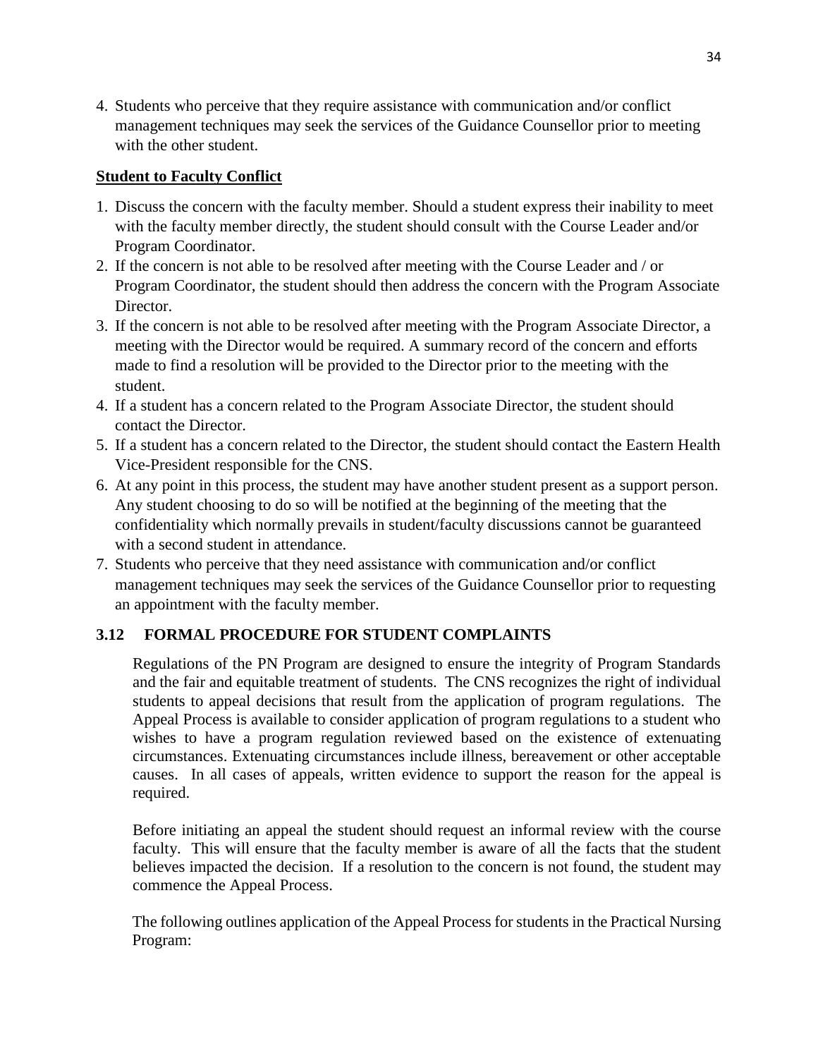4. Students who perceive that they require assistance with communication and/or conflict management techniques may seek the services of the Guidance Counsellor prior to meeting with the other student.

**Student to Faculty Conflict**

1. Discuss the concern with the faculty member. Should a student express their inability to meet with the faculty member directly, the student should consult with the Course Leader and/or Program Coordinator.
2. If the concern is not able to be resolved after meeting with the Course Leader and / or Program Coordinator, the student should then address the concern with the Program Associate Director.
3. If the concern is not able to be resolved after meeting with the Program Associate Director, a meeting with the Director would be required. A summary record of the concern and efforts made to find a resolution will be provided to the Director prior to the meeting with the student.
4. If a student has a concern related to the Program Associate Director, the student should contact the Director.
5. If a student has a concern related to the Director, the student should contact the Eastern Health Vice-President responsible for the CNS.
6. At any point in this process, the student may have another student present as a support person. Any student choosing to do so will be notified at the beginning of the meeting that the confidentiality which normally prevails in student/faculty discussions cannot be guaranteed with a second student in attendance.
7. Students who perceive that they need assistance with communication and/or conflict management techniques may seek the services of the Guidance Counsellor prior to requesting an appointment with the faculty member.

### 3.12 FORMAL PROCEDURE FOR STUDENT COMPLAINTS

Regulations of the PN Program are designed to ensure the integrity of Program Standards and the fair and equitable treatment of students. The CNS recognizes the right of individual students to appeal decisions that result from the application of program regulations. The Appeal Process is available to consider application of program regulations to a student who wishes to have a program regulation reviewed based on the existence of extenuating circumstances. Extenuating circumstances include illness, bereavement or other acceptable causes. In all cases of appeals, written evidence to support the reason for the appeal is required.

Before initiating an appeal the student should request an informal review with the course faculty. This will ensure that the faculty member is aware of all the facts that the student believes impacted the decision. If a resolution to the concern is not found, the student may commence the Appeal Process.

The following outlines application of the Appeal Process for students in the Practical Nursing Program: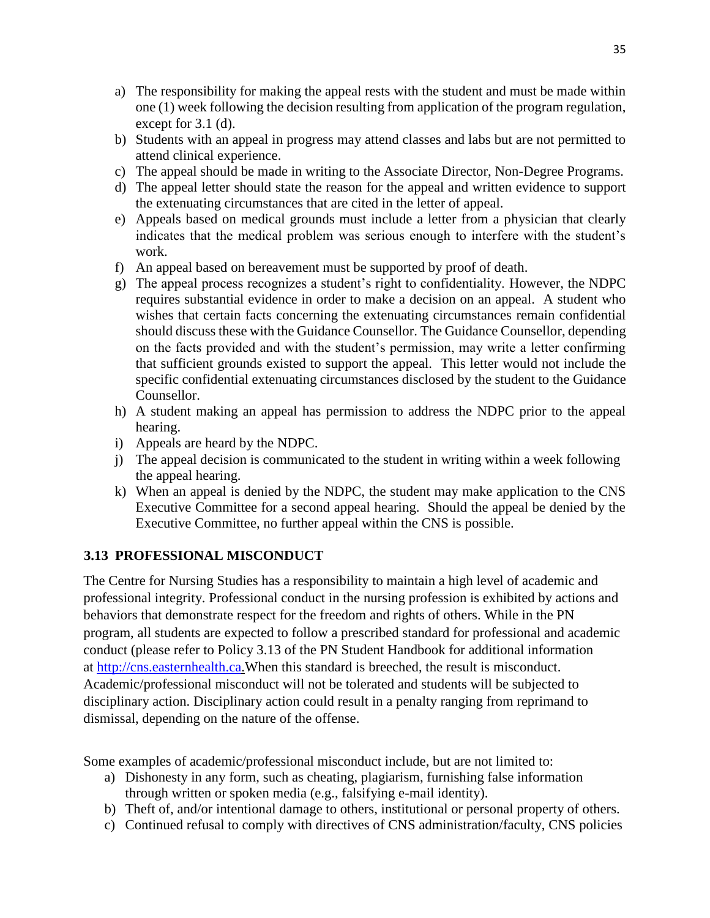a) The responsibility for making the appeal rests with the student and must be made within one (1) week following the decision resulting from application of the program regulation, except for 3.1 (d).
b) Students with an appeal in progress may attend classes and labs but are not permitted to attend clinical experience.
c) The appeal should be made in writing to the Associate Director, Non-Degree Programs.
d) The appeal letter should state the reason for the appeal and written evidence to support the extenuating circumstances that are cited in the letter of appeal.
e) Appeals based on medical grounds must include a letter from a physician that clearly indicates that the medical problem was serious enough to interfere with the student's work.
f) An appeal based on bereavement must be supported by proof of death.
g) The appeal process recognizes a student's right to confidentiality. However, the NDPC requires substantial evidence in order to make a decision on an appeal. A student who wishes that certain facts concerning the extenuating circumstances remain confidential should discuss these with the Guidance Counsellor. The Guidance Counsellor, depending on the facts provided and with the student's permission, may write a letter confirming that sufficient grounds existed to support the appeal. This letter would not include the specific confidential extenuating circumstances disclosed by the student to the Guidance Counsellor.
h) A student making an appeal has permission to address the NDPC prior to the appeal hearing.
i) Appeals are heard by the NDPC.
j) The appeal decision is communicated to the student in writing within a week following the appeal hearing.
k) When an appeal is denied by the NDPC, the student may make application to the CNS Executive Committee for a second appeal hearing. Should the appeal be denied by the Executive Committee, no further appeal within the CNS is possible.

### 3.13 PROFESSIONAL MISCONDUCT

The Centre for Nursing Studies has a responsibility to maintain a high level of academic and professional integrity. Professional conduct in the nursing profession is exhibited by actions and behaviors that demonstrate respect for the freedom and rights of others. While in the PN program, all students are expected to follow a prescribed standard for professional and academic conduct (please refer to Policy 3.13 of the PN Student Handbook for additional information at http://cns.easternhealth.ca.When this standard is breeched, the result is misconduct. Academic/professional misconduct will not be tolerated and students will be subjected to disciplinary action. Disciplinary action could result in a penalty ranging from reprimand to dismissal, depending on the nature of the offense.

Some examples of academic/professional misconduct include, but are not limited to:

a) Dishonesty in any form, such as cheating, plagiarism, furnishing false information through written or spoken media (e.g., falsifying e-mail identity).
b) Theft of, and/or intentional damage to others, institutional or personal property of others.
c) Continued refusal to comply with directives of CNS administration/faculty, CNS policies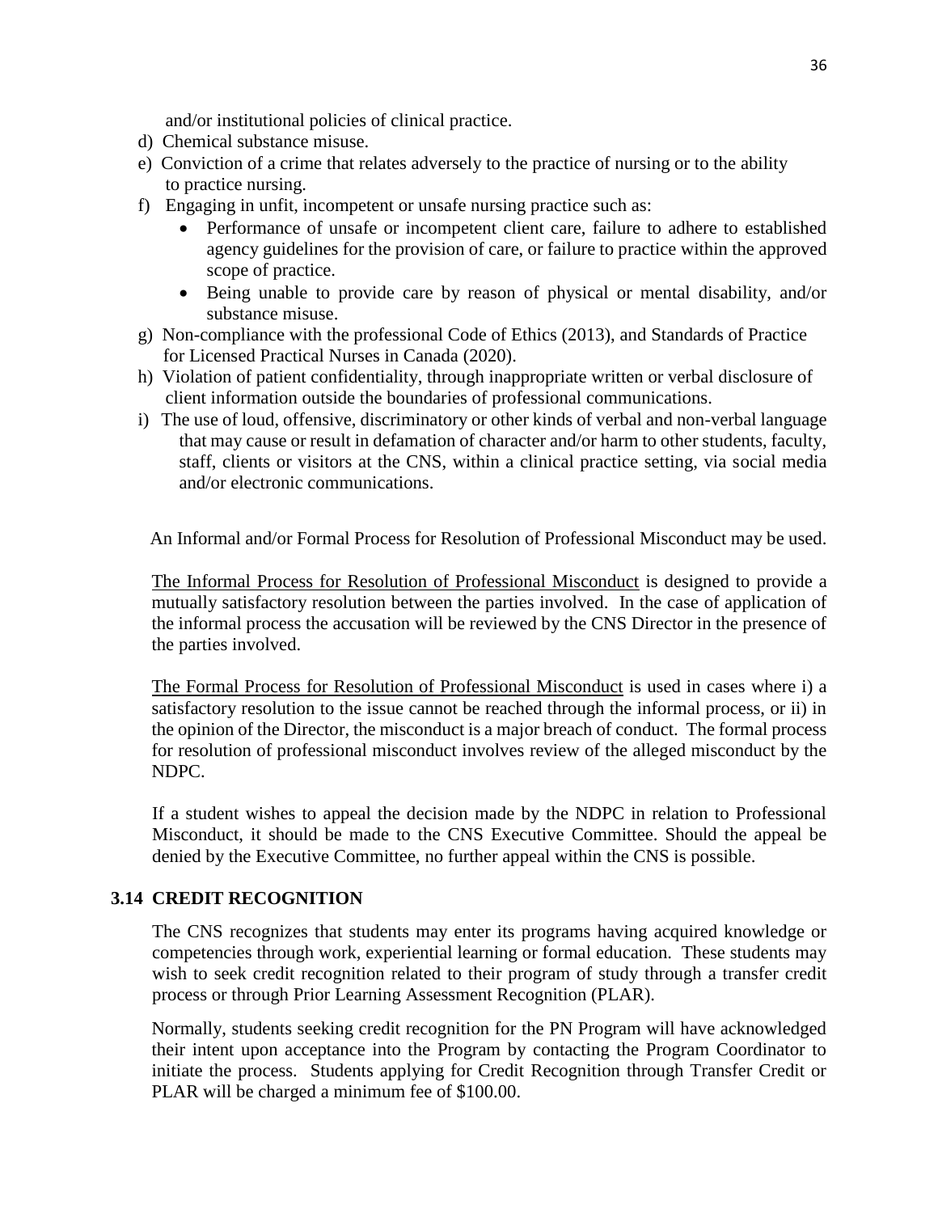and/or institutional policies of clinical practice.

d) Chemical substance misuse.
e) Conviction of a crime that relates adversely to the practice of nursing or to the ability to practice nursing.
f) Engaging in unfit, incompetent or unsafe nursing practice such as:
    - Performance of unsafe or incompetent client care, failure to adhere to established agency guidelines for the provision of care, or failure to practice within the approved scope of practice.
    - Being unable to provide care by reason of physical or mental disability, and/or substance misuse.
g) Non-compliance with the professional Code of Ethics (2013), and Standards of Practice for Licensed Practical Nurses in Canada (2020).
h) Violation of patient confidentiality, through inappropriate written or verbal disclosure of client information outside the boundaries of professional communications.
i) The use of loud, offensive, discriminatory or other kinds of verbal and non-verbal language that may cause or result in defamation of character and/or harm to other students, faculty, staff, clients or visitors at the CNS, within a clinical practice setting, via social media and/or electronic communications.

An Informal and/or Formal Process for Resolution of Professional Misconduct may be used.

The Informal Process for Resolution of Professional Misconduct is designed to provide a mutually satisfactory resolution between the parties involved. In the case of application of the informal process the accusation will be reviewed by the CNS Director in the presence of the parties involved.

The Formal Process for Resolution of Professional Misconduct is used in cases where i) a satisfactory resolution to the issue cannot be reached through the informal process, or ii) in the opinion of the Director, the misconduct is a major breach of conduct. The formal process for resolution of professional misconduct involves review of the alleged misconduct by the NDPC.

If a student wishes to appeal the decision made by the NDPC in relation to Professional Misconduct, it should be made to the CNS Executive Committee. Should the appeal be denied by the Executive Committee, no further appeal within the CNS is possible.

### 3.14 CREDIT RECOGNITION

The CNS recognizes that students may enter its programs having acquired knowledge or competencies through work, experiential learning or formal education. These students may wish to seek credit recognition related to their program of study through a transfer credit process or through Prior Learning Assessment Recognition (PLAR).

Normally, students seeking credit recognition for the PN Program will have acknowledged their intent upon acceptance into the Program by contacting the Program Coordinator to initiate the process. Students applying for Credit Recognition through Transfer Credit or PLAR will be charged a minimum fee of $100.00.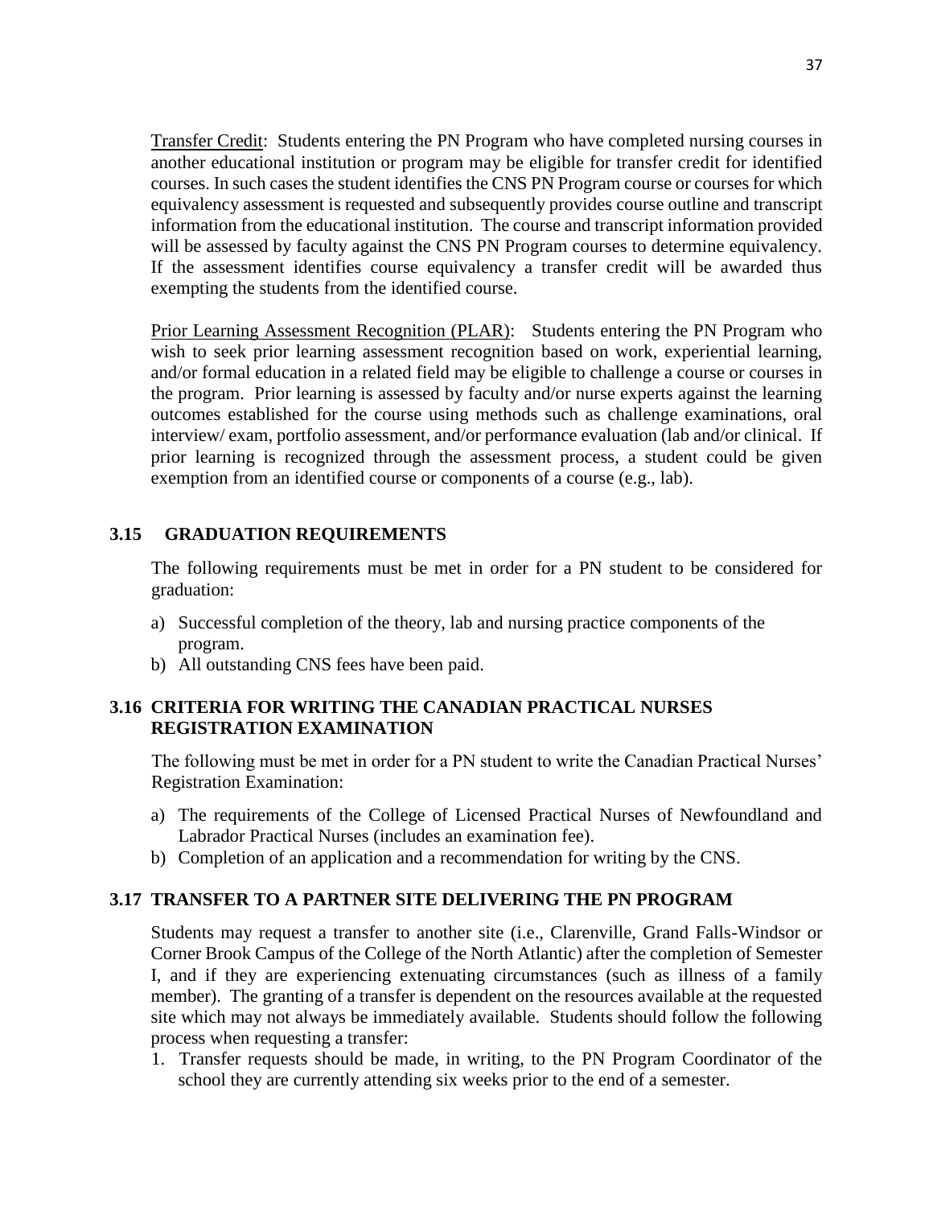Transfer Credit: Students entering the PN Program who have completed nursing courses in another educational institution or program may be eligible for transfer credit for identified courses. In such cases the student identifies the CNS PN Program course or courses for which equivalency assessment is requested and subsequently provides course outline and transcript information from the educational institution. The course and transcript information provided will be assessed by faculty against the CNS PN Program courses to determine equivalency. If the assessment identifies course equivalency a transfer credit will be awarded thus exempting the students from the identified course.

Prior Learning Assessment Recognition (PLAR): Students entering the PN Program who wish to seek prior learning assessment recognition based on work, experiential learning, and/or formal education in a related field may be eligible to challenge a course or courses in the program. Prior learning is assessed by faculty and/or nurse experts against the learning outcomes established for the course using methods such as challenge examinations, oral interview/ exam, portfolio assessment, and/or performance evaluation (lab and/or clinical. If prior learning is recognized through the assessment process, a student could be given exemption from an identified course or components of a course (e.g., lab).

## 3.15 GRADUATION REQUIREMENTS

The following requirements must be met in order for a PN student to be considered for graduation:

a) Successful completion of the theory, lab and nursing practice components of the program.
b) All outstanding CNS fees have been paid.

## 3.16 CRITERIA FOR WRITING THE CANADIAN PRACTICAL NURSES REGISTRATION EXAMINATION

The following must be met in order for a PN student to write the Canadian Practical Nurses' Registration Examination:

a) The requirements of the College of Licensed Practical Nurses of Newfoundland and Labrador Practical Nurses (includes an examination fee).
b) Completion of an application and a recommendation for writing by the CNS.

## 3.17 TRANSFER TO A PARTNER SITE DELIVERING THE PN PROGRAM

Students may request a transfer to another site (i.e., Clarenville, Grand Falls-Windsor or Corner Brook Campus of the College of the North Atlantic) after the completion of Semester I, and if they are experiencing extenuating circumstances (such as illness of a family member). The granting of a transfer is dependent on the resources available at the requested site which may not always be immediately available. Students should follow the following process when requesting a transfer:

1. Transfer requests should be made, in writing, to the PN Program Coordinator of the school they are currently attending six weeks prior to the end of a semester.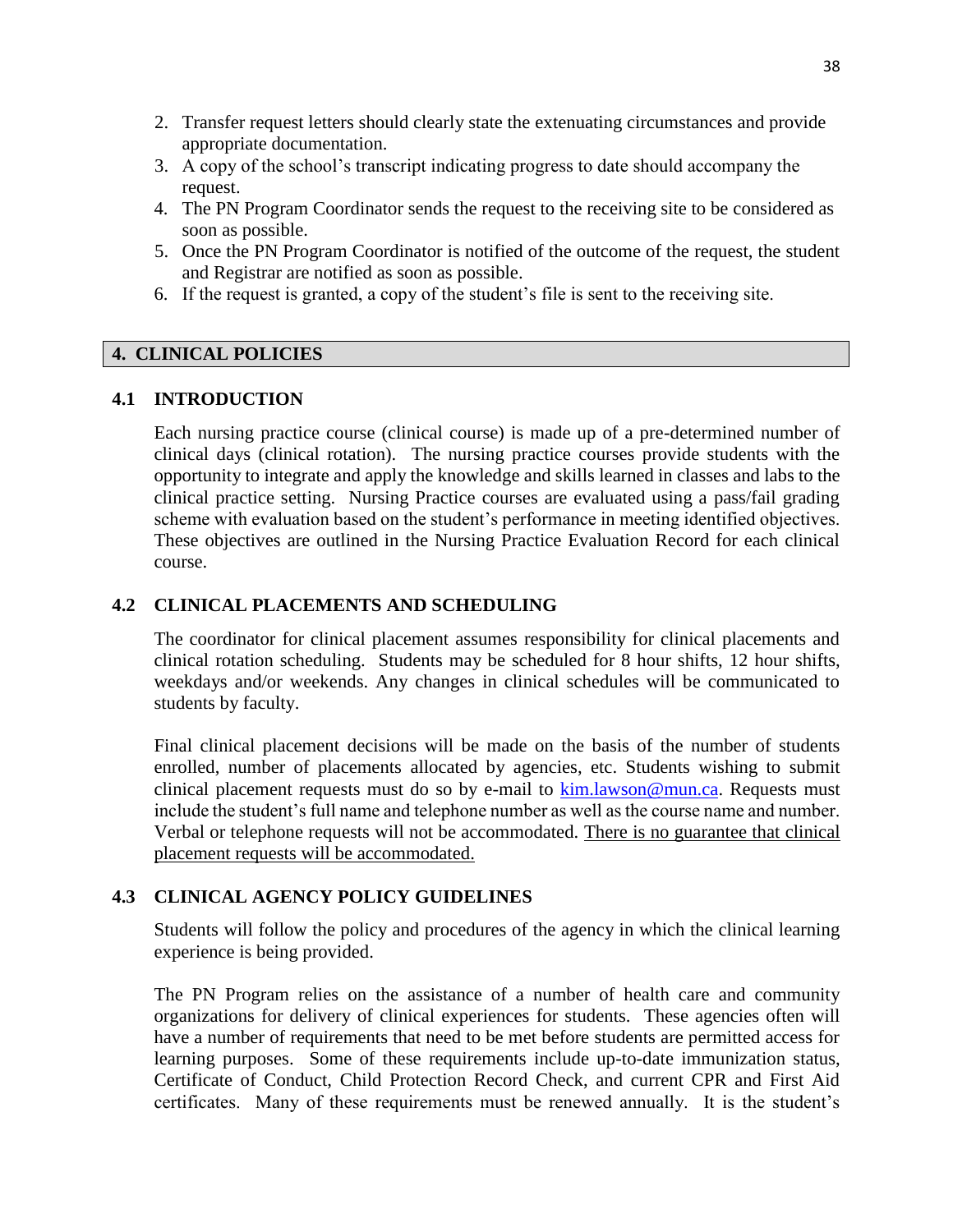2. Transfer request letters should clearly state the extenuating circumstances and provide appropriate documentation.
3. A copy of the school's transcript indicating progress to date should accompany the request.
4. The PN Program Coordinator sends the request to the receiving site to be considered as soon as possible.
5. Once the PN Program Coordinator is notified of the outcome of the request, the student and Registrar are notified as soon as possible.
6. If the request is granted, a copy of the student's file is sent to the receiving site.

## 4. CLINICAL POLICIES

### 4.1 INTRODUCTION

Each nursing practice course (clinical course) is made up of a pre-determined number of clinical days (clinical rotation). The nursing practice courses provide students with the opportunity to integrate and apply the knowledge and skills learned in classes and labs to the clinical practice setting. Nursing Practice courses are evaluated using a pass/fail grading scheme with evaluation based on the student's performance in meeting identified objectives. These objectives are outlined in the Nursing Practice Evaluation Record for each clinical course.

### 4.2 CLINICAL PLACEMENTS AND SCHEDULING

The coordinator for clinical placement assumes responsibility for clinical placements and clinical rotation scheduling. Students may be scheduled for 8 hour shifts, 12 hour shifts, weekdays and/or weekends. Any changes in clinical schedules will be communicated to students by faculty.

Final clinical placement decisions will be made on the basis of the number of students enrolled, number of placements allocated by agencies, etc. Students wishing to submit clinical placement requests must do so by e-mail to [kim.lawson@mun.ca](mailto:kim.lawson@mun.ca). Requests must include the student's full name and telephone number as well as the course name and number. Verbal or telephone requests will not be accommodated. <u>There is no guarantee that clinical placement requests will be accommodated.</u>

### 4.3 CLINICAL AGENCY POLICY GUIDELINES

Students will follow the policy and procedures of the agency in which the clinical learning experience is being provided.

The PN Program relies on the assistance of a number of health care and community organizations for delivery of clinical experiences for students. These agencies often will have a number of requirements that need to be met before students are permitted access for learning purposes. Some of these requirements include up-to-date immunization status, Certificate of Conduct, Child Protection Record Check, and current CPR and First Aid certificates. Many of these requirements must be renewed annually. It is the student's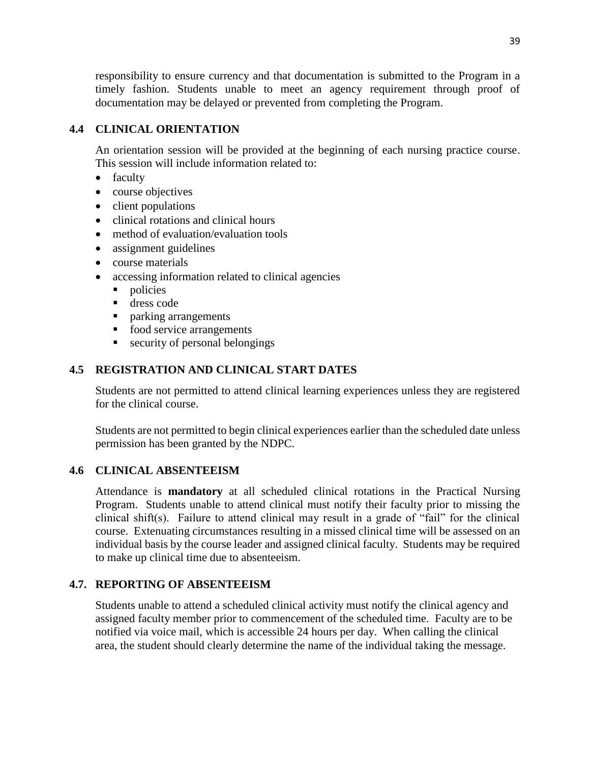responsibility to ensure currency and that documentation is submitted to the Program in a timely fashion. Students unable to meet an agency requirement through proof of documentation may be delayed or prevented from completing the Program.

## 4.4 CLINICAL ORIENTATION

An orientation session will be provided at the beginning of each nursing practice course. This session will include information related to:

- faculty
- course objectives
- client populations
- clinical rotations and clinical hours
- method of evaluation/evaluation tools
- assignment guidelines
- course materials
- accessing information related to clinical agencies
  - policies
  - dress code
  - parking arrangements
  - food service arrangements
  - security of personal belongings

## 4.5 REGISTRATION AND CLINICAL START DATES

Students are not permitted to attend clinical learning experiences unless they are registered for the clinical course.

Students are not permitted to begin clinical experiences earlier than the scheduled date unless permission has been granted by the NDPC.

## 4.6 CLINICAL ABSENTEEISM

Attendance is **mandatory** at all scheduled clinical rotations in the Practical Nursing Program. Students unable to attend clinical must notify their faculty prior to missing the clinical shift(s). Failure to attend clinical may result in a grade of "fail" for the clinical course. Extenuating circumstances resulting in a missed clinical time will be assessed on an individual basis by the course leader and assigned clinical faculty. Students may be required to make up clinical time due to absenteeism.

## 4.7. REPORTING OF ABSENTEEISM

Students unable to attend a scheduled clinical activity must notify the clinical agency and assigned faculty member prior to commencement of the scheduled time. Faculty are to be notified via voice mail, which is accessible 24 hours per day. When calling the clinical area, the student should clearly determine the name of the individual taking the message.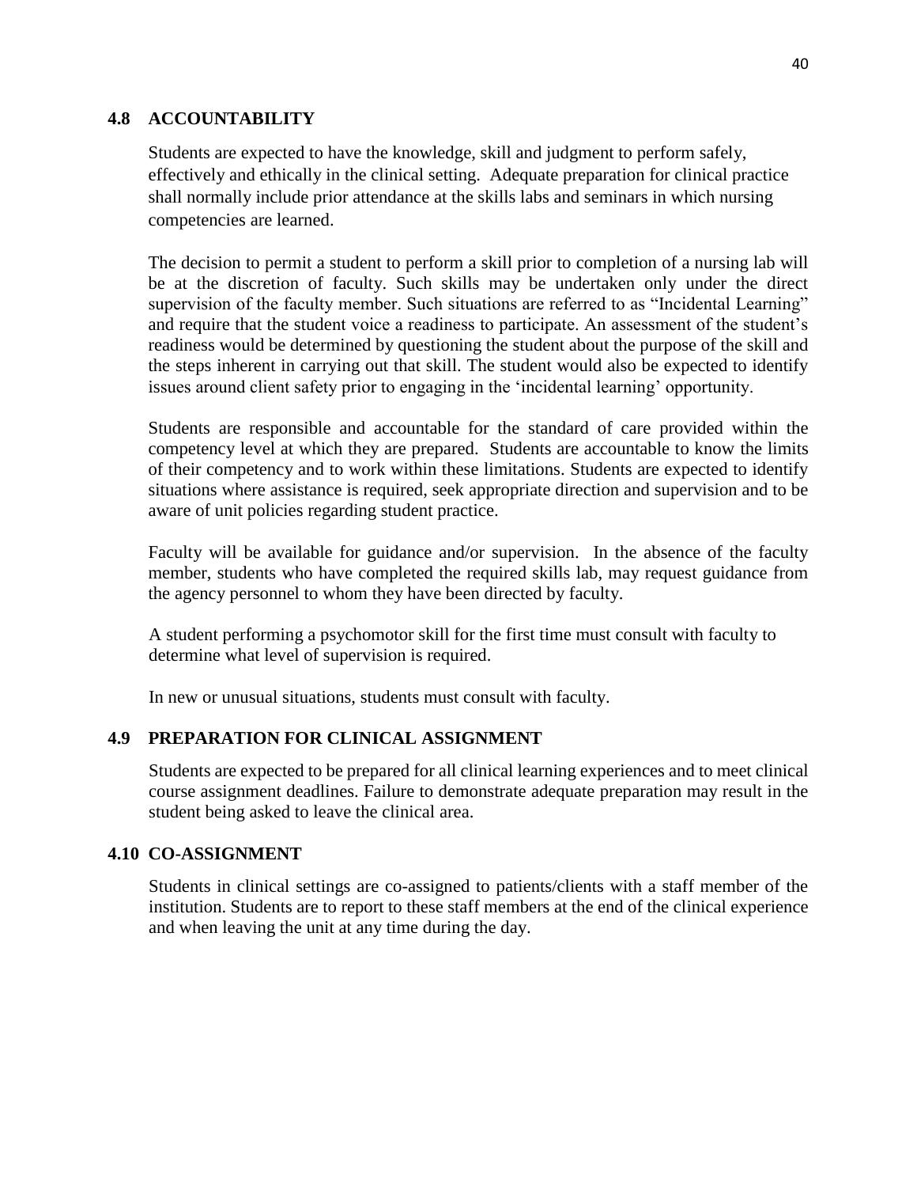## 4.8 ACCOUNTABILITY

Students are expected to have the knowledge, skill and judgment to perform safely, effectively and ethically in the clinical setting. Adequate preparation for clinical practice shall normally include prior attendance at the skills labs and seminars in which nursing competencies are learned.

The decision to permit a student to perform a skill prior to completion of a nursing lab will be at the discretion of faculty. Such skills may be undertaken only under the direct supervision of the faculty member. Such situations are referred to as "Incidental Learning" and require that the student voice a readiness to participate. An assessment of the student's readiness would be determined by questioning the student about the purpose of the skill and the steps inherent in carrying out that skill. The student would also be expected to identify issues around client safety prior to engaging in the 'incidental learning' opportunity.

Students are responsible and accountable for the standard of care provided within the competency level at which they are prepared. Students are accountable to know the limits of their competency and to work within these limitations. Students are expected to identify situations where assistance is required, seek appropriate direction and supervision and to be aware of unit policies regarding student practice.

Faculty will be available for guidance and/or supervision. In the absence of the faculty member, students who have completed the required skills lab, may request guidance from the agency personnel to whom they have been directed by faculty.

A student performing a psychomotor skill for the first time must consult with faculty to determine what level of supervision is required.

In new or unusual situations, students must consult with faculty.

## 4.9 PREPARATION FOR CLINICAL ASSIGNMENT

Students are expected to be prepared for all clinical learning experiences and to meet clinical course assignment deadlines. Failure to demonstrate adequate preparation may result in the student being asked to leave the clinical area.

## 4.10 CO-ASSIGNMENT

Students in clinical settings are co-assigned to patients/clients with a staff member of the institution. Students are to report to these staff members at the end of the clinical experience and when leaving the unit at any time during the day.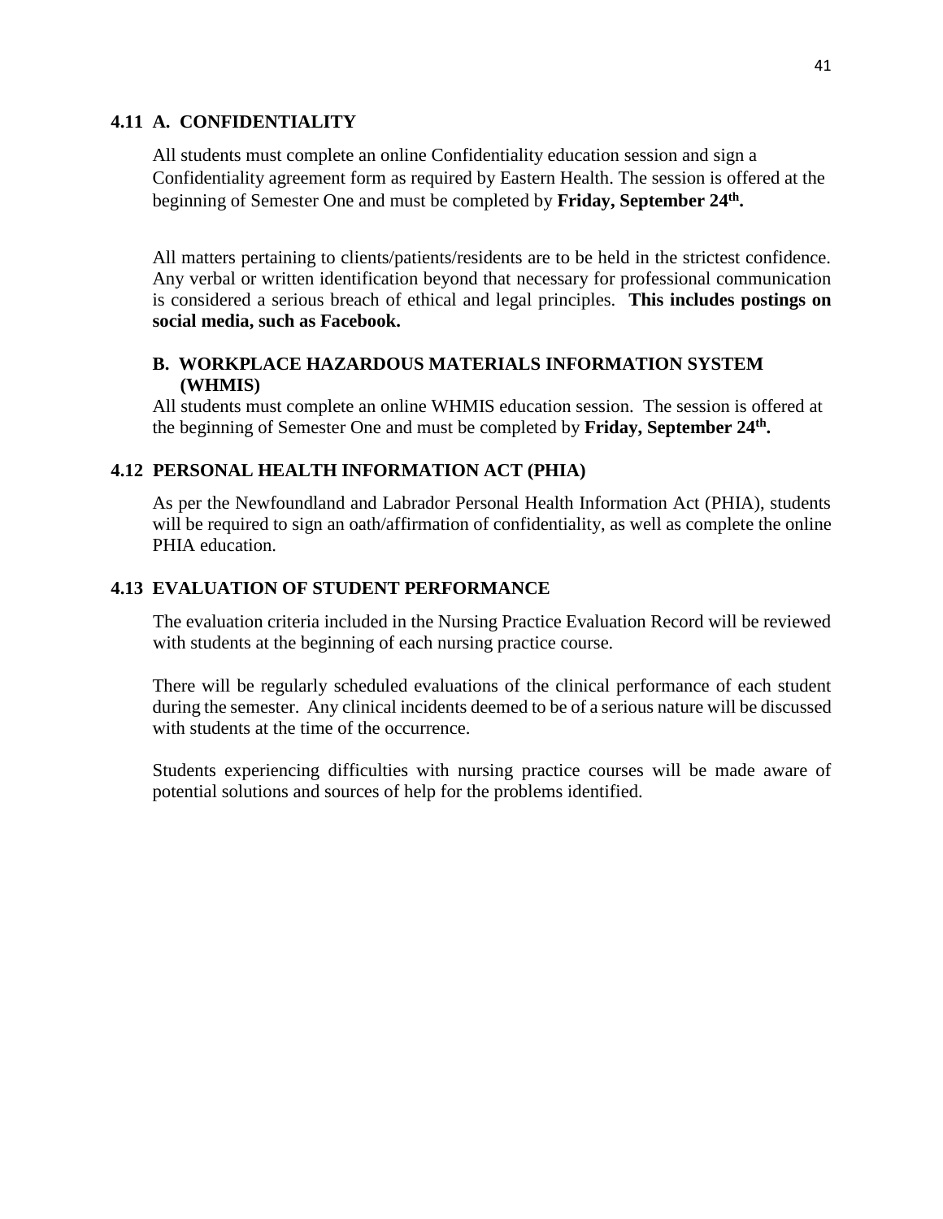## 4.11 A. CONFIDENTIALITY

All students must complete an online Confidentiality education session and sign a Confidentiality agreement form as required by Eastern Health. The session is offered at the beginning of Semester One and must be completed by **Friday, September 24th.**

All matters pertaining to clients/patients/residents are to be held in the strictest confidence. Any verbal or written identification beyond that necessary for professional communication is considered a serious breach of ethical and legal principles. **This includes postings on social media, such as Facebook.**

### B. WORKPLACE HAZARDOUS MATERIALS INFORMATION SYSTEM (WHMIS)

All students must complete an online WHMIS education session. The session is offered at the beginning of Semester One and must be completed by **Friday, September 24th.**

## 4.12 PERSONAL HEALTH INFORMATION ACT (PHIA)

As per the Newfoundland and Labrador Personal Health Information Act (PHIA), students will be required to sign an oath/affirmation of confidentiality, as well as complete the online PHIA education.

## 4.13 EVALUATION OF STUDENT PERFORMANCE

The evaluation criteria included in the Nursing Practice Evaluation Record will be reviewed with students at the beginning of each nursing practice course.

There will be regularly scheduled evaluations of the clinical performance of each student during the semester. Any clinical incidents deemed to be of a serious nature will be discussed with students at the time of the occurrence.

Students experiencing difficulties with nursing practice courses will be made aware of potential solutions and sources of help for the problems identified.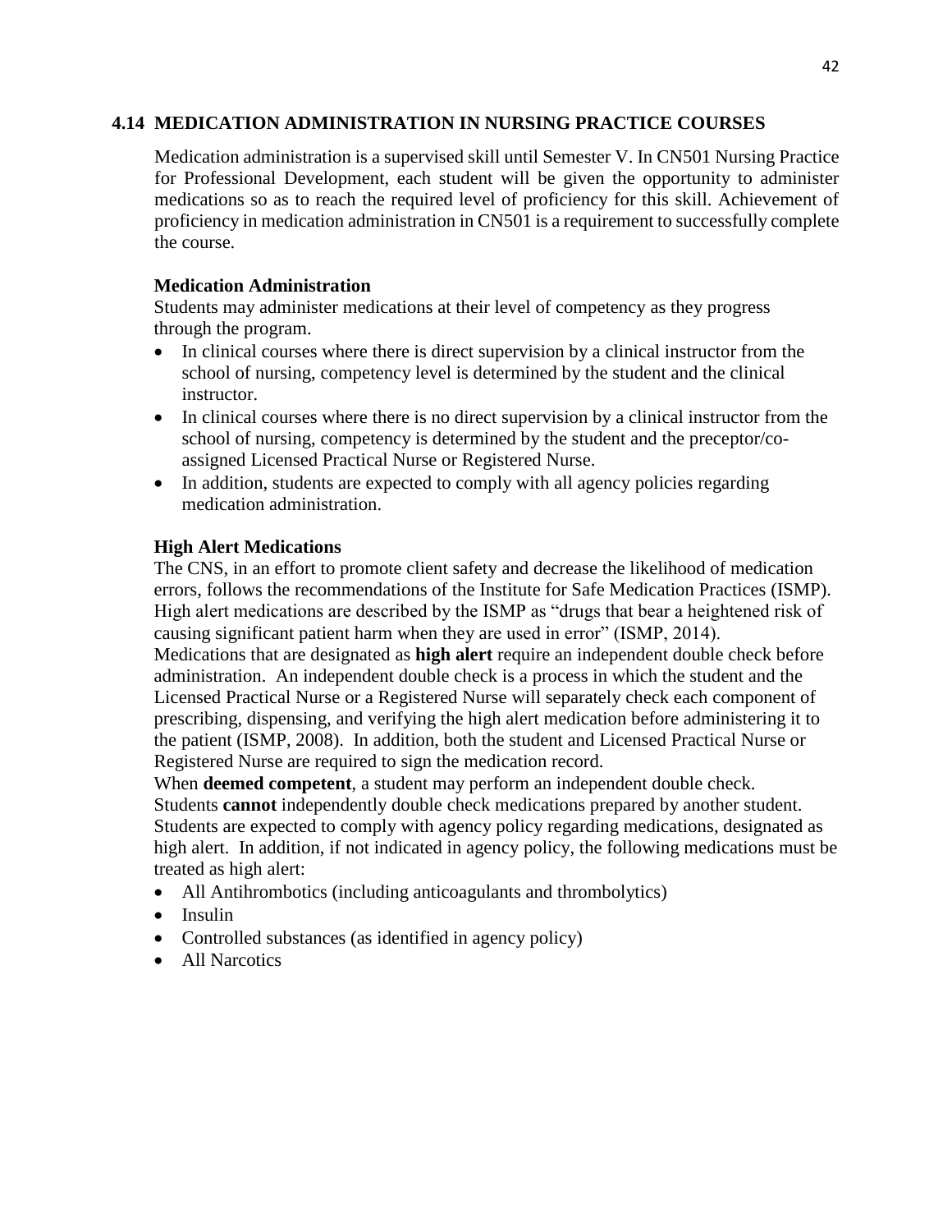## 4.14 MEDICATION ADMINISTRATION IN NURSING PRACTICE COURSES

Medication administration is a supervised skill until Semester V. In CN501 Nursing Practice for Professional Development, each student will be given the opportunity to administer medications so as to reach the required level of proficiency for this skill. Achievement of proficiency in medication administration in CN501 is a requirement to successfully complete the course.

### Medication Administration

Students may administer medications at their level of competency as they progress through the program.

- In clinical courses where there is direct supervision by a clinical instructor from the school of nursing, competency level is determined by the student and the clinical instructor.
- In clinical courses where there is no direct supervision by a clinical instructor from the school of nursing, competency is determined by the student and the preceptor/co-assigned Licensed Practical Nurse or Registered Nurse.
- In addition, students are expected to comply with all agency policies regarding medication administration.

### High Alert Medications

The CNS, in an effort to promote client safety and decrease the likelihood of medication errors, follows the recommendations of the Institute for Safe Medication Practices (ISMP). High alert medications are described by the ISMP as "drugs that bear a heightened risk of causing significant patient harm when they are used in error" (ISMP, 2014).

Medications that are designated as **high alert** require an independent double check before administration. An independent double check is a process in which the student and the Licensed Practical Nurse or a Registered Nurse will separately check each component of prescribing, dispensing, and verifying the high alert medication before administering it to the patient (ISMP, 2008). In addition, both the student and Licensed Practical Nurse or Registered Nurse are required to sign the medication record.

When **deemed competent**, a student may perform an independent double check. Students **cannot** independently double check medications prepared by another student. Students are expected to comply with agency policy regarding medications, designated as high alert. In addition, if not indicated in agency policy, the following medications must be treated as high alert:

- All Antihrombotics (including anticoagulants and thrombolytics)
- Insulin
- Controlled substances (as identified in agency policy)
- All Narcotics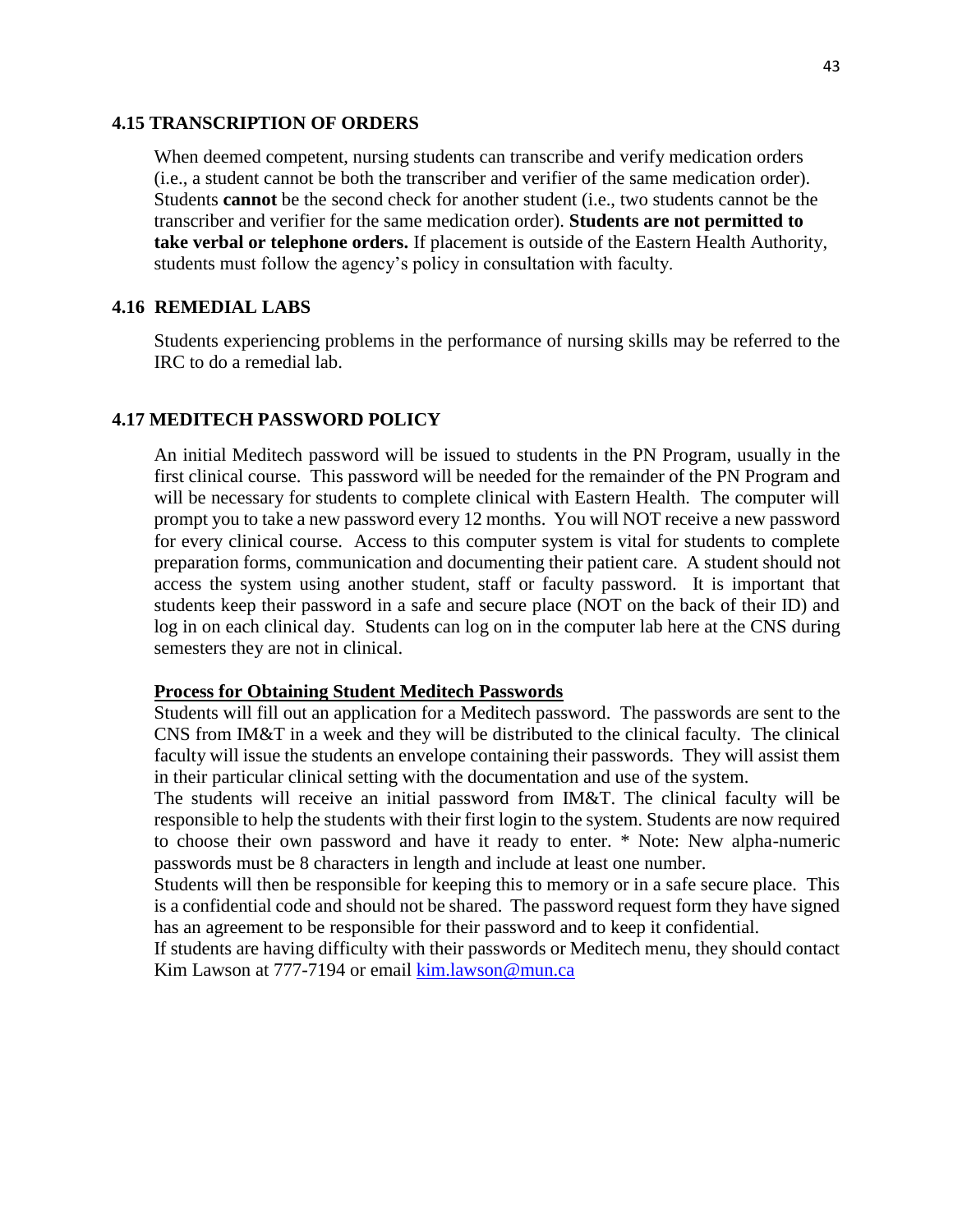### 4.15 TRANSCRIPTION OF ORDERS

When deemed competent, nursing students can transcribe and verify medication orders (i.e., a student cannot be both the transcriber and verifier of the same medication order). Students **cannot** be the second check for another student (i.e., two students cannot be the transcriber and verifier for the same medication order). **Students are not permitted to take verbal or telephone orders.** If placement is outside of the Eastern Health Authority, students must follow the agency's policy in consultation with faculty.

### 4.16 REMEDIAL LABS

Students experiencing problems in the performance of nursing skills may be referred to the IRC to do a remedial lab.

### 4.17 MEDITECH PASSWORD POLICY

An initial Meditech password will be issued to students in the PN Program, usually in the first clinical course. This password will be needed for the remainder of the PN Program and will be necessary for students to complete clinical with Eastern Health. The computer will prompt you to take a new password every 12 months. You will NOT receive a new password for every clinical course. Access to this computer system is vital for students to complete preparation forms, communication and documenting their patient care. A student should not access the system using another student, staff or faculty password. It is important that students keep their password in a safe and secure place (NOT on the back of their ID) and log in on each clinical day. Students can log on in the computer lab here at the CNS during semesters they are not in clinical.

**Process for Obtaining Student Meditech Passwords**

Students will fill out an application for a Meditech password. The passwords are sent to the CNS from IM&T in a week and they will be distributed to the clinical faculty. The clinical faculty will issue the students an envelope containing their passwords. They will assist them in their particular clinical setting with the documentation and use of the system.

The students will receive an initial password from IM&T. The clinical faculty will be responsible to help the students with their first login to the system. Students are now required to choose their own password and have it ready to enter. * Note: New alpha-numeric passwords must be 8 characters in length and include at least one number.

Students will then be responsible for keeping this to memory or in a safe secure place. This is a confidential code and should not be shared. The password request form they have signed has an agreement to be responsible for their password and to keep it confidential.

If students are having difficulty with their passwords or Meditech menu, they should contact Kim Lawson at 777-7194 or email [kim.lawson@mun.ca](mailto:kim.lawson@mun.ca)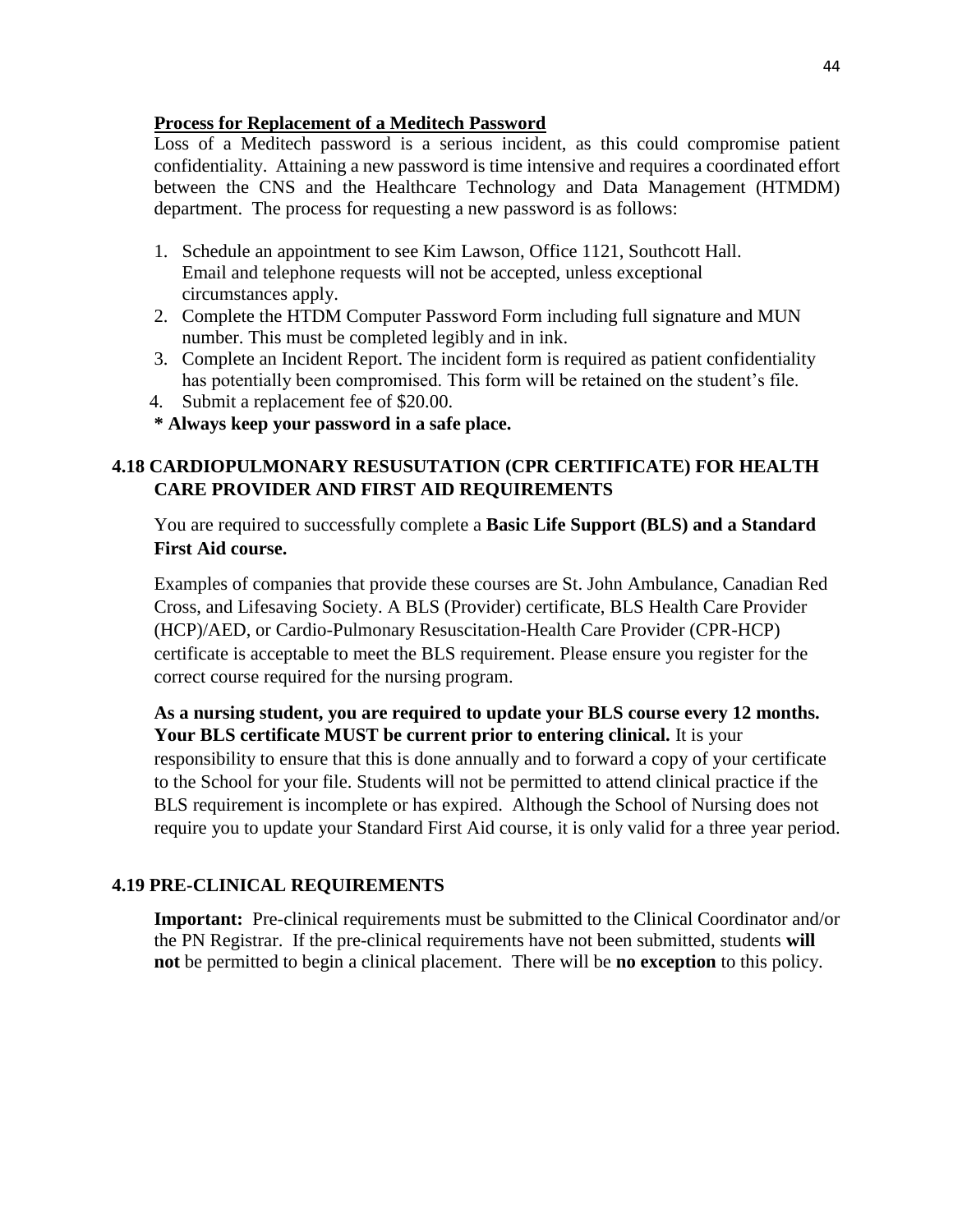**Process for Replacement of a Meditech Password**

Loss of a Meditech password is a serious incident, as this could compromise patient confidentiality. Attaining a new password is time intensive and requires a coordinated effort between the CNS and the Healthcare Technology and Data Management (HTMDM) department. The process for requesting a new password is as follows:

1. Schedule an appointment to see Kim Lawson, Office 1121, Southcott Hall. Email and telephone requests will not be accepted, unless exceptional circumstances apply.
2. Complete the HTDM Computer Password Form including full signature and MUN number. This must be completed legibly and in ink.
3. Complete an Incident Report. The incident form is required as patient confidentiality has potentially been compromised. This form will be retained on the student's file.
4. Submit a replacement fee of $20.00.

**\* Always keep your password in a safe place.**

## 4.18 CARDIOPULMONARY RESUSUTATION (CPR CERTIFICATE) FOR HEALTH CARE PROVIDER AND FIRST AID REQUIREMENTS

You are required to successfully complete a **Basic Life Support (BLS) and a Standard First Aid course.**

Examples of companies that provide these courses are St. John Ambulance, Canadian Red Cross, and Lifesaving Society. A BLS (Provider) certificate, BLS Health Care Provider (HCP)/AED, or Cardio-Pulmonary Resuscitation-Health Care Provider (CPR-HCP) certificate is acceptable to meet the BLS requirement. Please ensure you register for the correct course required for the nursing program.

**As a nursing student, you are required to update your BLS course every 12 months. Your BLS certificate MUST be current prior to entering clinical.** It is your responsibility to ensure that this is done annually and to forward a copy of your certificate to the School for your file. Students will not be permitted to attend clinical practice if the BLS requirement is incomplete or has expired. Although the School of Nursing does not require you to update your Standard First Aid course, it is only valid for a three year period.

## 4.19 PRE-CLINICAL REQUIREMENTS

**Important:** Pre-clinical requirements must be submitted to the Clinical Coordinator and/or the PN Registrar. If the pre-clinical requirements have not been submitted, students **will not** be permitted to begin a clinical placement. There will be **no exception** to this policy.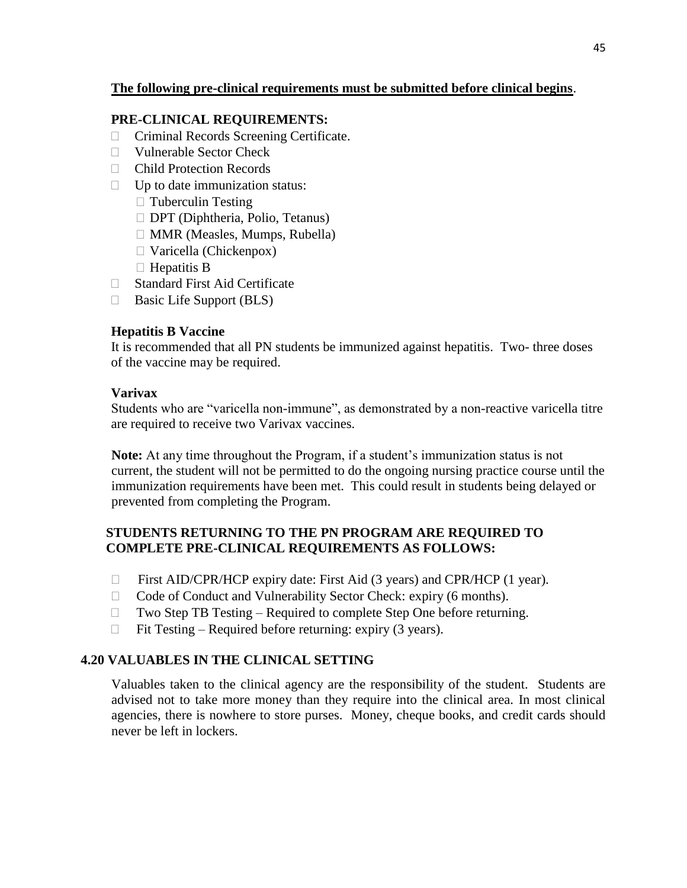**<u>The following pre-clinical requirements must be submitted before clinical begins</u>**.

**PRE-CLINICAL REQUIREMENTS:**

- Criminal Records Screening Certificate.
- Vulnerable Sector Check
- Child Protection Records
- Up to date immunization status:
  - Tuberculin Testing
  - DPT (Diphtheria, Polio, Tetanus)
  - MMR (Measles, Mumps, Rubella)
  - Varicella (Chickenpox)
  - Hepatitis B
- Standard First Aid Certificate
- Basic Life Support (BLS)

**Hepatitis B Vaccine**

It is recommended that all PN students be immunized against hepatitis. Two- three doses of the vaccine may be required.

**Varivax**

Students who are "varicella non-immune", as demonstrated by a non-reactive varicella titre are required to receive two Varivax vaccines.

**Note:** At any time throughout the Program, if a student's immunization status is not current, the student will not be permitted to do the ongoing nursing practice course until the immunization requirements have been met. This could result in students being delayed or prevented from completing the Program.

**STUDENTS RETURNING TO THE PN PROGRAM ARE REQUIRED TO COMPLETE PRE-CLINICAL REQUIREMENTS AS FOLLOWS:**

- First AID/CPR/HCP expiry date: First Aid (3 years) and CPR/HCP (1 year).
- Code of Conduct and Vulnerability Sector Check: expiry (6 months).
- Two Step TB Testing – Required to complete Step One before returning.
- Fit Testing – Required before returning: expiry (3 years).

## 4.20 VALUABLES IN THE CLINICAL SETTING

Valuables taken to the clinical agency are the responsibility of the student. Students are advised not to take more money than they require into the clinical area. In most clinical agencies, there is nowhere to store purses. Money, cheque books, and credit cards should never be left in lockers.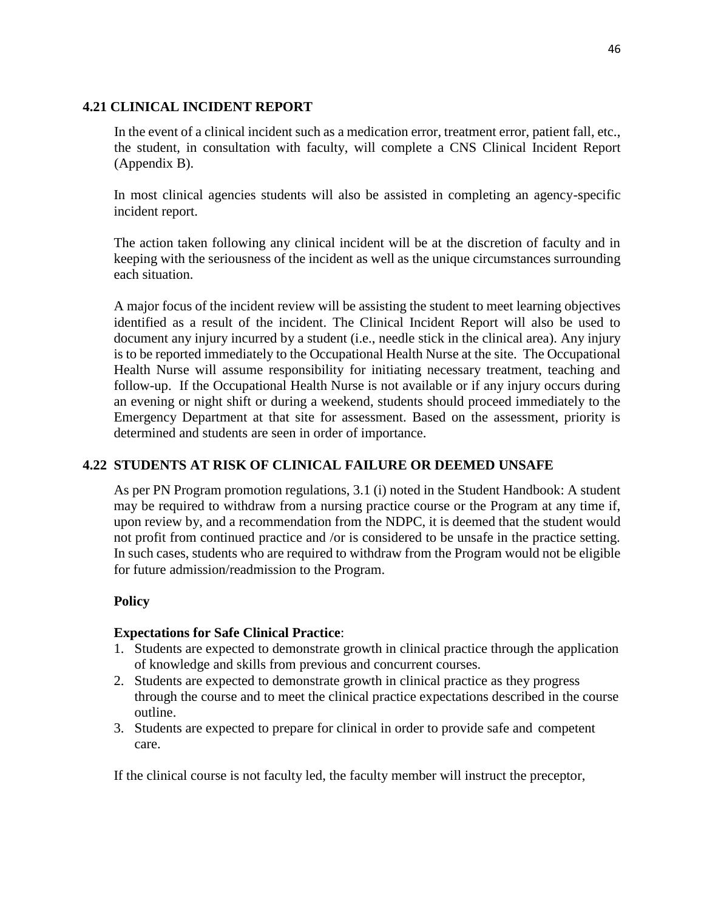## 4.21 CLINICAL INCIDENT REPORT

In the event of a clinical incident such as a medication error, treatment error, patient fall, etc., the student, in consultation with faculty, will complete a CNS Clinical Incident Report (Appendix B).

In most clinical agencies students will also be assisted in completing an agency-specific incident report.

The action taken following any clinical incident will be at the discretion of faculty and in keeping with the seriousness of the incident as well as the unique circumstances surrounding each situation.

A major focus of the incident review will be assisting the student to meet learning objectives identified as a result of the incident. The Clinical Incident Report will also be used to document any injury incurred by a student (i.e., needle stick in the clinical area). Any injury is to be reported immediately to the Occupational Health Nurse at the site. The Occupational Health Nurse will assume responsibility for initiating necessary treatment, teaching and follow-up. If the Occupational Health Nurse is not available or if any injury occurs during an evening or night shift or during a weekend, students should proceed immediately to the Emergency Department at that site for assessment. Based on the assessment, priority is determined and students are seen in order of importance.

## 4.22 STUDENTS AT RISK OF CLINICAL FAILURE OR DEEMED UNSAFE

As per PN Program promotion regulations, 3.1 (i) noted in the Student Handbook: A student may be required to withdraw from a nursing practice course or the Program at any time if, upon review by, and a recommendation from the NDPC, it is deemed that the student would not profit from continued practice and /or is considered to be unsafe in the practice setting. In such cases, students who are required to withdraw from the Program would not be eligible for future admission/readmission to the Program.

**Policy**

**Expectations for Safe Clinical Practice**:

1. Students are expected to demonstrate growth in clinical practice through the application of knowledge and skills from previous and concurrent courses.
2. Students are expected to demonstrate growth in clinical practice as they progress through the course and to meet the clinical practice expectations described in the course outline.
3. Students are expected to prepare for clinical in order to provide safe and competent care.

If the clinical course is not faculty led, the faculty member will instruct the preceptor,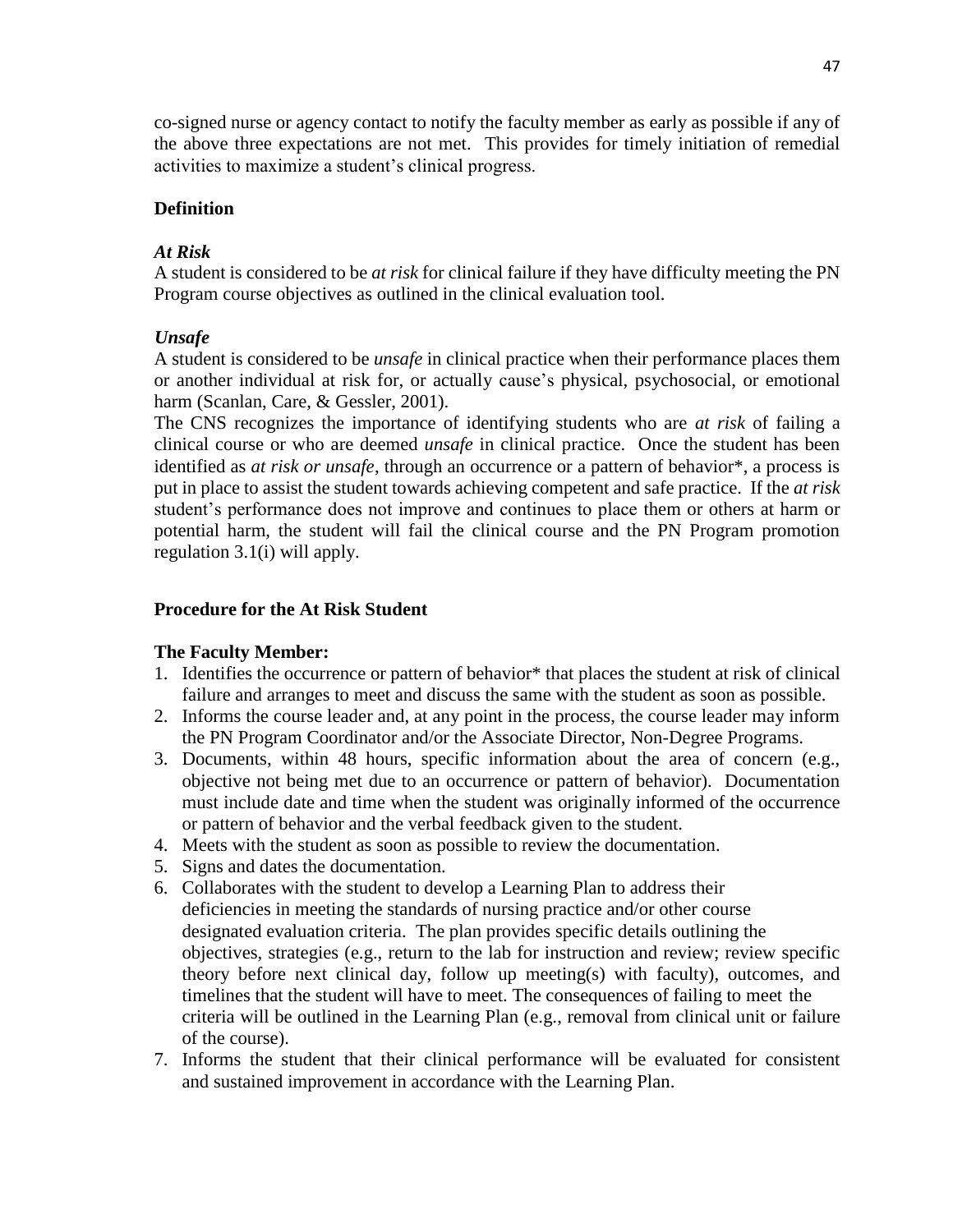co-signed nurse or agency contact to notify the faculty member as early as possible if any of the above three expectations are not met. This provides for timely initiation of remedial activities to maximize a student's clinical progress.

## Definition

### *At Risk*

A student is considered to be *at risk* for clinical failure if they have difficulty meeting the PN Program course objectives as outlined in the clinical evaluation tool.

### *Unsafe*

A student is considered to be *unsafe* in clinical practice when their performance places them or another individual at risk for, or actually cause's physical, psychosocial, or emotional harm (Scanlan, Care, & Gessler, 2001).

The CNS recognizes the importance of identifying students who are *at risk* of failing a clinical course or who are deemed *unsafe* in clinical practice. Once the student has been identified as *at risk or unsafe*, through an occurrence or a pattern of behavior*, a process is put in place to assist the student towards achieving competent and safe practice. If the *at risk* student's performance does not improve and continues to place them or others at harm or potential harm, the student will fail the clinical course and the PN Program promotion regulation 3.1(i) will apply.

## Procedure for the At Risk Student

**The Faculty Member:**

1. Identifies the occurrence or pattern of behavior* that places the student at risk of clinical failure and arranges to meet and discuss the same with the student as soon as possible.
2. Informs the course leader and, at any point in the process, the course leader may inform the PN Program Coordinator and/or the Associate Director, Non-Degree Programs.
3. Documents, within 48 hours, specific information about the area of concern (e.g., objective not being met due to an occurrence or pattern of behavior). Documentation must include date and time when the student was originally informed of the occurrence or pattern of behavior and the verbal feedback given to the student.
4. Meets with the student as soon as possible to review the documentation.
5. Signs and dates the documentation.
6. Collaborates with the student to develop a Learning Plan to address their deficiencies in meeting the standards of nursing practice and/or other course designated evaluation criteria. The plan provides specific details outlining the objectives, strategies (e.g., return to the lab for instruction and review; review specific theory before next clinical day, follow up meeting(s) with faculty), outcomes, and timelines that the student will have to meet. The consequences of failing to meet the criteria will be outlined in the Learning Plan (e.g., removal from clinical unit or failure of the course).
7. Informs the student that their clinical performance will be evaluated for consistent and sustained improvement in accordance with the Learning Plan.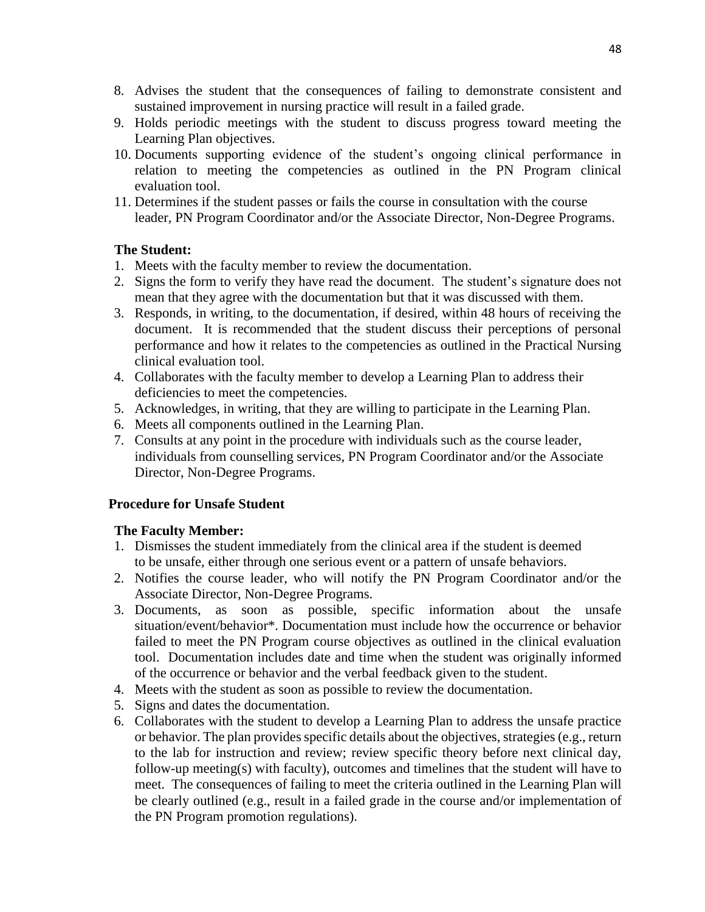8. Advises the student that the consequences of failing to demonstrate consistent and sustained improvement in nursing practice will result in a failed grade.
9. Holds periodic meetings with the student to discuss progress toward meeting the Learning Plan objectives.
10. Documents supporting evidence of the student's ongoing clinical performance in relation to meeting the competencies as outlined in the PN Program clinical evaluation tool.
11. Determines if the student passes or fails the course in consultation with the course leader, PN Program Coordinator and/or the Associate Director, Non-Degree Programs.

**The Student:**

1. Meets with the faculty member to review the documentation.
2. Signs the form to verify they have read the document. The student's signature does not mean that they agree with the documentation but that it was discussed with them.
3. Responds, in writing, to the documentation, if desired, within 48 hours of receiving the document. It is recommended that the student discuss their perceptions of personal performance and how it relates to the competencies as outlined in the Practical Nursing clinical evaluation tool.
4. Collaborates with the faculty member to develop a Learning Plan to address their deficiencies to meet the competencies.
5. Acknowledges, in writing, that they are willing to participate in the Learning Plan.
6. Meets all components outlined in the Learning Plan.
7. Consults at any point in the procedure with individuals such as the course leader, individuals from counselling services, PN Program Coordinator and/or the Associate Director, Non-Degree Programs.

**Procedure for Unsafe Student**

**The Faculty Member:**

1. Dismisses the student immediately from the clinical area if the student is deemed to be unsafe, either through one serious event or a pattern of unsafe behaviors.
2. Notifies the course leader, who will notify the PN Program Coordinator and/or the Associate Director, Non-Degree Programs.
3. Documents, as soon as possible, specific information about the unsafe situation/event/behavior*. Documentation must include how the occurrence or behavior failed to meet the PN Program course objectives as outlined in the clinical evaluation tool. Documentation includes date and time when the student was originally informed of the occurrence or behavior and the verbal feedback given to the student.
4. Meets with the student as soon as possible to review the documentation.
5. Signs and dates the documentation.
6. Collaborates with the student to develop a Learning Plan to address the unsafe practice or behavior. The plan provides specific details about the objectives, strategies (e.g., return to the lab for instruction and review; review specific theory before next clinical day, follow-up meeting(s) with faculty), outcomes and timelines that the student will have to meet. The consequences of failing to meet the criteria outlined in the Learning Plan will be clearly outlined (e.g., result in a failed grade in the course and/or implementation of the PN Program promotion regulations).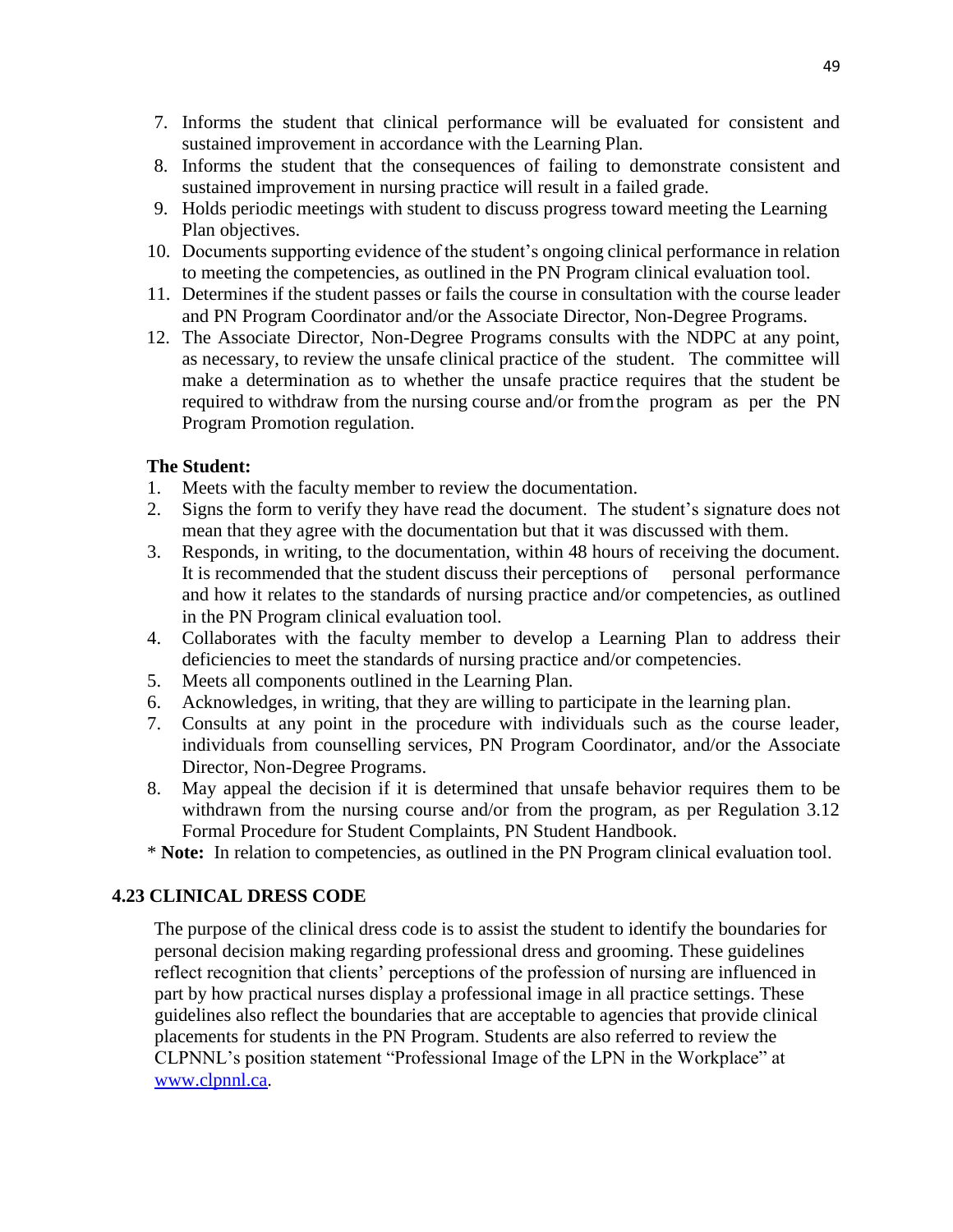7. Informs the student that clinical performance will be evaluated for consistent and sustained improvement in accordance with the Learning Plan.
8. Informs the student that the consequences of failing to demonstrate consistent and sustained improvement in nursing practice will result in a failed grade.
9. Holds periodic meetings with student to discuss progress toward meeting the Learning Plan objectives.
10. Documents supporting evidence of the student's ongoing clinical performance in relation to meeting the competencies, as outlined in the PN Program clinical evaluation tool.
11. Determines if the student passes or fails the course in consultation with the course leader and PN Program Coordinator and/or the Associate Director, Non-Degree Programs.
12. The Associate Director, Non-Degree Programs consults with the NDPC at any point, as necessary, to review the unsafe clinical practice of the student. The committee will make a determination as to whether the unsafe practice requires that the student be required to withdraw from the nursing course and/or from the program as per the PN Program Promotion regulation.

**The Student:**

1. Meets with the faculty member to review the documentation.
2. Signs the form to verify they have read the document. The student's signature does not mean that they agree with the documentation but that it was discussed with them.
3. Responds, in writing, to the documentation, within 48 hours of receiving the document. It is recommended that the student discuss their perceptions of personal performance and how it relates to the standards of nursing practice and/or competencies, as outlined in the PN Program clinical evaluation tool.
4. Collaborates with the faculty member to develop a Learning Plan to address their deficiencies to meet the standards of nursing practice and/or competencies.
5. Meets all components outlined in the Learning Plan.
6. Acknowledges, in writing, that they are willing to participate in the learning plan.
7. Consults at any point in the procedure with individuals such as the course leader, individuals from counselling services, PN Program Coordinator, and/or the Associate Director, Non-Degree Programs.
8. May appeal the decision if it is determined that unsafe behavior requires them to be withdrawn from the nursing course and/or from the program, as per Regulation 3.12 Formal Procedure for Student Complaints, PN Student Handbook.

\* **Note:** In relation to competencies, as outlined in the PN Program clinical evaluation tool.

## 4.23 CLINICAL DRESS CODE

The purpose of the clinical dress code is to assist the student to identify the boundaries for personal decision making regarding professional dress and grooming. These guidelines reflect recognition that clients' perceptions of the profession of nursing are influenced in part by how practical nurses display a professional image in all practice settings. These guidelines also reflect the boundaries that are acceptable to agencies that provide clinical placements for students in the PN Program. Students are also referred to review the CLPNNL's position statement "Professional Image of the LPN in the Workplace" at [www.clpnnl.ca](http://www.clpnnl.ca).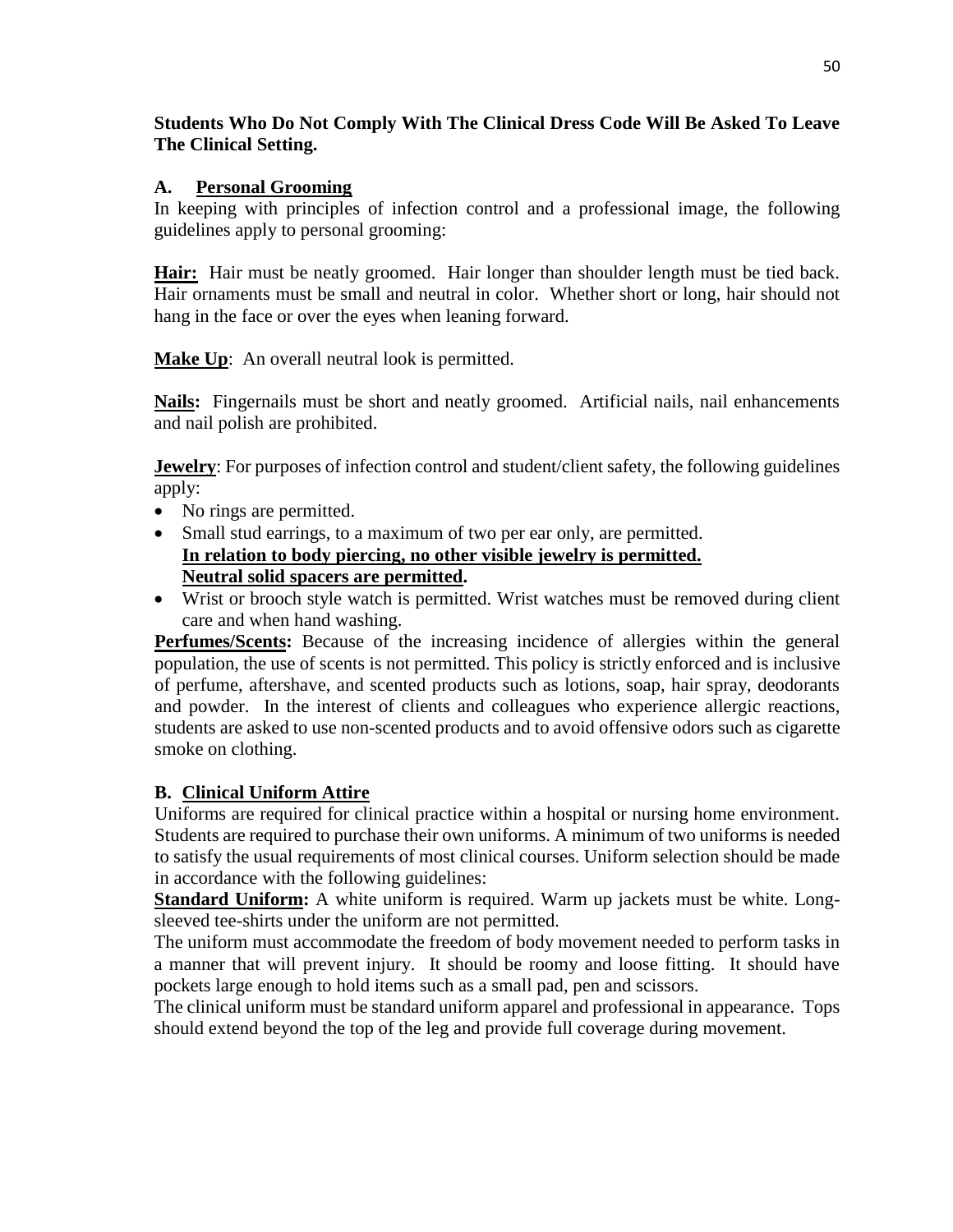**Students Who Do Not Comply With The Clinical Dress Code Will Be Asked To Leave The Clinical Setting.**

## A. Personal Grooming

In keeping with principles of infection control and a professional image, the following guidelines apply to personal grooming:

**Hair:** Hair must be neatly groomed. Hair longer than shoulder length must be tied back. Hair ornaments must be small and neutral in color. Whether short or long, hair should not hang in the face or over the eyes when leaning forward.

**Make Up**: An overall neutral look is permitted.

**Nails:** Fingernails must be short and neatly groomed. Artificial nails, nail enhancements and nail polish are prohibited.

**Jewelry**: For purposes of infection control and student/client safety, the following guidelines apply:

- No rings are permitted.
- Small stud earrings, to a maximum of two per ear only, are permitted.
  **In relation to body piercing, no other visible jewelry is permitted.**
  **Neutral solid spacers are permitted.**
- Wrist or brooch style watch is permitted. Wrist watches must be removed during client care and when hand washing.

**Perfumes/Scents:** Because of the increasing incidence of allergies within the general population, the use of scents is not permitted. This policy is strictly enforced and is inclusive of perfume, aftershave, and scented products such as lotions, soap, hair spray, deodorants and powder. In the interest of clients and colleagues who experience allergic reactions, students are asked to use non-scented products and to avoid offensive odors such as cigarette smoke on clothing.

## B. Clinical Uniform Attire

Uniforms are required for clinical practice within a hospital or nursing home environment. Students are required to purchase their own uniforms. A minimum of two uniforms is needed to satisfy the usual requirements of most clinical courses. Uniform selection should be made in accordance with the following guidelines:

**Standard Uniform:** A white uniform is required. Warm up jackets must be white. Long-sleeved tee-shirts under the uniform are not permitted.

The uniform must accommodate the freedom of body movement needed to perform tasks in a manner that will prevent injury. It should be roomy and loose fitting. It should have pockets large enough to hold items such as a small pad, pen and scissors.

The clinical uniform must be standard uniform apparel and professional in appearance. Tops should extend beyond the top of the leg and provide full coverage during movement.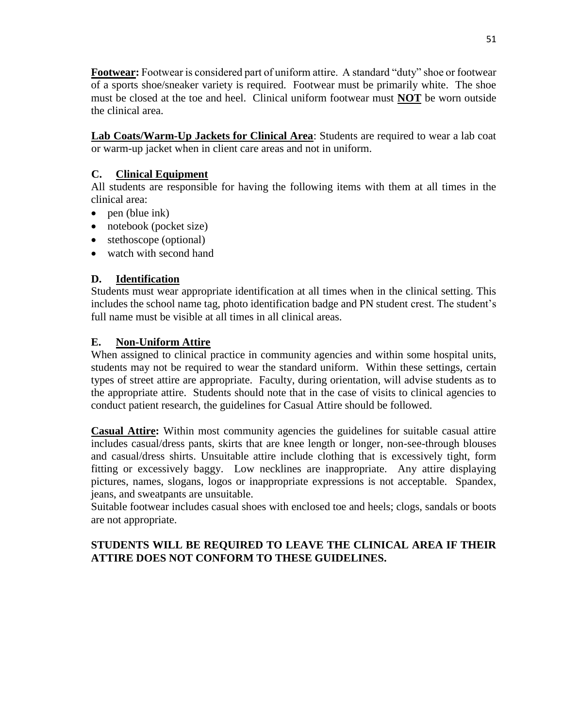**Footwear:** Footwear is considered part of uniform attire. A standard "duty" shoe or footwear of a sports shoe/sneaker variety is required. Footwear must be primarily white. The shoe must be closed at the toe and heel. Clinical uniform footwear must **NOT** be worn outside the clinical area.

**Lab Coats/Warm-Up Jackets for Clinical Area**: Students are required to wear a lab coat or warm-up jacket when in client care areas and not in uniform.

### C. Clinical Equipment

All students are responsible for having the following items with them at all times in the clinical area:

- pen (blue ink)
- notebook (pocket size)
- stethoscope (optional)
- watch with second hand

### D. Identification

Students must wear appropriate identification at all times when in the clinical setting. This includes the school name tag, photo identification badge and PN student crest. The student's full name must be visible at all times in all clinical areas.

### E. Non-Uniform Attire

When assigned to clinical practice in community agencies and within some hospital units, students may not be required to wear the standard uniform. Within these settings, certain types of street attire are appropriate. Faculty, during orientation, will advise students as to the appropriate attire. Students should note that in the case of visits to clinical agencies to conduct patient research, the guidelines for Casual Attire should be followed.

**Casual Attire:** Within most community agencies the guidelines for suitable casual attire includes casual/dress pants, skirts that are knee length or longer, non-see-through blouses and casual/dress shirts. Unsuitable attire include clothing that is excessively tight, form fitting or excessively baggy. Low necklines are inappropriate. Any attire displaying pictures, names, slogans, logos or inappropriate expressions is not acceptable. Spandex, jeans, and sweatpants are unsuitable.

Suitable footwear includes casual shoes with enclosed toe and heels; clogs, sandals or boots are not appropriate.

**STUDENTS WILL BE REQUIRED TO LEAVE THE CLINICAL AREA IF THEIR ATTIRE DOES NOT CONFORM TO THESE GUIDELINES.**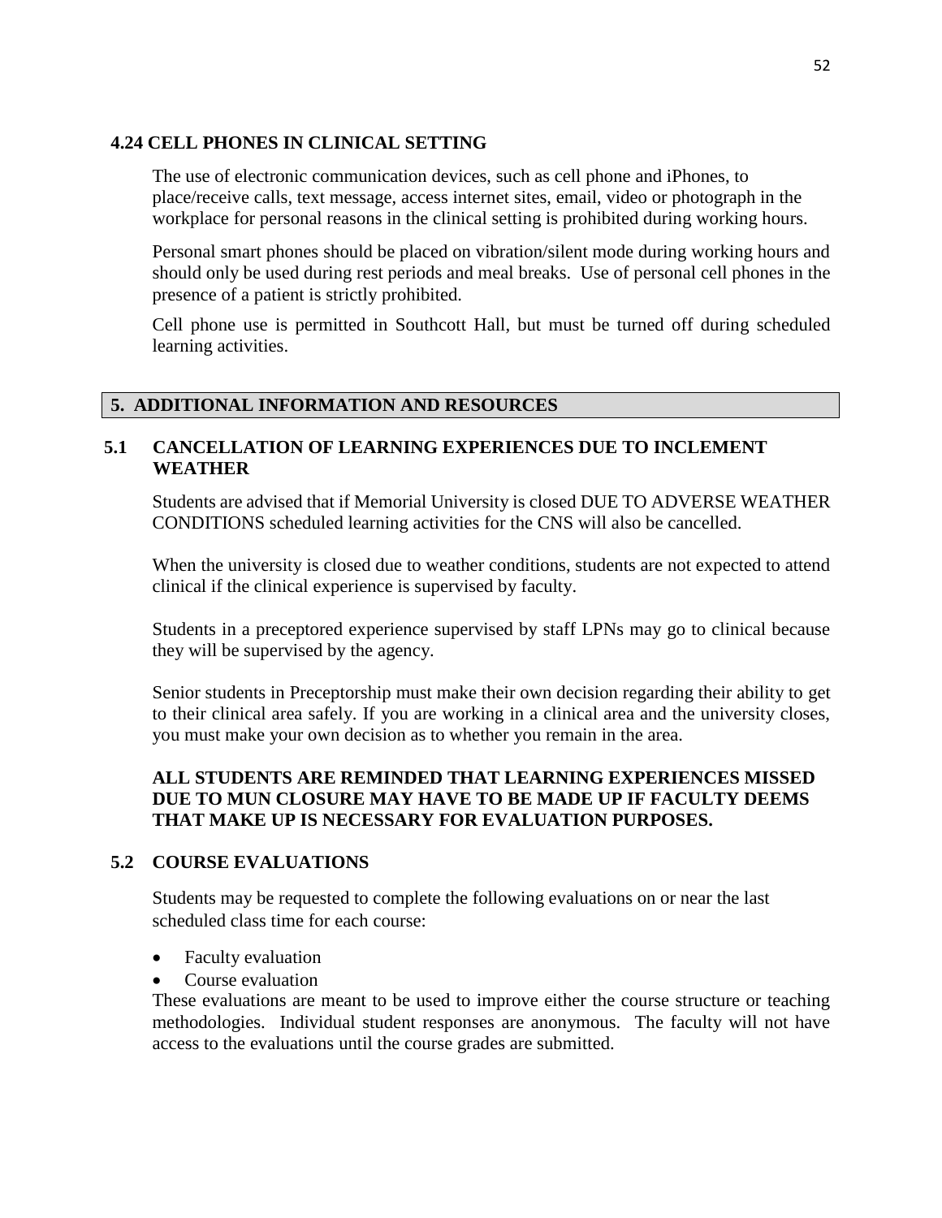### 4.24 CELL PHONES IN CLINICAL SETTING

The use of electronic communication devices, such as cell phone and iPhones, to place/receive calls, text message, access internet sites, email, video or photograph in the workplace for personal reasons in the clinical setting is prohibited during working hours.

Personal smart phones should be placed on vibration/silent mode during working hours and should only be used during rest periods and meal breaks. Use of personal cell phones in the presence of a patient is strictly prohibited.

Cell phone use is permitted in Southcott Hall, but must be turned off during scheduled learning activities.

## 5. ADDITIONAL INFORMATION AND RESOURCES

### 5.1 CANCELLATION OF LEARNING EXPERIENCES DUE TO INCLEMENT WEATHER

Students are advised that if Memorial University is closed DUE TO ADVERSE WEATHER CONDITIONS scheduled learning activities for the CNS will also be cancelled.

When the university is closed due to weather conditions, students are not expected to attend clinical if the clinical experience is supervised by faculty.

Students in a preceptored experience supervised by staff LPNs may go to clinical because they will be supervised by the agency.

Senior students in Preceptorship must make their own decision regarding their ability to get to their clinical area safely. If you are working in a clinical area and the university closes, you must make your own decision as to whether you remain in the area.

**ALL STUDENTS ARE REMINDED THAT LEARNING EXPERIENCES MISSED DUE TO MUN CLOSURE MAY HAVE TO BE MADE UP IF FACULTY DEEMS THAT MAKE UP IS NECESSARY FOR EVALUATION PURPOSES.**

### 5.2 COURSE EVALUATIONS

Students may be requested to complete the following evaluations on or near the last scheduled class time for each course:

- Faculty evaluation
- Course evaluation

These evaluations are meant to be used to improve either the course structure or teaching methodologies. Individual student responses are anonymous. The faculty will not have access to the evaluations until the course grades are submitted.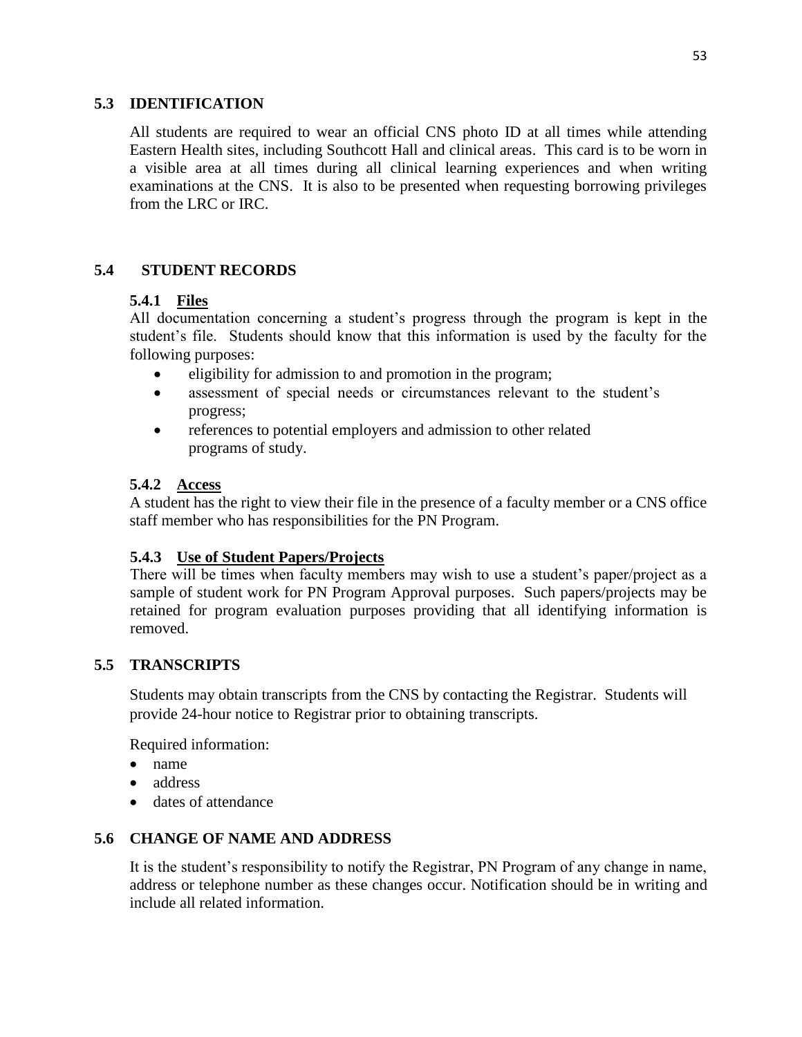## 5.3 IDENTIFICATION

All students are required to wear an official CNS photo ID at all times while attending Eastern Health sites, including Southcott Hall and clinical areas. This card is to be worn in a visible area at all times during all clinical learning experiences and when writing examinations at the CNS. It is also to be presented when requesting borrowing privileges from the LRC or IRC.

## 5.4 STUDENT RECORDS

### 5.4.1 Files

All documentation concerning a student's progress through the program is kept in the student's file. Students should know that this information is used by the faculty for the following purposes:

- eligibility for admission to and promotion in the program;
- assessment of special needs or circumstances relevant to the student's progress;
- references to potential employers and admission to other related programs of study.

### 5.4.2 Access

A student has the right to view their file in the presence of a faculty member or a CNS office staff member who has responsibilities for the PN Program.

### 5.4.3 Use of Student Papers/Projects

There will be times when faculty members may wish to use a student's paper/project as a sample of student work for PN Program Approval purposes. Such papers/projects may be retained for program evaluation purposes providing that all identifying information is removed.

## 5.5 TRANSCRIPTS

Students may obtain transcripts from the CNS by contacting the Registrar. Students will provide 24-hour notice to Registrar prior to obtaining transcripts.

Required information:

- name
- address
- dates of attendance

## 5.6 CHANGE OF NAME AND ADDRESS

It is the student's responsibility to notify the Registrar, PN Program of any change in name, address or telephone number as these changes occur. Notification should be in writing and include all related information.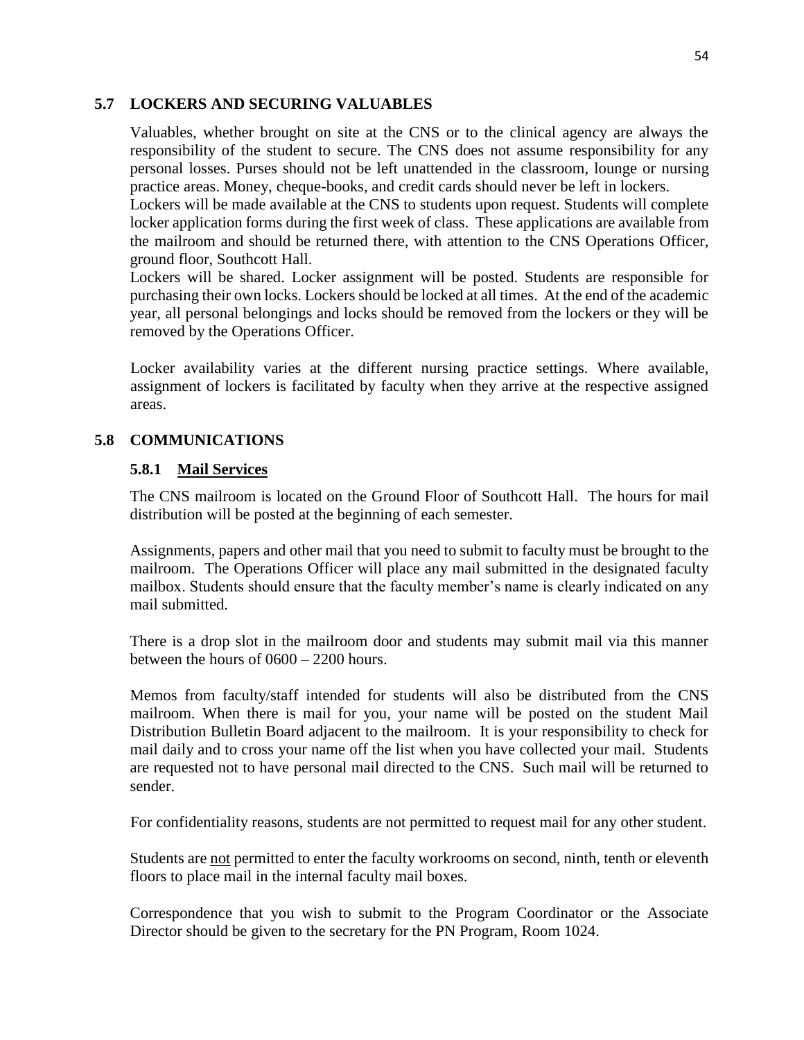## 5.7 LOCKERS AND SECURING VALUABLES

Valuables, whether brought on site at the CNS or to the clinical agency are always the responsibility of the student to secure. The CNS does not assume responsibility for any personal losses. Purses should not be left unattended in the classroom, lounge or nursing practice areas. Money, cheque-books, and credit cards should never be left in lockers.

Lockers will be made available at the CNS to students upon request. Students will complete locker application forms during the first week of class. These applications are available from the mailroom and should be returned there, with attention to the CNS Operations Officer, ground floor, Southcott Hall.

Lockers will be shared. Locker assignment will be posted. Students are responsible for purchasing their own locks. Lockers should be locked at all times. At the end of the academic year, all personal belongings and locks should be removed from the lockers or they will be removed by the Operations Officer.

Locker availability varies at the different nursing practice settings. Where available, assignment of lockers is facilitated by faculty when they arrive at the respective assigned areas.

## 5.8 COMMUNICATIONS

### 5.8.1 Mail Services

The CNS mailroom is located on the Ground Floor of Southcott Hall. The hours for mail distribution will be posted at the beginning of each semester.

Assignments, papers and other mail that you need to submit to faculty must be brought to the mailroom. The Operations Officer will place any mail submitted in the designated faculty mailbox. Students should ensure that the faculty member's name is clearly indicated on any mail submitted.

There is a drop slot in the mailroom door and students may submit mail via this manner between the hours of 0600 – 2200 hours.

Memos from faculty/staff intended for students will also be distributed from the CNS mailroom. When there is mail for you, your name will be posted on the student Mail Distribution Bulletin Board adjacent to the mailroom. It is your responsibility to check for mail daily and to cross your name off the list when you have collected your mail. Students are requested not to have personal mail directed to the CNS. Such mail will be returned to sender.

For confidentiality reasons, students are not permitted to request mail for any other student.

Students are not permitted to enter the faculty workrooms on second, ninth, tenth or eleventh floors to place mail in the internal faculty mail boxes.

Correspondence that you wish to submit to the Program Coordinator or the Associate Director should be given to the secretary for the PN Program, Room 1024.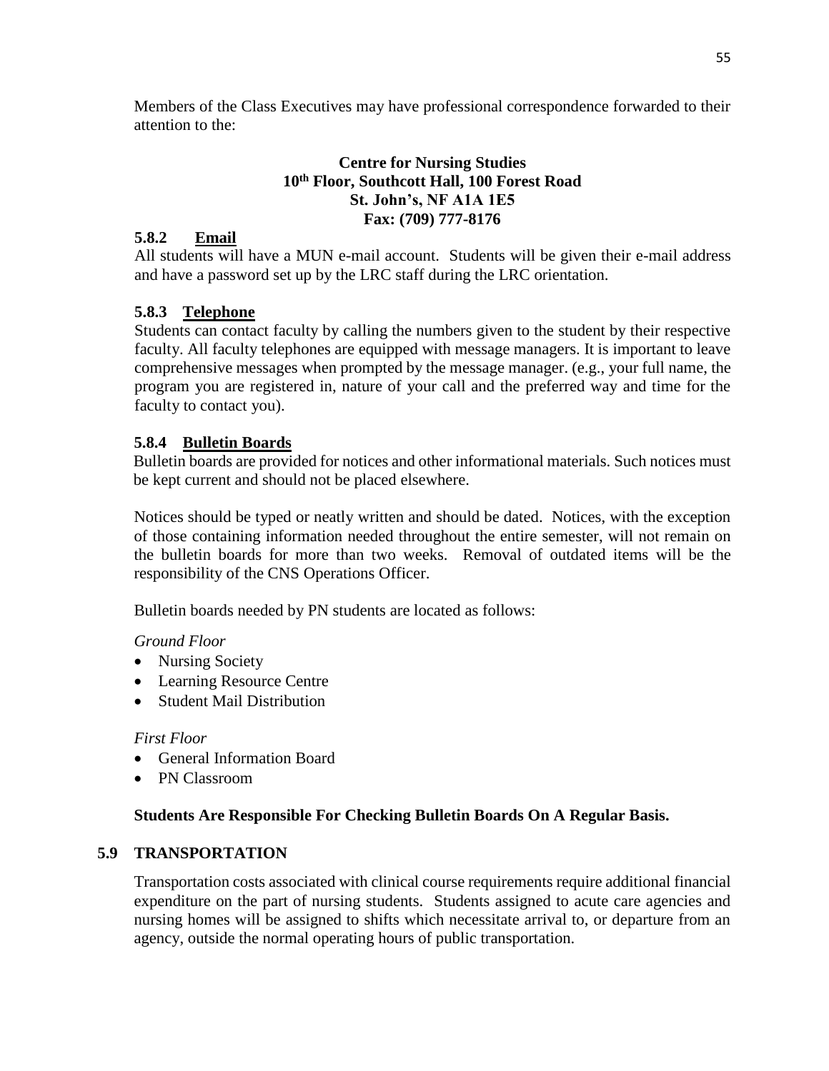Members of the Class Executives may have professional correspondence forwarded to their attention to the:

**Centre for Nursing Studies**
**10th Floor, Southcott Hall, 100 Forest Road**
**St. John's, NF A1A 1E5**
**Fax: (709) 777-8176**

### 5.8.2 Email

All students will have a MUN e-mail account. Students will be given their e-mail address and have a password set up by the LRC staff during the LRC orientation.

### 5.8.3 Telephone

Students can contact faculty by calling the numbers given to the student by their respective faculty. All faculty telephones are equipped with message managers. It is important to leave comprehensive messages when prompted by the message manager. (e.g., your full name, the program you are registered in, nature of your call and the preferred way and time for the faculty to contact you).

### 5.8.4 Bulletin Boards

Bulletin boards are provided for notices and other informational materials. Such notices must be kept current and should not be placed elsewhere.

Notices should be typed or neatly written and should be dated. Notices, with the exception of those containing information needed throughout the entire semester, will not remain on the bulletin boards for more than two weeks. Removal of outdated items will be the responsibility of the CNS Operations Officer.

Bulletin boards needed by PN students are located as follows:

*Ground Floor*

- Nursing Society
- Learning Resource Centre
- Student Mail Distribution

*First Floor*

- General Information Board
- PN Classroom

**Students Are Responsible For Checking Bulletin Boards On A Regular Basis.**

## 5.9 TRANSPORTATION

Transportation costs associated with clinical course requirements require additional financial expenditure on the part of nursing students. Students assigned to acute care agencies and nursing homes will be assigned to shifts which necessitate arrival to, or departure from an agency, outside the normal operating hours of public transportation.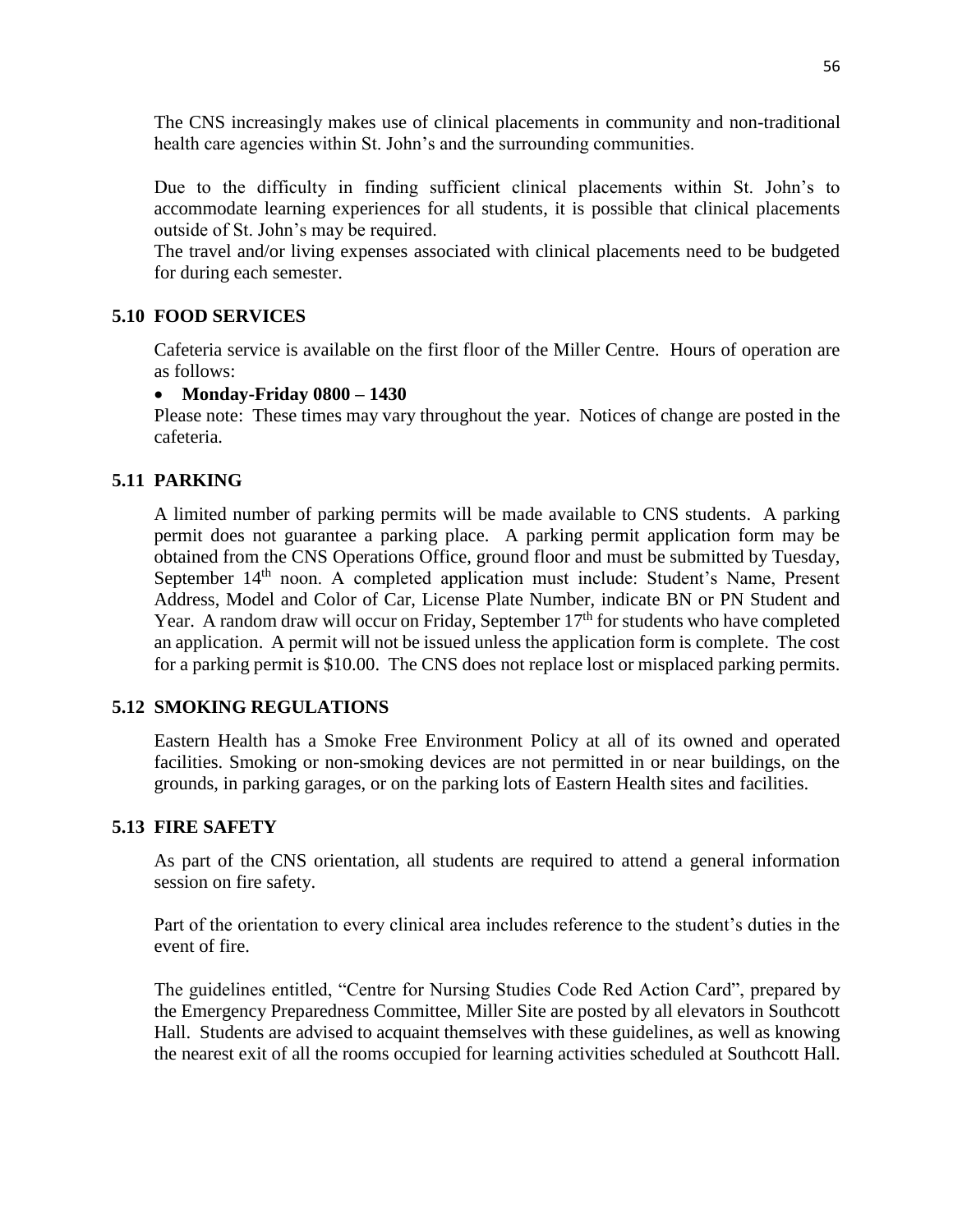The CNS increasingly makes use of clinical placements in community and non-traditional health care agencies within St. John's and the surrounding communities.

Due to the difficulty in finding sufficient clinical placements within St. John's to accommodate learning experiences for all students, it is possible that clinical placements outside of St. John's may be required.
The travel and/or living expenses associated with clinical placements need to be budgeted for during each semester.

## 5.10 FOOD SERVICES

Cafeteria service is available on the first floor of the Miller Centre. Hours of operation are as follows:

- **Monday-Friday 0800 – 1430**

Please note: These times may vary throughout the year. Notices of change are posted in the cafeteria.

## 5.11 PARKING

A limited number of parking permits will be made available to CNS students. A parking permit does not guarantee a parking place. A parking permit application form may be obtained from the CNS Operations Office, ground floor and must be submitted by Tuesday, September 14th noon. A completed application must include: Student's Name, Present Address, Model and Color of Car, License Plate Number, indicate BN or PN Student and Year. A random draw will occur on Friday, September 17th for students who have completed an application. A permit will not be issued unless the application form is complete. The cost for a parking permit is $10.00. The CNS does not replace lost or misplaced parking permits.

## 5.12 SMOKING REGULATIONS

Eastern Health has a Smoke Free Environment Policy at all of its owned and operated facilities. Smoking or non-smoking devices are not permitted in or near buildings, on the grounds, in parking garages, or on the parking lots of Eastern Health sites and facilities.

## 5.13 FIRE SAFETY

As part of the CNS orientation, all students are required to attend a general information session on fire safety.

Part of the orientation to every clinical area includes reference to the student's duties in the event of fire.

The guidelines entitled, "Centre for Nursing Studies Code Red Action Card", prepared by the Emergency Preparedness Committee, Miller Site are posted by all elevators in Southcott Hall. Students are advised to acquaint themselves with these guidelines, as well as knowing the nearest exit of all the rooms occupied for learning activities scheduled at Southcott Hall.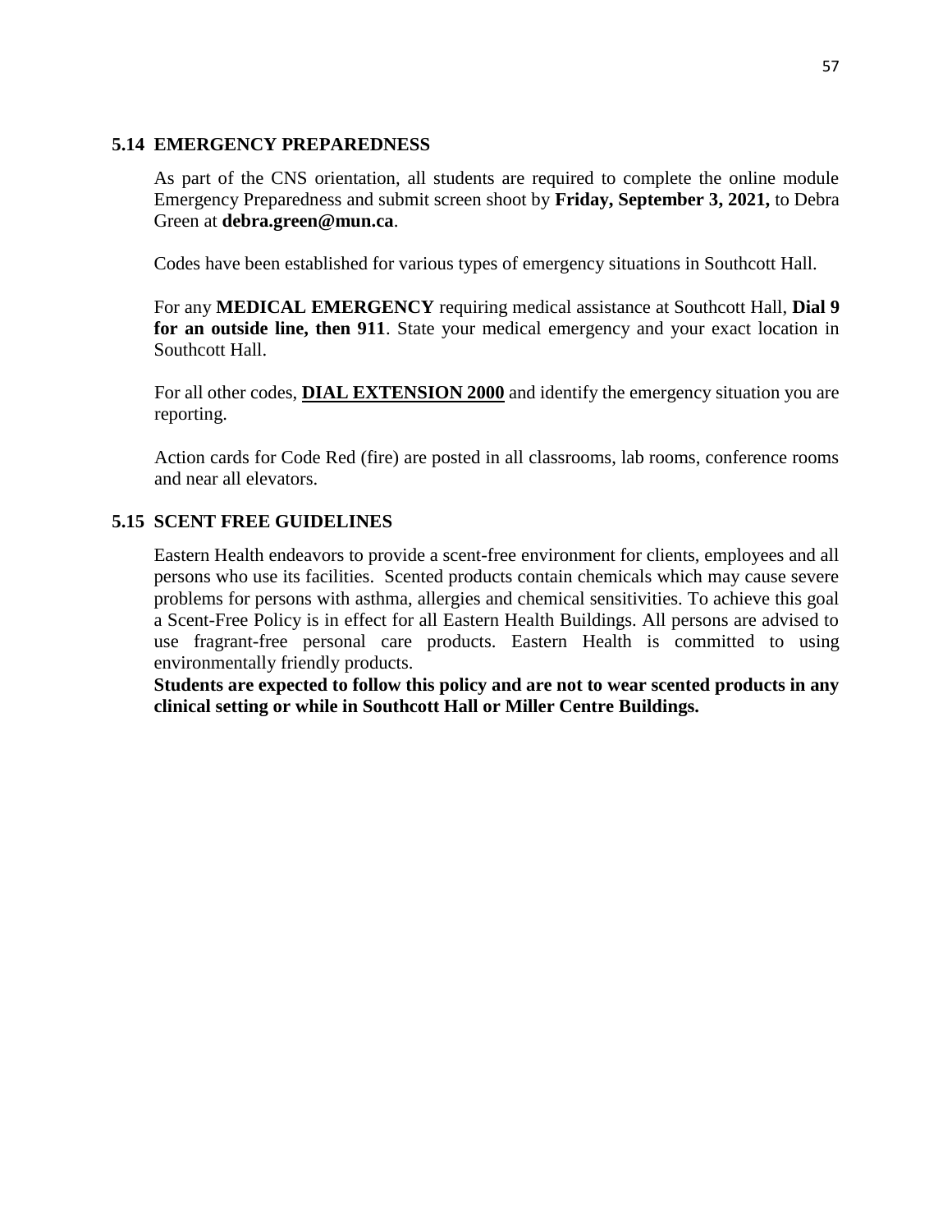## 5.14 EMERGENCY PREPAREDNESS

As part of the CNS orientation, all students are required to complete the online module Emergency Preparedness and submit screen shoot by **Friday, September 3, 2021,** to Debra Green at **debra.green@mun.ca**.

Codes have been established for various types of emergency situations in Southcott Hall.

For any **MEDICAL EMERGENCY** requiring medical assistance at Southcott Hall, **Dial 9 for an outside line, then 911**. State your medical emergency and your exact location in Southcott Hall.

For all other codes, <u>**DIAL EXTENSION 2000**</u> and identify the emergency situation you are reporting.

Action cards for Code Red (fire) are posted in all classrooms, lab rooms, conference rooms and near all elevators.

## 5.15 SCENT FREE GUIDELINES

Eastern Health endeavors to provide a scent-free environment for clients, employees and all persons who use its facilities. Scented products contain chemicals which may cause severe problems for persons with asthma, allergies and chemical sensitivities. To achieve this goal a Scent-Free Policy is in effect for all Eastern Health Buildings. All persons are advised to use fragrant-free personal care products. Eastern Health is committed to using environmentally friendly products.

**Students are expected to follow this policy and are not to wear scented products in any clinical setting or while in Southcott Hall or Miller Centre Buildings.**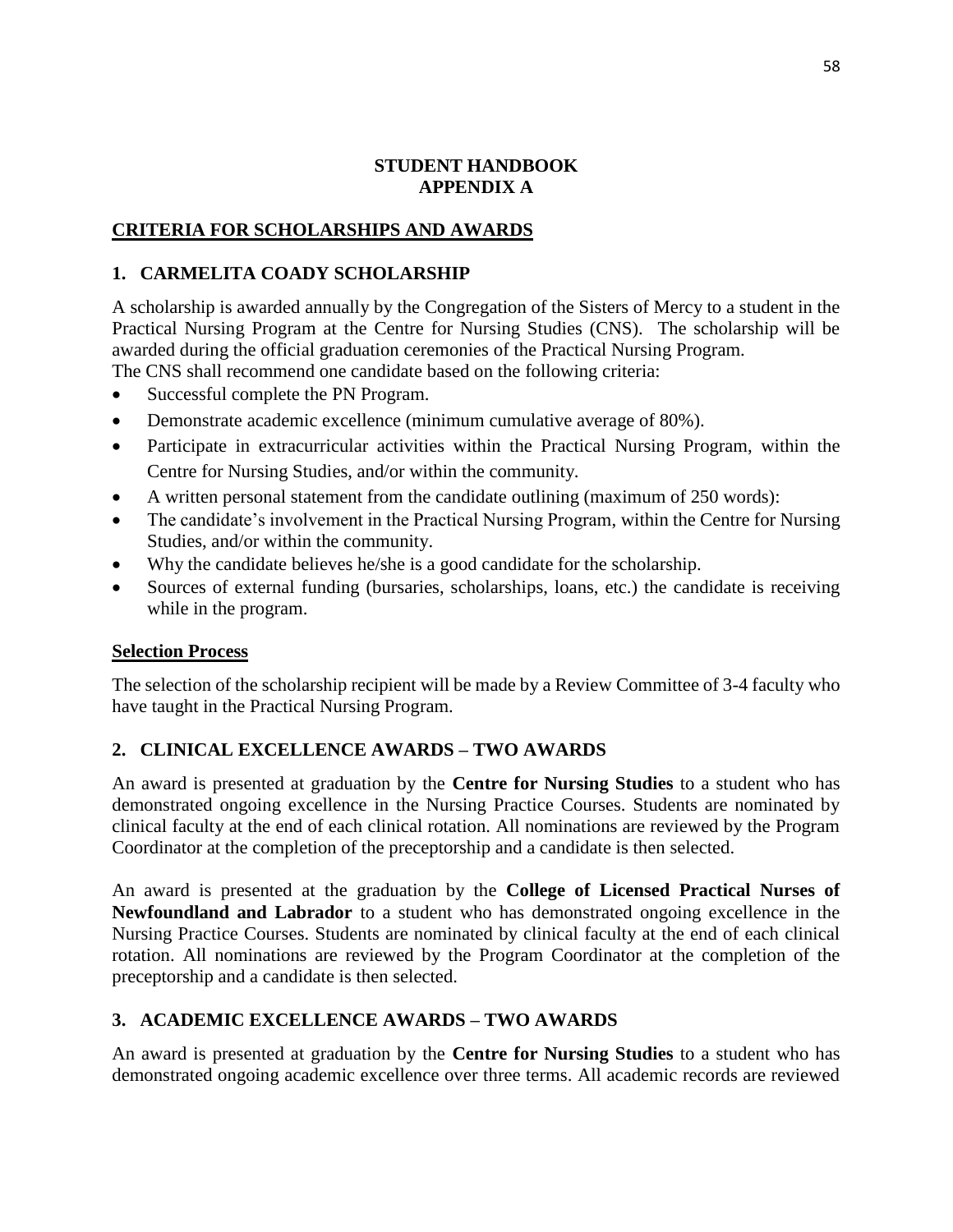# STUDENT HANDBOOK
# APPENDIX A

## CRITERIA FOR SCHOLARSHIPS AND AWARDS

### 1. CARMELITA COADY SCHOLARSHIP

A scholarship is awarded annually by the Congregation of the Sisters of Mercy to a student in the Practical Nursing Program at the Centre for Nursing Studies (CNS). The scholarship will be awarded during the official graduation ceremonies of the Practical Nursing Program.
The CNS shall recommend one candidate based on the following criteria:

- Successful complete the PN Program.
- Demonstrate academic excellence (minimum cumulative average of 80%).
- Participate in extracurricular activities within the Practical Nursing Program, within the Centre for Nursing Studies, and/or within the community.
- A written personal statement from the candidate outlining (maximum of 250 words):
- The candidate's involvement in the Practical Nursing Program, within the Centre for Nursing Studies, and/or within the community.
- Why the candidate believes he/she is a good candidate for the scholarship.
- Sources of external funding (bursaries, scholarships, loans, etc.) the candidate is receiving while in the program.

#### Selection Process

The selection of the scholarship recipient will be made by a Review Committee of 3-4 faculty who have taught in the Practical Nursing Program.

### 2. CLINICAL EXCELLENCE AWARDS – TWO AWARDS

An award is presented at graduation by the **Centre for Nursing Studies** to a student who has demonstrated ongoing excellence in the Nursing Practice Courses. Students are nominated by clinical faculty at the end of each clinical rotation. All nominations are reviewed by the Program Coordinator at the completion of the preceptorship and a candidate is then selected.

An award is presented at the graduation by the **College of Licensed Practical Nurses of Newfoundland and Labrador** to a student who has demonstrated ongoing excellence in the Nursing Practice Courses. Students are nominated by clinical faculty at the end of each clinical rotation. All nominations are reviewed by the Program Coordinator at the completion of the preceptorship and a candidate is then selected.

### 3. ACADEMIC EXCELLENCE AWARDS – TWO AWARDS

An award is presented at graduation by the **Centre for Nursing Studies** to a student who has demonstrated ongoing academic excellence over three terms. All academic records are reviewed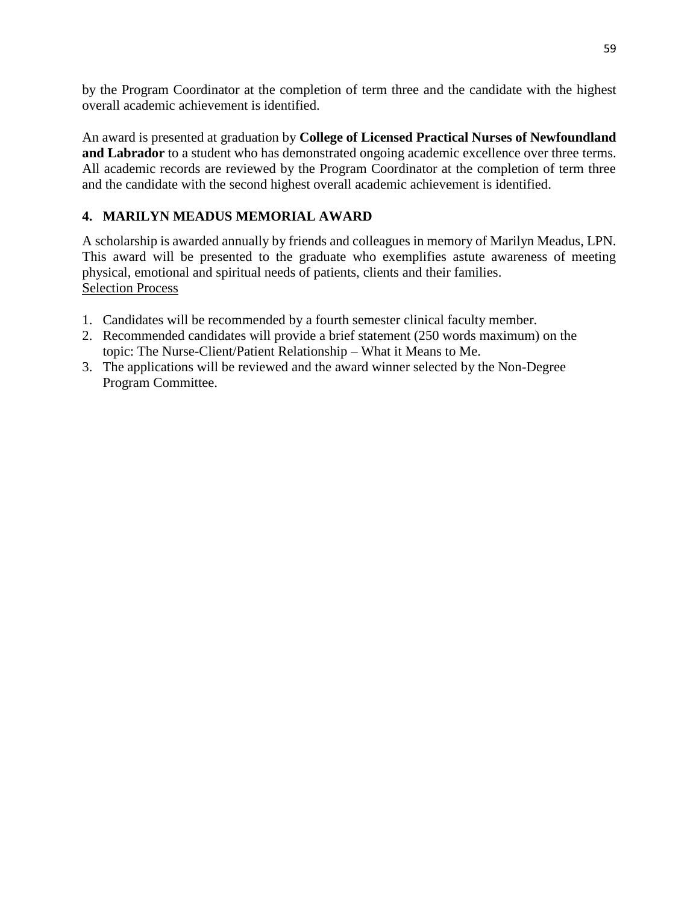by the Program Coordinator at the completion of term three and the candidate with the highest overall academic achievement is identified.

An award is presented at graduation by **College of Licensed Practical Nurses of Newfoundland and Labrador** to a student who has demonstrated ongoing academic excellence over three terms. All academic records are reviewed by the Program Coordinator at the completion of term three and the candidate with the second highest overall academic achievement is identified.

## 4. MARILYN MEADUS MEMORIAL AWARD

A scholarship is awarded annually by friends and colleagues in memory of Marilyn Meadus, LPN. This award will be presented to the graduate who exemplifies astute awareness of meeting physical, emotional and spiritual needs of patients, clients and their families.

<u>Selection Process</u>

1. Candidates will be recommended by a fourth semester clinical faculty member.
2. Recommended candidates will provide a brief statement (250 words maximum) on the topic: The Nurse-Client/Patient Relationship – What it Means to Me.
3. The applications will be reviewed and the award winner selected by the Non-Degree Program Committee.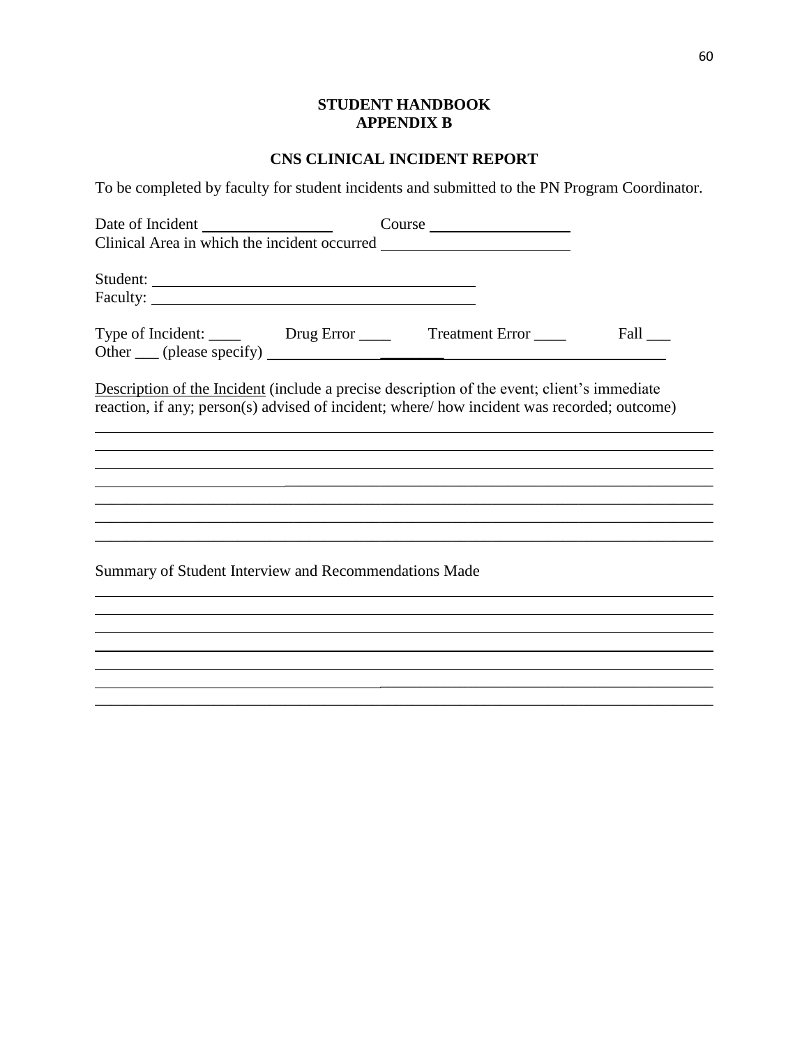**STUDENT HANDBOOK**
**APPENDIX B**

## CNS CLINICAL INCIDENT REPORT

To be completed by faculty for student incidents and submitted to the PN Program Coordinator.

Date of Incident ________________ Course __________________
Clinical Area in which the incident occurred ________________________

Student: ________________________________________
Faculty: ________________________________________

Type of Incident: ____ Drug Error ____ Treatment Error ____ Fall ___
Other ___ (please specify) ________________________________________

Description of the Incident (include a precise description of the event; client's immediate reaction, if any; person(s) advised of incident; where/ how incident was recorded; outcome)

_______________________________________________________________________________
_______________________________________________________________________________
_______________________________________________________________________________
_______________________________________________________________________________
_______________________________________________________________________________
_______________________________________________________________________________
_______________________________________________________________________________

Summary of Student Interview and Recommendations Made

_______________________________________________________________________________
_______________________________________________________________________________
_______________________________________________________________________________
_______________________________________________________________________________
_______________________________________________________________________________
_______________________________________________________________________________
_______________________________________________________________________________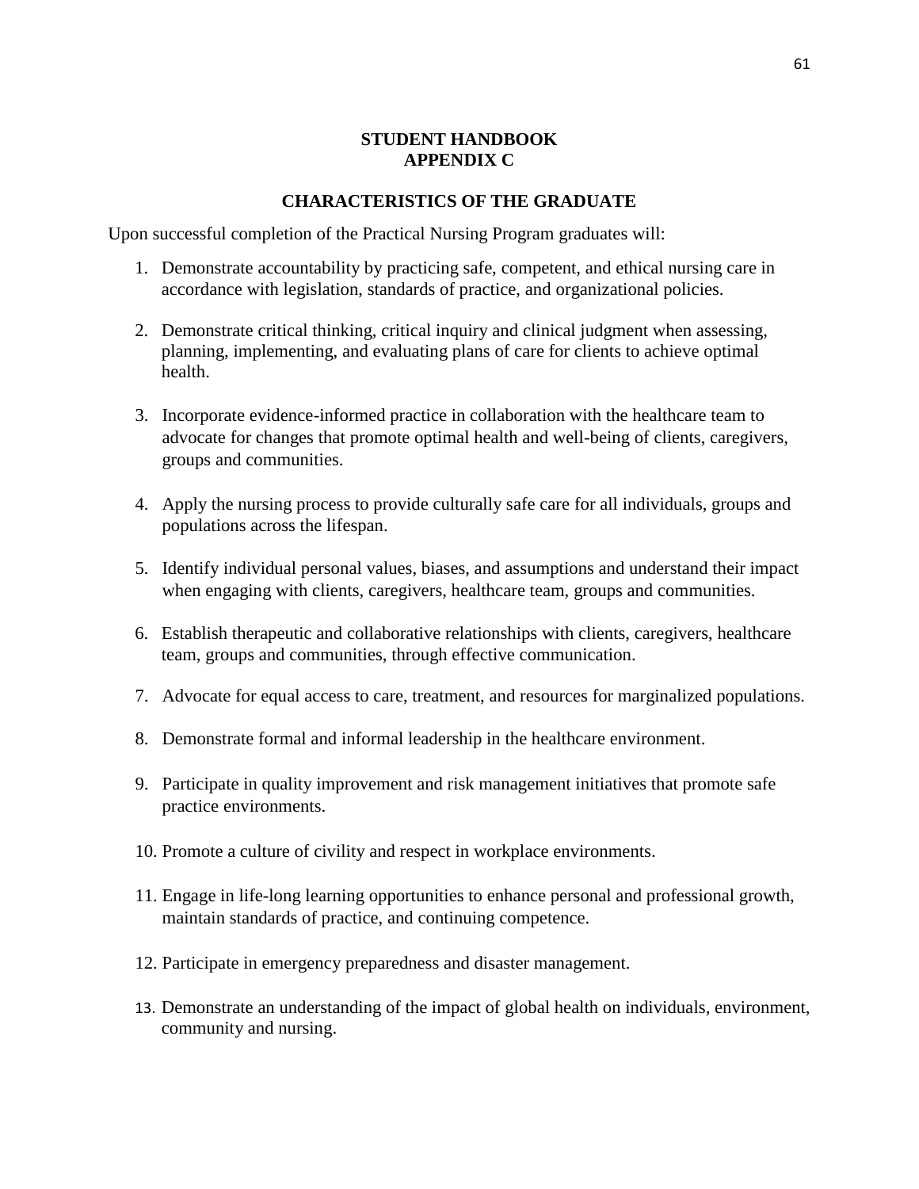# STUDENT HANDBOOK
# APPENDIX C

## CHARACTERISTICS OF THE GRADUATE

Upon successful completion of the Practical Nursing Program graduates will:

1. Demonstrate accountability by practicing safe, competent, and ethical nursing care in accordance with legislation, standards of practice, and organizational policies.

2. Demonstrate critical thinking, critical inquiry and clinical judgment when assessing, planning, implementing, and evaluating plans of care for clients to achieve optimal health.

3. Incorporate evidence-informed practice in collaboration with the healthcare team to advocate for changes that promote optimal health and well-being of clients, caregivers, groups and communities.

4. Apply the nursing process to provide culturally safe care for all individuals, groups and populations across the lifespan.

5. Identify individual personal values, biases, and assumptions and understand their impact when engaging with clients, caregivers, healthcare team, groups and communities.

6. Establish therapeutic and collaborative relationships with clients, caregivers, healthcare team, groups and communities, through effective communication.

7. Advocate for equal access to care, treatment, and resources for marginalized populations.

8. Demonstrate formal and informal leadership in the healthcare environment.

9. Participate in quality improvement and risk management initiatives that promote safe practice environments.

10. Promote a culture of civility and respect in workplace environments.

11. Engage in life-long learning opportunities to enhance personal and professional growth, maintain standards of practice, and continuing competence.

12. Participate in emergency preparedness and disaster management.

13. Demonstrate an understanding of the impact of global health on individuals, environment, community and nursing.